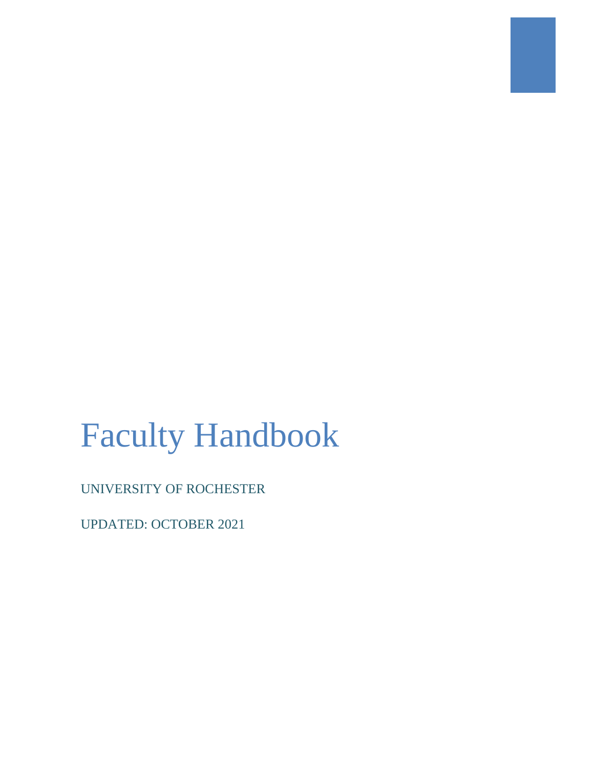# Faculty Handbook

UNIVERSITY OF ROCHESTER

UPDATED: OCTOBER 2021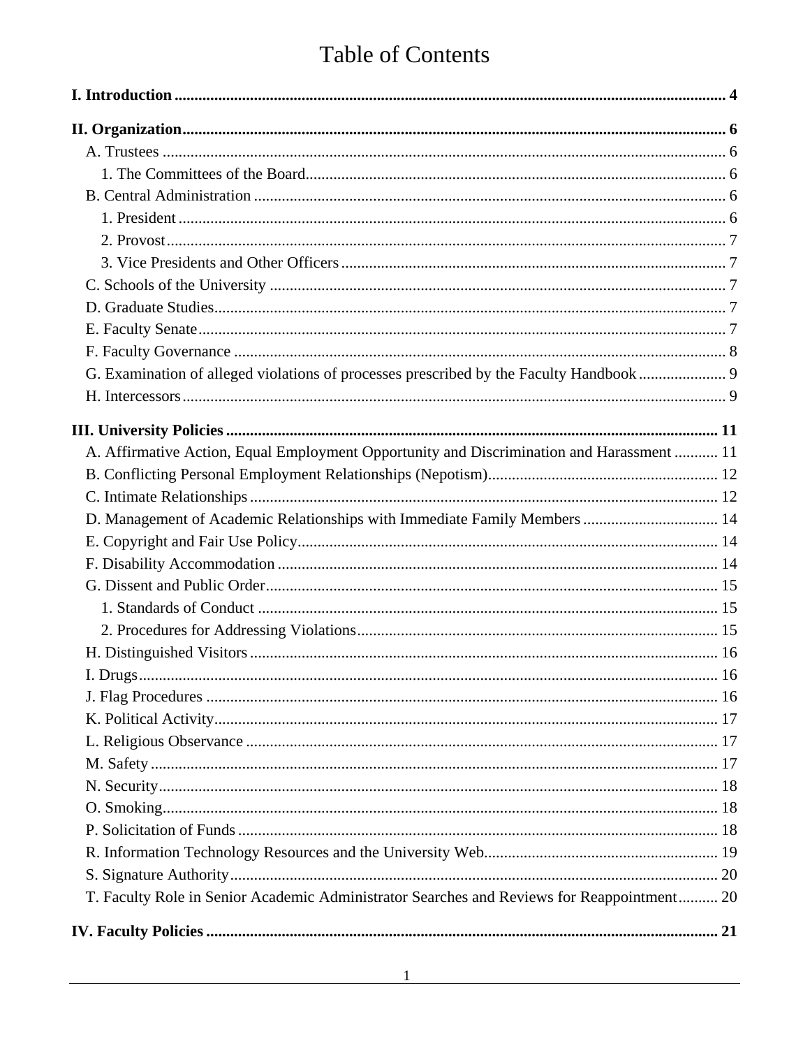# Table of Contents

**I. Introduction** .......... **4**

**II. Organization** .......... **6**

- A. Trustees .......... 6
  - 1. The Committees of the Board .......... 6
- B. Central Administration .......... 6
  - 1. President .......... 6
  - 2. Provost .......... 7
  - 3. Vice Presidents and Other Officers .......... 7
- C. Schools of the University .......... 7
- D. Graduate Studies .......... 7
- E. Faculty Senate .......... 7
- F. Faculty Governance .......... 8
- G. Examination of alleged violations of processes prescribed by the Faculty Handbook .......... 9
- H. Intercessors .......... 9

**III. University Policies** .......... **11**

- A. Affirmative Action, Equal Employment Opportunity and Discrimination and Harassment .......... 11
- B. Conflicting Personal Employment Relationships (Nepotism) .......... 12
- C. Intimate Relationships .......... 12
- D. Management of Academic Relationships with Immediate Family Members .......... 14
- E. Copyright and Fair Use Policy .......... 14
- F. Disability Accommodation .......... 14
- G. Dissent and Public Order .......... 15
  - 1. Standards of Conduct .......... 15
  - 2. Procedures for Addressing Violations .......... 15
- H. Distinguished Visitors .......... 16
- I. Drugs .......... 16
- J. Flag Procedures .......... 16
- K. Political Activity .......... 17
- L. Religious Observance .......... 17
- M. Safety .......... 17
- N. Security .......... 18
- O. Smoking .......... 18
- P. Solicitation of Funds .......... 18
- R. Information Technology Resources and the University Web .......... 19
- S. Signature Authority .......... 20
- T. Faculty Role in Senior Academic Administrator Searches and Reviews for Reappointment .......... 20

**IV. Faculty Policies** .......... **21**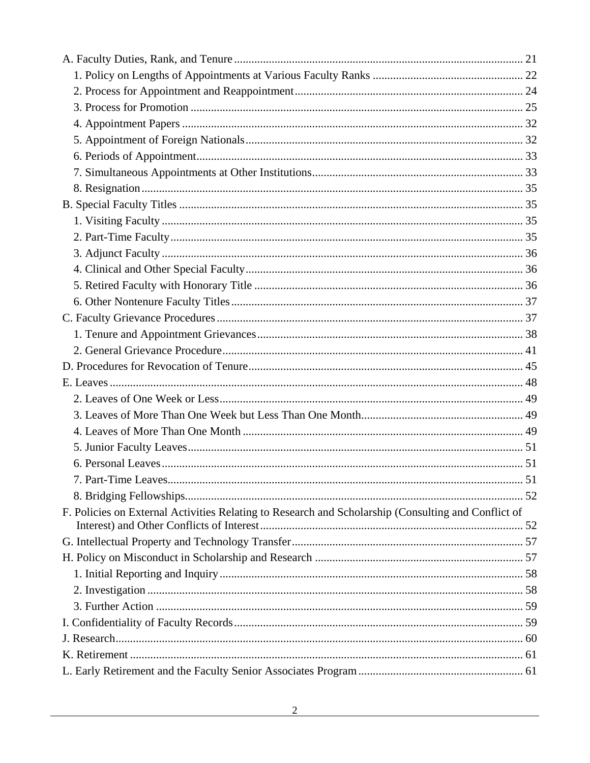A. Faculty Duties, Rank, and Tenure ... 21
   1. Policy on Lengths of Appointments at Various Faculty Ranks ... 22
   2. Process for Appointment and Reappointment ... 24
   3. Process for Promotion ... 25
   4. Appointment Papers ... 32
   5. Appointment of Foreign Nationals ... 32
   6. Periods of Appointment ... 33
   7. Simultaneous Appointments at Other Institutions ... 33
   8. Resignation ... 35

B. Special Faculty Titles ... 35
   1. Visiting Faculty ... 35
   2. Part-Time Faculty ... 35
   3. Adjunct Faculty ... 36
   4. Clinical and Other Special Faculty ... 36
   5. Retired Faculty with Honorary Title ... 36
   6. Other Nontenure Faculty Titles ... 37

C. Faculty Grievance Procedures ... 37
   1. Tenure and Appointment Grievances ... 38
   2. General Grievance Procedure ... 41

D. Procedures for Revocation of Tenure ... 45

E. Leaves ... 48
   2. Leaves of One Week or Less ... 49
   3. Leaves of More Than One Week but Less Than One Month ... 49
   4. Leaves of More Than One Month ... 49
   5. Junior Faculty Leaves ... 51
   6. Personal Leaves ... 51
   7. Part-Time Leaves ... 51
   8. Bridging Fellowships ... 52

F. Policies on External Activities Relating to Research and Scholarship (Consulting and Conflict of Interest) and Other Conflicts of Interest ... 52

G. Intellectual Property and Technology Transfer ... 57

H. Policy on Misconduct in Scholarship and Research ... 57
   1. Initial Reporting and Inquiry ... 58
   2. Investigation ... 58
   3. Further Action ... 59

I. Confidentiality of Faculty Records ... 59

J. Research ... 60

K. Retirement ... 61

L. Early Retirement and the Faculty Senior Associates Program ... 61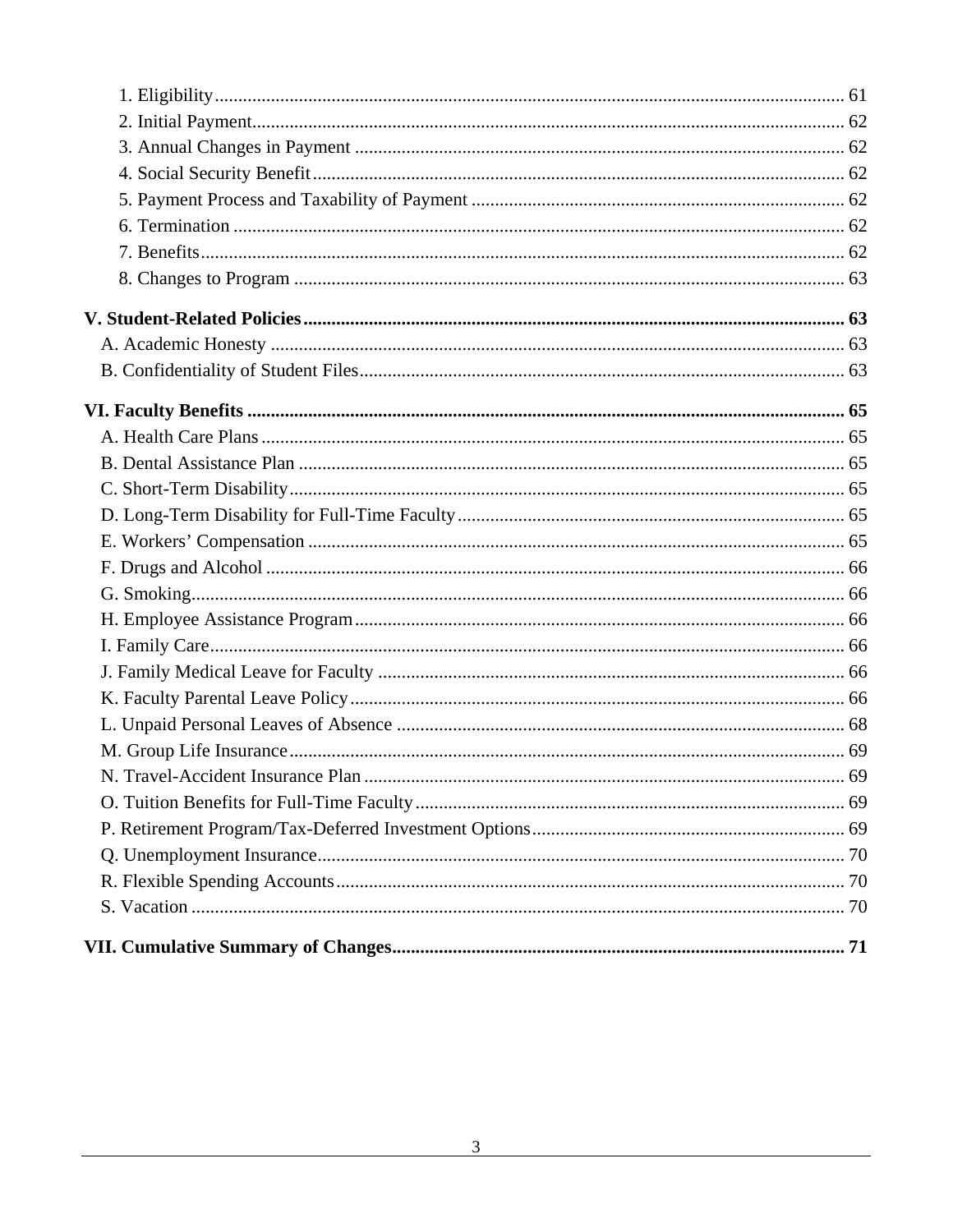1. Eligibility ........................................................................................................................ 61
2. Initial Payment................................................................................................................ 62
3. Annual Changes in Payment .......................................................................................... 62
4. Social Security Benefit................................................................................................... 62
5. Payment Process and Taxability of Payment ................................................................. 62
6. Termination .................................................................................................................... 62
7. Benefits........................................................................................................................... 62
8. Changes to Program ....................................................................................................... 63

**V. Student-Related Policies .................................................................................................... 63**

A. Academic Honesty ............................................................................................................ 63
B. Confidentiality of Student Files........................................................................................ 63

**VI. Faculty Benefits ................................................................................................................ 65**

A. Health Care Plans .............................................................................................................. 65
B. Dental Assistance Plan ...................................................................................................... 65
C. Short-Term Disability........................................................................................................ 65
D. Long-Term Disability for Full-Time Faculty.................................................................... 65
E. Workers' Compensation .................................................................................................... 65
F. Drugs and Alcohol ............................................................................................................. 66
G. Smoking............................................................................................................................. 66
H. Employee Assistance Program.......................................................................................... 66
I. Family Care......................................................................................................................... 66
J. Family Medical Leave for Faculty ..................................................................................... 66
K. Faculty Parental Leave Policy........................................................................................... 66
L. Unpaid Personal Leaves of Absence ................................................................................. 68
M. Group Life Insurance........................................................................................................ 69
N. Travel-Accident Insurance Plan ........................................................................................ 69
O. Tuition Benefits for Full-Time Faculty............................................................................. 69
P. Retirement Program/Tax-Deferred Investment Options.................................................... 69
Q. Unemployment Insurance.................................................................................................. 70
R. Flexible Spending Accounts.............................................................................................. 70
S. Vacation ............................................................................................................................ 70

**VII. Cumulative Summary of Changes................................................................................. 71**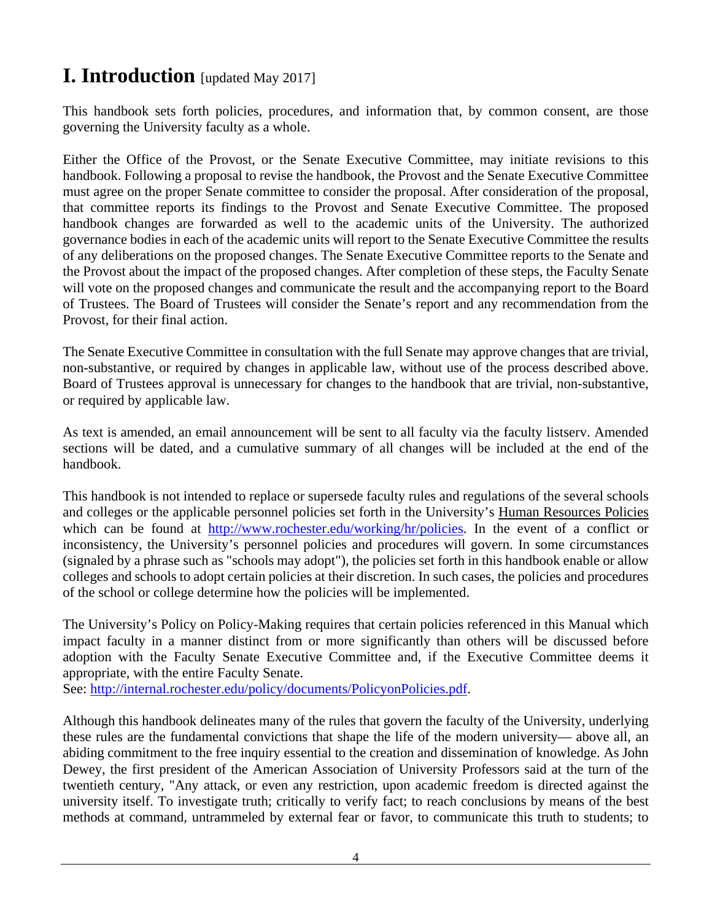# I. Introduction [updated May 2017]

This handbook sets forth policies, procedures, and information that, by common consent, are those governing the University faculty as a whole.

Either the Office of the Provost, or the Senate Executive Committee, may initiate revisions to this handbook. Following a proposal to revise the handbook, the Provost and the Senate Executive Committee must agree on the proper Senate committee to consider the proposal. After consideration of the proposal, that committee reports its findings to the Provost and Senate Executive Committee. The proposed handbook changes are forwarded as well to the academic units of the University. The authorized governance bodies in each of the academic units will report to the Senate Executive Committee the results of any deliberations on the proposed changes. The Senate Executive Committee reports to the Senate and the Provost about the impact of the proposed changes. After completion of these steps, the Faculty Senate will vote on the proposed changes and communicate the result and the accompanying report to the Board of Trustees. The Board of Trustees will consider the Senate's report and any recommendation from the Provost, for their final action.

The Senate Executive Committee in consultation with the full Senate may approve changes that are trivial, non-substantive, or required by changes in applicable law, without use of the process described above. Board of Trustees approval is unnecessary for changes to the handbook that are trivial, non-substantive, or required by applicable law.

As text is amended, an email announcement will be sent to all faculty via the faculty listserv. Amended sections will be dated, and a cumulative summary of all changes will be included at the end of the handbook.

This handbook is not intended to replace or supersede faculty rules and regulations of the several schools and colleges or the applicable personnel policies set forth in the University's Human Resources Policies which can be found at http://www.rochester.edu/working/hr/policies. In the event of a conflict or inconsistency, the University's personnel policies and procedures will govern. In some circumstances (signaled by a phrase such as "schools may adopt"), the policies set forth in this handbook enable or allow colleges and schools to adopt certain policies at their discretion. In such cases, the policies and procedures of the school or college determine how the policies will be implemented.

The University's Policy on Policy-Making requires that certain policies referenced in this Manual which impact faculty in a manner distinct from or more significantly than others will be discussed before adoption with the Faculty Senate Executive Committee and, if the Executive Committee deems it appropriate, with the entire Faculty Senate.
See: http://internal.rochester.edu/policy/documents/PolicyonPolicies.pdf.

Although this handbook delineates many of the rules that govern the faculty of the University, underlying these rules are the fundamental convictions that shape the life of the modern university— above all, an abiding commitment to the free inquiry essential to the creation and dissemination of knowledge. As John Dewey, the first president of the American Association of University Professors said at the turn of the twentieth century, "Any attack, or even any restriction, upon academic freedom is directed against the university itself. To investigate truth; critically to verify fact; to reach conclusions by means of the best methods at command, untrammeled by external fear or favor, to communicate this truth to students; to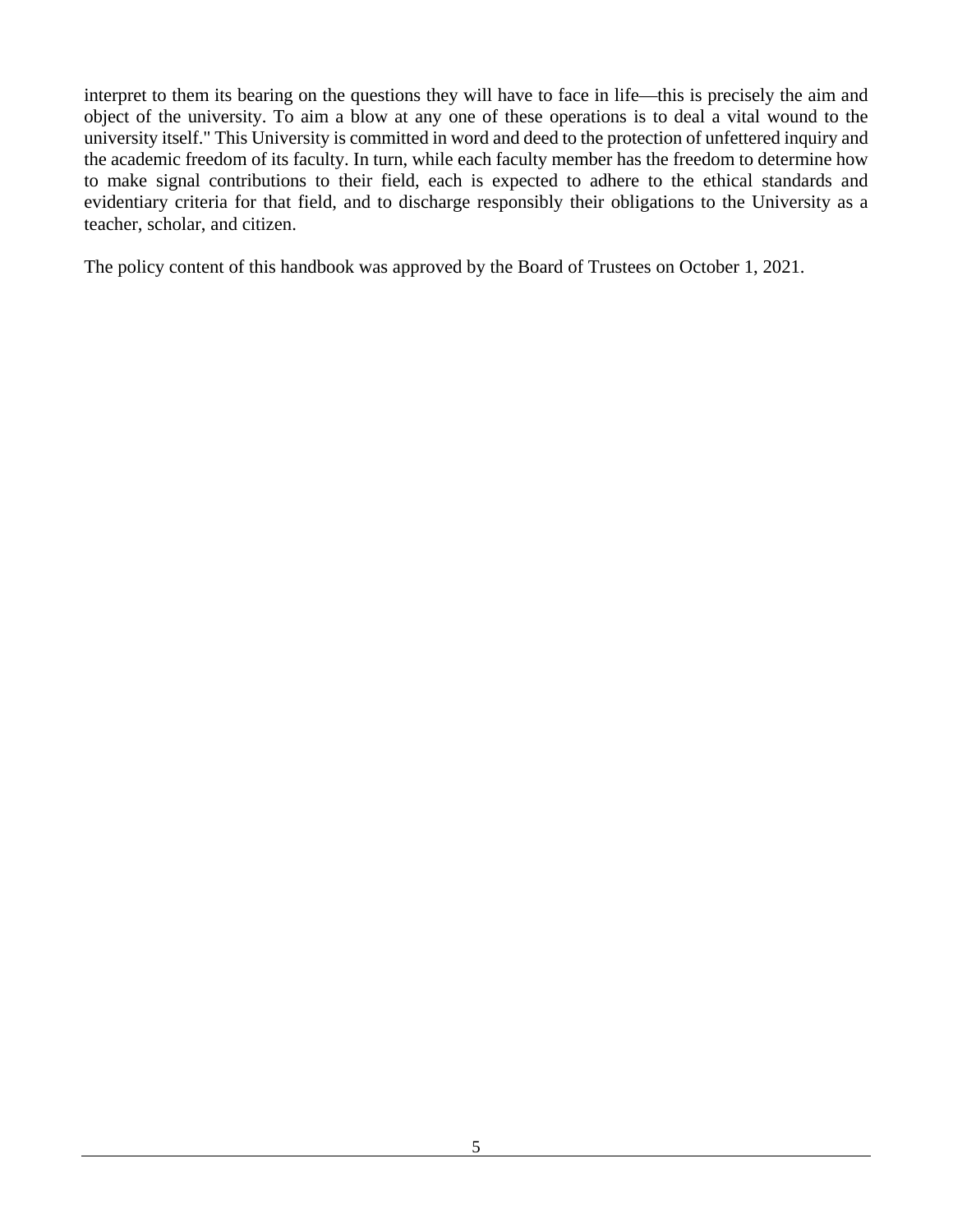interpret to them its bearing on the questions they will have to face in life—this is precisely the aim and object of the university. To aim a blow at any one of these operations is to deal a vital wound to the university itself." This University is committed in word and deed to the protection of unfettered inquiry and the academic freedom of its faculty. In turn, while each faculty member has the freedom to determine how to make signal contributions to their field, each is expected to adhere to the ethical standards and evidentiary criteria for that field, and to discharge responsibly their obligations to the University as a teacher, scholar, and citizen.

The policy content of this handbook was approved by the Board of Trustees on October 1, 2021.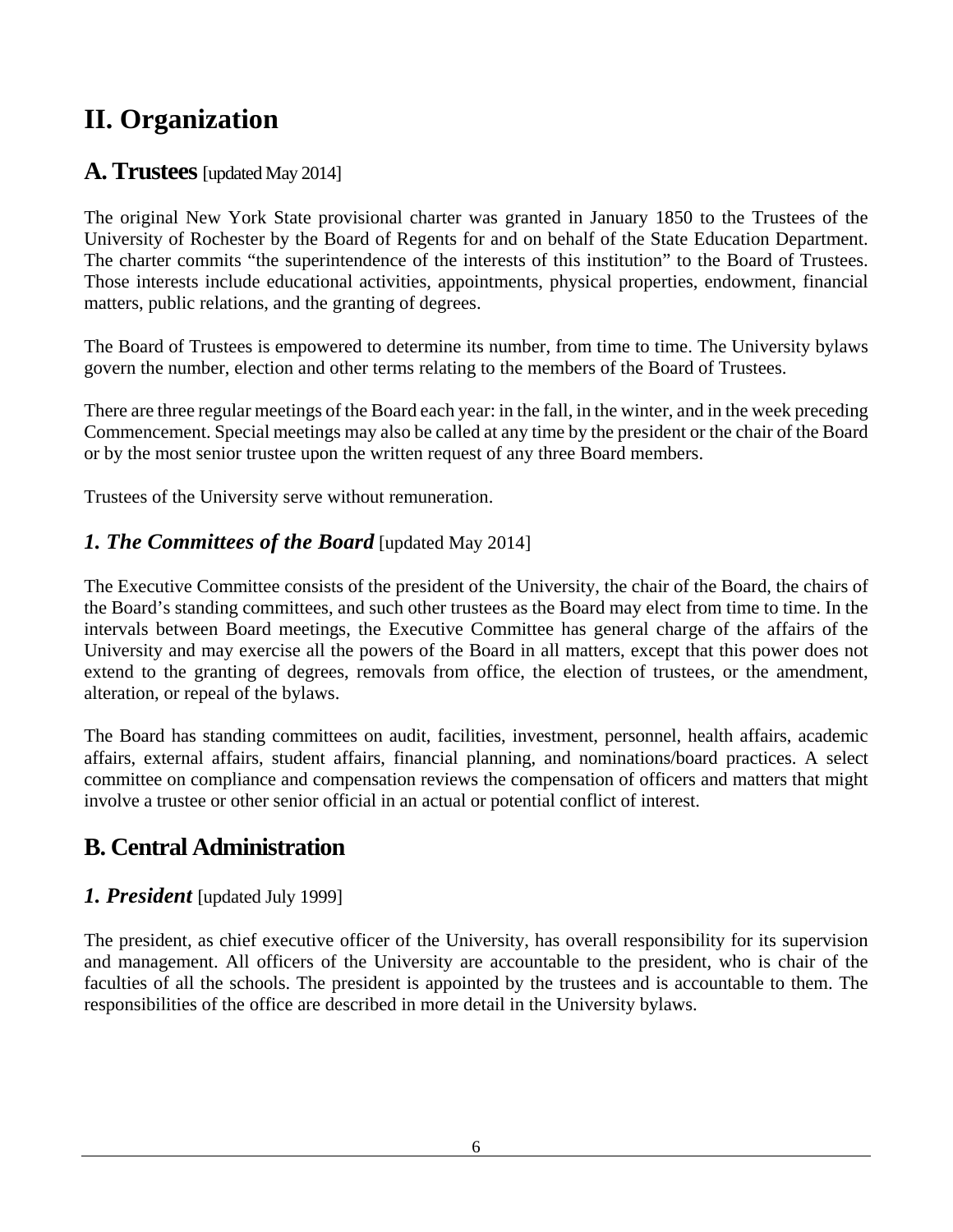# II. Organization

## A. Trustees [updated May 2014]

The original New York State provisional charter was granted in January 1850 to the Trustees of the University of Rochester by the Board of Regents for and on behalf of the State Education Department. The charter commits "the superintendence of the interests of this institution" to the Board of Trustees. Those interests include educational activities, appointments, physical properties, endowment, financial matters, public relations, and the granting of degrees.

The Board of Trustees is empowered to determine its number, from time to time. The University bylaws govern the number, election and other terms relating to the members of the Board of Trustees.

There are three regular meetings of the Board each year: in the fall, in the winter, and in the week preceding Commencement. Special meetings may also be called at any time by the president or the chair of the Board or by the most senior trustee upon the written request of any three Board members.

Trustees of the University serve without remuneration.

### *1. The Committees of the Board* [updated May 2014]

The Executive Committee consists of the president of the University, the chair of the Board, the chairs of the Board's standing committees, and such other trustees as the Board may elect from time to time. In the intervals between Board meetings, the Executive Committee has general charge of the affairs of the University and may exercise all the powers of the Board in all matters, except that this power does not extend to the granting of degrees, removals from office, the election of trustees, or the amendment, alteration, or repeal of the bylaws.

The Board has standing committees on audit, facilities, investment, personnel, health affairs, academic affairs, external affairs, student affairs, financial planning, and nominations/board practices. A select committee on compliance and compensation reviews the compensation of officers and matters that might involve a trustee or other senior official in an actual or potential conflict of interest.

## B. Central Administration

### *1. President* [updated July 1999]

The president, as chief executive officer of the University, has overall responsibility for its supervision and management. All officers of the University are accountable to the president, who is chair of the faculties of all the schools. The president is appointed by the trustees and is accountable to them. The responsibilities of the office are described in more detail in the University bylaws.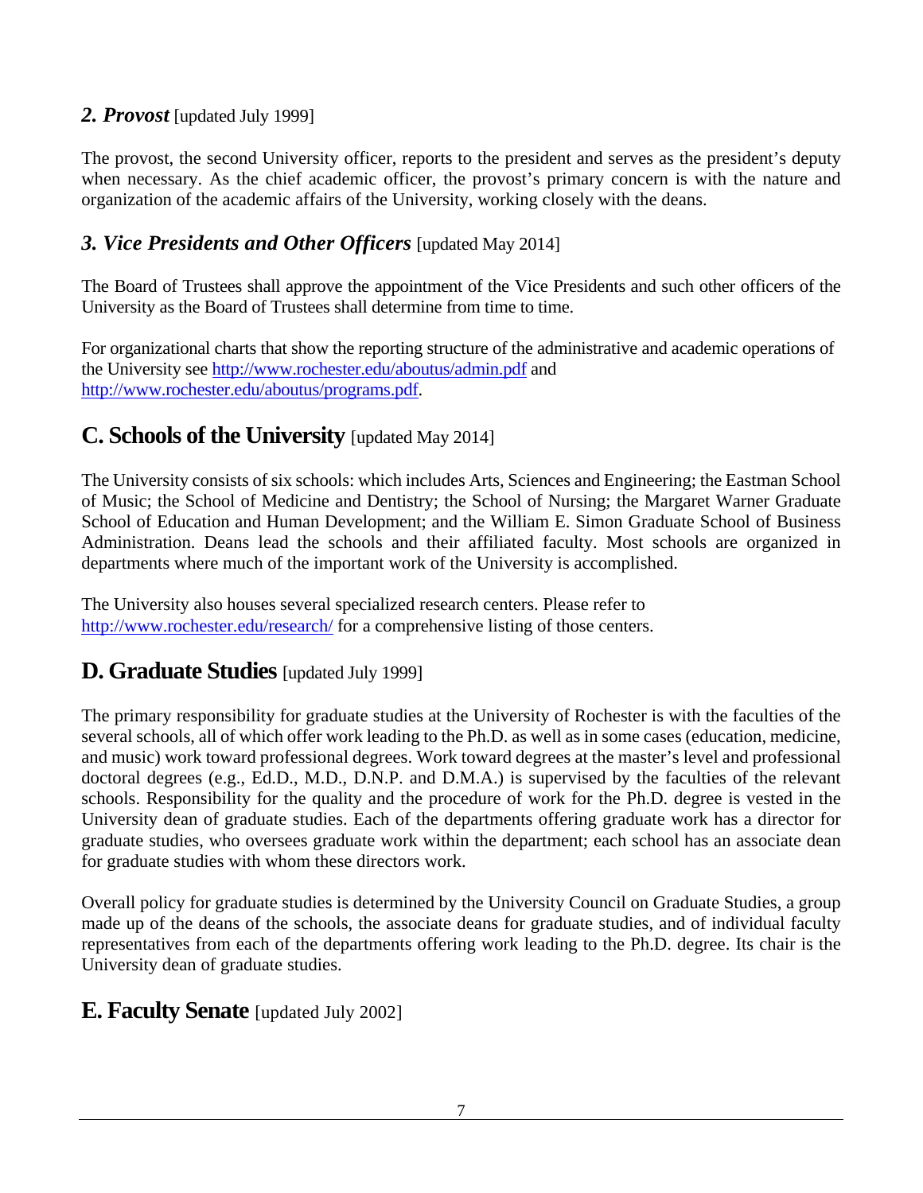### *2. Provost* [updated July 1999]

The provost, the second University officer, reports to the president and serves as the president's deputy when necessary. As the chief academic officer, the provost's primary concern is with the nature and organization of the academic affairs of the University, working closely with the deans.

### *3. Vice Presidents and Other Officers* [updated May 2014]

The Board of Trustees shall approve the appointment of the Vice Presidents and such other officers of the University as the Board of Trustees shall determine from time to time.

For organizational charts that show the reporting structure of the administrative and academic operations of the University see http://www.rochester.edu/aboutus/admin.pdf and http://www.rochester.edu/aboutus/programs.pdf.

## C. Schools of the University [updated May 2014]

The University consists of six schools: which includes Arts, Sciences and Engineering; the Eastman School of Music; the School of Medicine and Dentistry; the School of Nursing; the Margaret Warner Graduate School of Education and Human Development; and the William E. Simon Graduate School of Business Administration. Deans lead the schools and their affiliated faculty. Most schools are organized in departments where much of the important work of the University is accomplished.

The University also houses several specialized research centers. Please refer to http://www.rochester.edu/research/ for a comprehensive listing of those centers.

## D. Graduate Studies [updated July 1999]

The primary responsibility for graduate studies at the University of Rochester is with the faculties of the several schools, all of which offer work leading to the Ph.D. as well as in some cases (education, medicine, and music) work toward professional degrees. Work toward degrees at the master's level and professional doctoral degrees (e.g., Ed.D., M.D., D.N.P. and D.M.A.) is supervised by the faculties of the relevant schools. Responsibility for the quality and the procedure of work for the Ph.D. degree is vested in the University dean of graduate studies. Each of the departments offering graduate work has a director for graduate studies, who oversees graduate work within the department; each school has an associate dean for graduate studies with whom these directors work.

Overall policy for graduate studies is determined by the University Council on Graduate Studies, a group made up of the deans of the schools, the associate deans for graduate studies, and of individual faculty representatives from each of the departments offering work leading to the Ph.D. degree. Its chair is the University dean of graduate studies.

## E. Faculty Senate [updated July 2002]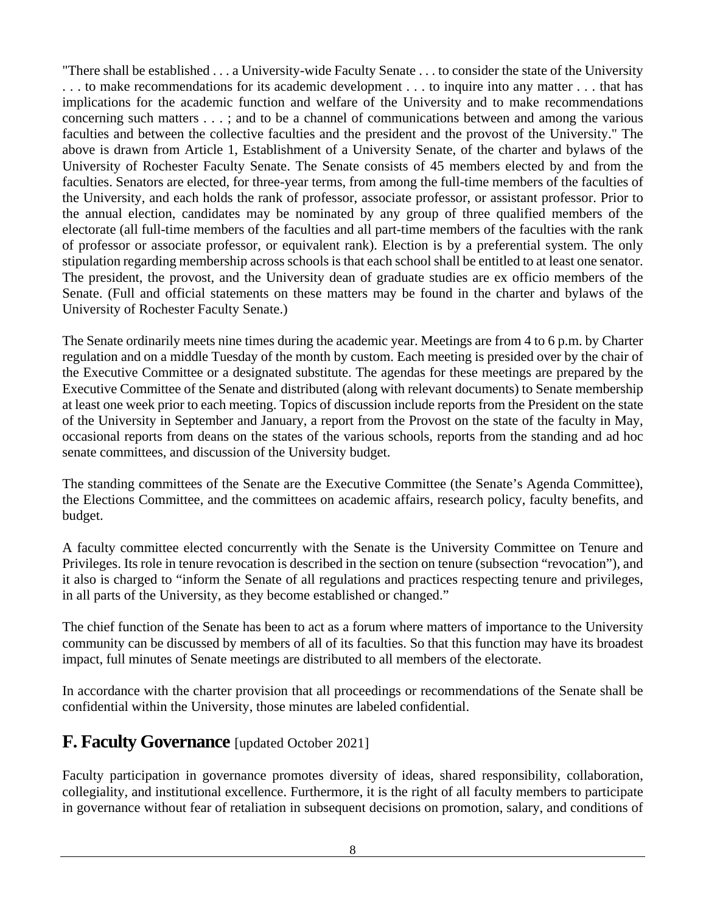"There shall be established . . . a University-wide Faculty Senate . . . to consider the state of the University . . . to make recommendations for its academic development . . . to inquire into any matter . . . that has implications for the academic function and welfare of the University and to make recommendations concerning such matters . . . ; and to be a channel of communications between and among the various faculties and between the collective faculties and the president and the provost of the University." The above is drawn from Article 1, Establishment of a University Senate, of the charter and bylaws of the University of Rochester Faculty Senate. The Senate consists of 45 members elected by and from the faculties. Senators are elected, for three-year terms, from among the full-time members of the faculties of the University, and each holds the rank of professor, associate professor, or assistant professor. Prior to the annual election, candidates may be nominated by any group of three qualified members of the electorate (all full-time members of the faculties and all part-time members of the faculties with the rank of professor or associate professor, or equivalent rank). Election is by a preferential system. The only stipulation regarding membership across schools is that each school shall be entitled to at least one senator. The president, the provost, and the University dean of graduate studies are ex officio members of the Senate. (Full and official statements on these matters may be found in the charter and bylaws of the University of Rochester Faculty Senate.)

The Senate ordinarily meets nine times during the academic year. Meetings are from 4 to 6 p.m. by Charter regulation and on a middle Tuesday of the month by custom. Each meeting is presided over by the chair of the Executive Committee or a designated substitute. The agendas for these meetings are prepared by the Executive Committee of the Senate and distributed (along with relevant documents) to Senate membership at least one week prior to each meeting. Topics of discussion include reports from the President on the state of the University in September and January, a report from the Provost on the state of the faculty in May, occasional reports from deans on the states of the various schools, reports from the standing and ad hoc senate committees, and discussion of the University budget.

The standing committees of the Senate are the Executive Committee (the Senate's Agenda Committee), the Elections Committee, and the committees on academic affairs, research policy, faculty benefits, and budget.

A faculty committee elected concurrently with the Senate is the University Committee on Tenure and Privileges. Its role in tenure revocation is described in the section on tenure (subsection "revocation"), and it also is charged to "inform the Senate of all regulations and practices respecting tenure and privileges, in all parts of the University, as they become established or changed."

The chief function of the Senate has been to act as a forum where matters of importance to the University community can be discussed by members of all of its faculties. So that this function may have its broadest impact, full minutes of Senate meetings are distributed to all members of the electorate.

In accordance with the charter provision that all proceedings or recommendations of the Senate shall be confidential within the University, those minutes are labeled confidential.

## F. Faculty Governance [updated October 2021]

Faculty participation in governance promotes diversity of ideas, shared responsibility, collaboration, collegiality, and institutional excellence. Furthermore, it is the right of all faculty members to participate in governance without fear of retaliation in subsequent decisions on promotion, salary, and conditions of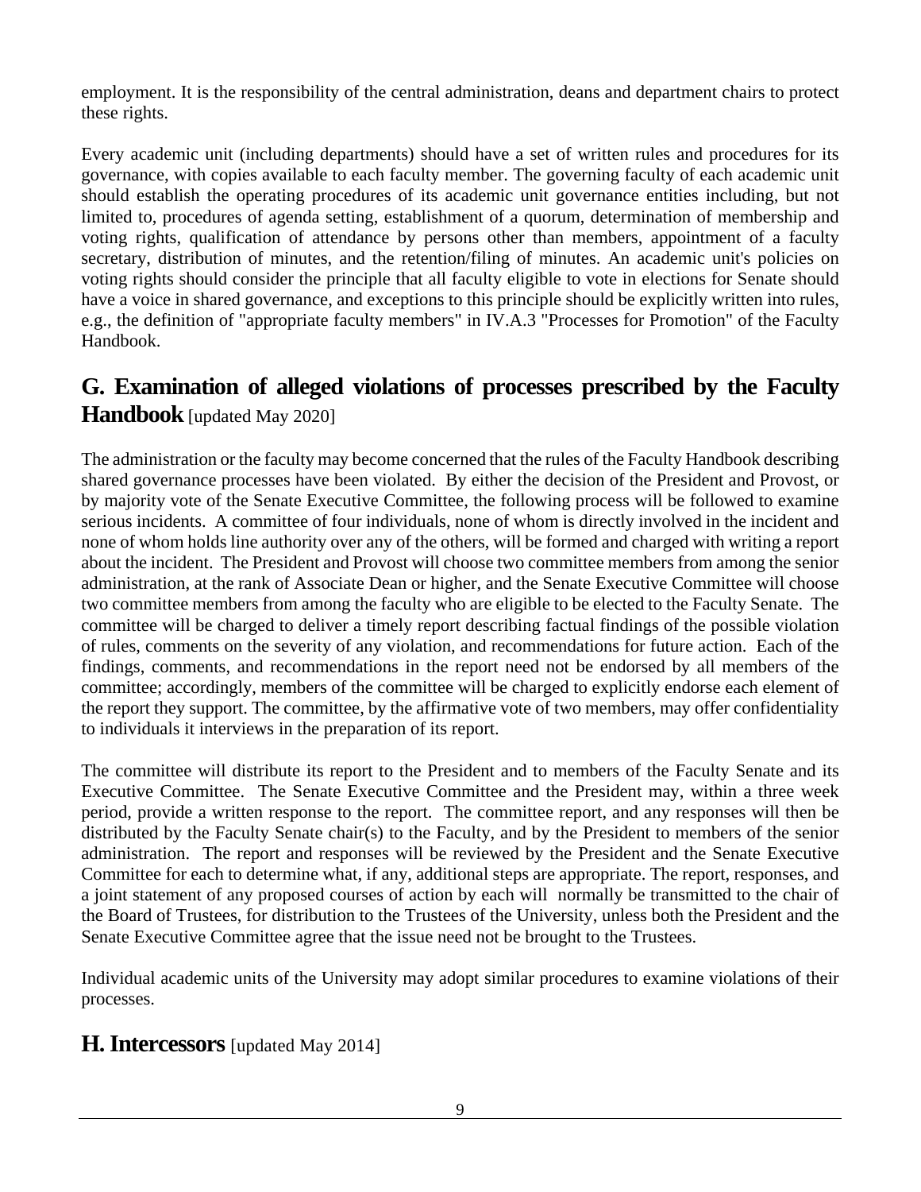employment. It is the responsibility of the central administration, deans and department chairs to protect these rights.

Every academic unit (including departments) should have a set of written rules and procedures for its governance, with copies available to each faculty member. The governing faculty of each academic unit should establish the operating procedures of its academic unit governance entities including, but not limited to, procedures of agenda setting, establishment of a quorum, determination of membership and voting rights, qualification of attendance by persons other than members, appointment of a faculty secretary, distribution of minutes, and the retention/filing of minutes. An academic unit's policies on voting rights should consider the principle that all faculty eligible to vote in elections for Senate should have a voice in shared governance, and exceptions to this principle should be explicitly written into rules, e.g., the definition of "appropriate faculty members" in IV.A.3 "Processes for Promotion" of the Faculty Handbook.

## G. Examination of alleged violations of processes prescribed by the Faculty Handbook [updated May 2020]

The administration or the faculty may become concerned that the rules of the Faculty Handbook describing shared governance processes have been violated. By either the decision of the President and Provost, or by majority vote of the Senate Executive Committee, the following process will be followed to examine serious incidents. A committee of four individuals, none of whom is directly involved in the incident and none of whom holds line authority over any of the others, will be formed and charged with writing a report about the incident. The President and Provost will choose two committee members from among the senior administration, at the rank of Associate Dean or higher, and the Senate Executive Committee will choose two committee members from among the faculty who are eligible to be elected to the Faculty Senate. The committee will be charged to deliver a timely report describing factual findings of the possible violation of rules, comments on the severity of any violation, and recommendations for future action. Each of the findings, comments, and recommendations in the report need not be endorsed by all members of the committee; accordingly, members of the committee will be charged to explicitly endorse each element of the report they support. The committee, by the affirmative vote of two members, may offer confidentiality to individuals it interviews in the preparation of its report.

The committee will distribute its report to the President and to members of the Faculty Senate and its Executive Committee. The Senate Executive Committee and the President may, within a three week period, provide a written response to the report. The committee report, and any responses will then be distributed by the Faculty Senate chair(s) to the Faculty, and by the President to members of the senior administration. The report and responses will be reviewed by the President and the Senate Executive Committee for each to determine what, if any, additional steps are appropriate. The report, responses, and a joint statement of any proposed courses of action by each will normally be transmitted to the chair of the Board of Trustees, for distribution to the Trustees of the University, unless both the President and the Senate Executive Committee agree that the issue need not be brought to the Trustees.

Individual academic units of the University may adopt similar procedures to examine violations of their processes.

## H. Intercessors [updated May 2014]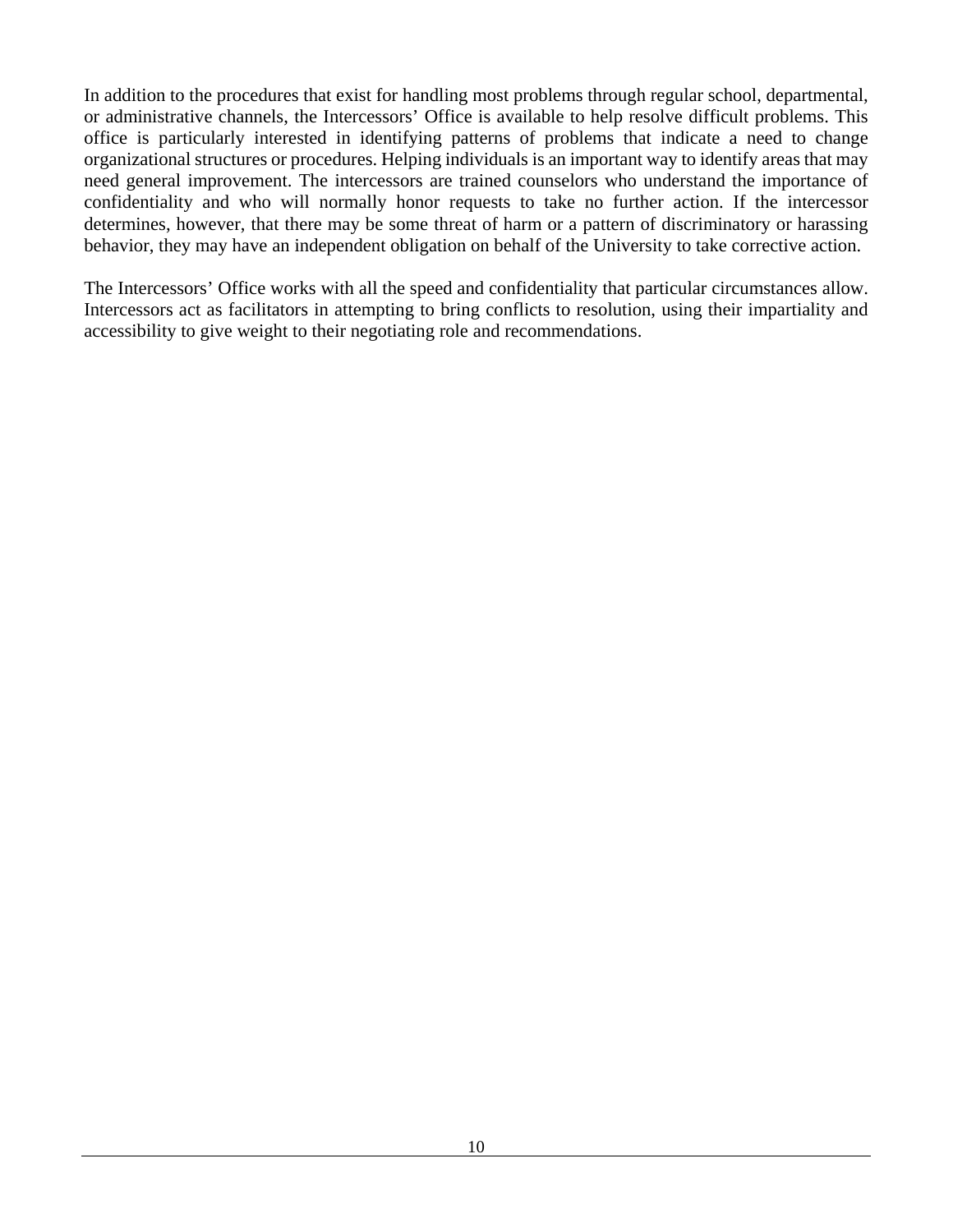In addition to the procedures that exist for handling most problems through regular school, departmental, or administrative channels, the Intercessors' Office is available to help resolve difficult problems. This office is particularly interested in identifying patterns of problems that indicate a need to change organizational structures or procedures. Helping individuals is an important way to identify areas that may need general improvement. The intercessors are trained counselors who understand the importance of confidentiality and who will normally honor requests to take no further action. If the intercessor determines, however, that there may be some threat of harm or a pattern of discriminatory or harassing behavior, they may have an independent obligation on behalf of the University to take corrective action.

The Intercessors' Office works with all the speed and confidentiality that particular circumstances allow. Intercessors act as facilitators in attempting to bring conflicts to resolution, using their impartiality and accessibility to give weight to their negotiating role and recommendations.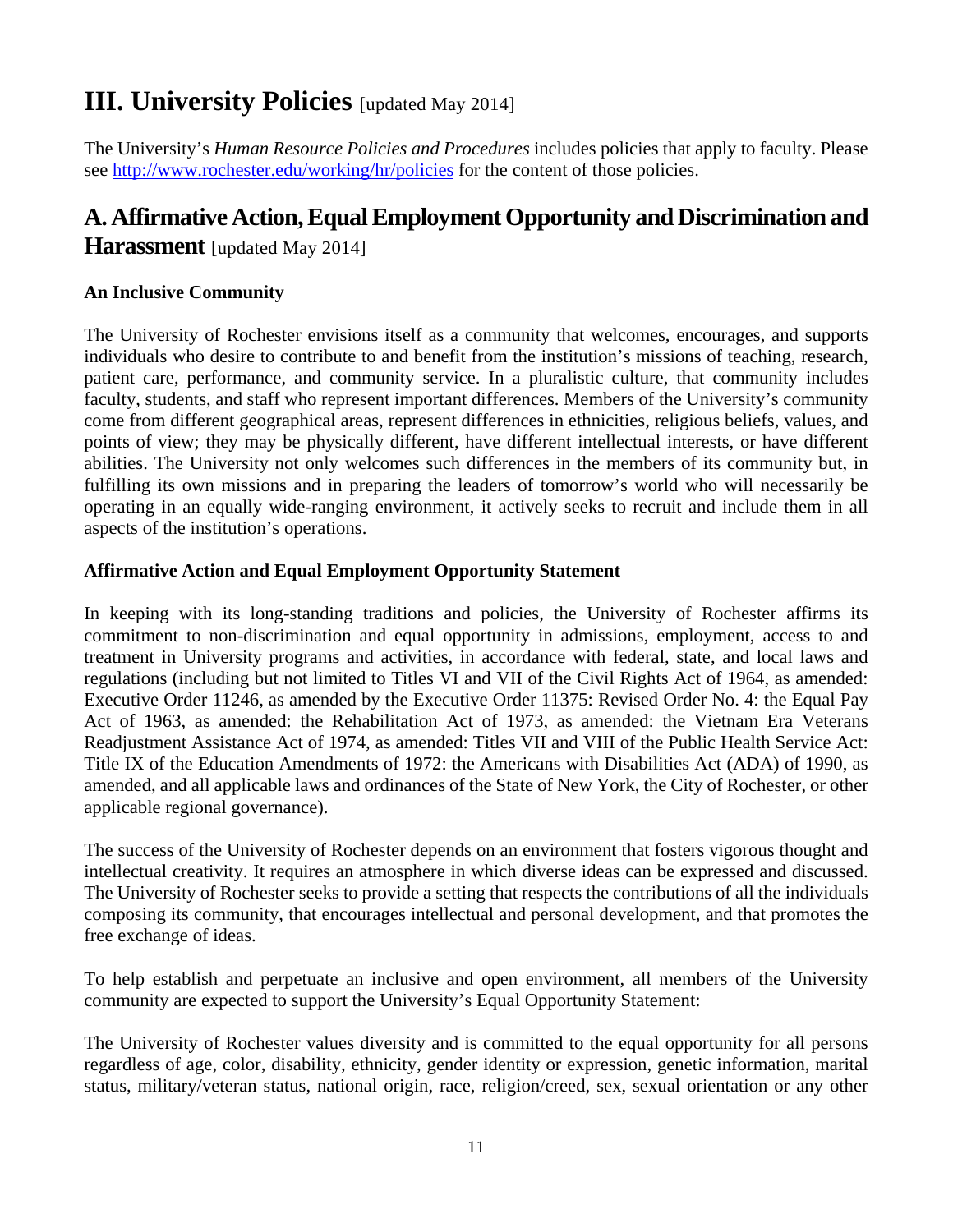# III. University Policies [updated May 2014]

The University's *Human Resource Policies and Procedures* includes policies that apply to faculty. Please see http://www.rochester.edu/working/hr/policies for the content of those policies.

## A. Affirmative Action, Equal Employment Opportunity and Discrimination and Harassment [updated May 2014]

**An Inclusive Community**

The University of Rochester envisions itself as a community that welcomes, encourages, and supports individuals who desire to contribute to and benefit from the institution's missions of teaching, research, patient care, performance, and community service. In a pluralistic culture, that community includes faculty, students, and staff who represent important differences. Members of the University's community come from different geographical areas, represent differences in ethnicities, religious beliefs, values, and points of view; they may be physically different, have different intellectual interests, or have different abilities. The University not only welcomes such differences in the members of its community but, in fulfilling its own missions and in preparing the leaders of tomorrow's world who will necessarily be operating in an equally wide-ranging environment, it actively seeks to recruit and include them in all aspects of the institution's operations.

**Affirmative Action and Equal Employment Opportunity Statement**

In keeping with its long-standing traditions and policies, the University of Rochester affirms its commitment to non-discrimination and equal opportunity in admissions, employment, access to and treatment in University programs and activities, in accordance with federal, state, and local laws and regulations (including but not limited to Titles VI and VII of the Civil Rights Act of 1964, as amended: Executive Order 11246, as amended by the Executive Order 11375: Revised Order No. 4: the Equal Pay Act of 1963, as amended: the Rehabilitation Act of 1973, as amended: the Vietnam Era Veterans Readjustment Assistance Act of 1974, as amended: Titles VII and VIII of the Public Health Service Act: Title IX of the Education Amendments of 1972: the Americans with Disabilities Act (ADA) of 1990, as amended, and all applicable laws and ordinances of the State of New York, the City of Rochester, or other applicable regional governance).

The success of the University of Rochester depends on an environment that fosters vigorous thought and intellectual creativity. It requires an atmosphere in which diverse ideas can be expressed and discussed. The University of Rochester seeks to provide a setting that respects the contributions of all the individuals composing its community, that encourages intellectual and personal development, and that promotes the free exchange of ideas.

To help establish and perpetuate an inclusive and open environment, all members of the University community are expected to support the University's Equal Opportunity Statement:

The University of Rochester values diversity and is committed to the equal opportunity for all persons regardless of age, color, disability, ethnicity, gender identity or expression, genetic information, marital status, military/veteran status, national origin, race, religion/creed, sex, sexual orientation or any other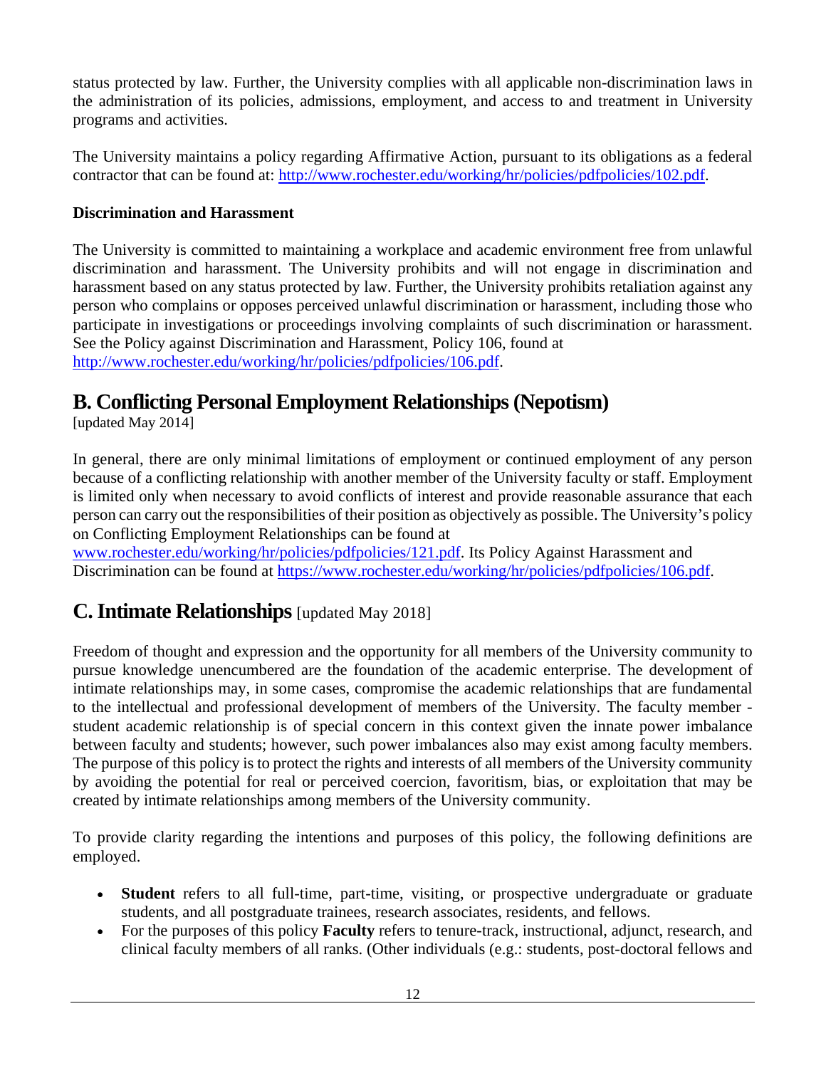status protected by law. Further, the University complies with all applicable non-discrimination laws in the administration of its policies, admissions, employment, and access to and treatment in University programs and activities.

The University maintains a policy regarding Affirmative Action, pursuant to its obligations as a federal contractor that can be found at: http://www.rochester.edu/working/hr/policies/pdfpolicies/102.pdf.

**Discrimination and Harassment**

The University is committed to maintaining a workplace and academic environment free from unlawful discrimination and harassment. The University prohibits and will not engage in discrimination and harassment based on any status protected by law. Further, the University prohibits retaliation against any person who complains or opposes perceived unlawful discrimination or harassment, including those who participate in investigations or proceedings involving complaints of such discrimination or harassment. See the Policy against Discrimination and Harassment, Policy 106, found at http://www.rochester.edu/working/hr/policies/pdfpolicies/106.pdf.

## B. Conflicting Personal Employment Relationships (Nepotism)

[updated May 2014]

In general, there are only minimal limitations of employment or continued employment of any person because of a conflicting relationship with another member of the University faculty or staff. Employment is limited only when necessary to avoid conflicts of interest and provide reasonable assurance that each person can carry out the responsibilities of their position as objectively as possible. The University's policy on Conflicting Employment Relationships can be found at www.rochester.edu/working/hr/policies/pdfpolicies/121.pdf. Its Policy Against Harassment and Discrimination can be found at https://www.rochester.edu/working/hr/policies/pdfpolicies/106.pdf.

## C. Intimate Relationships [updated May 2018]

Freedom of thought and expression and the opportunity for all members of the University community to pursue knowledge unencumbered are the foundation of the academic enterprise. The development of intimate relationships may, in some cases, compromise the academic relationships that are fundamental to the intellectual and professional development of members of the University. The faculty member - student academic relationship is of special concern in this context given the innate power imbalance between faculty and students; however, such power imbalances also may exist among faculty members. The purpose of this policy is to protect the rights and interests of all members of the University community by avoiding the potential for real or perceived coercion, favoritism, bias, or exploitation that may be created by intimate relationships among members of the University community.

To provide clarity regarding the intentions and purposes of this policy, the following definitions are employed.

- **Student** refers to all full-time, part-time, visiting, or prospective undergraduate or graduate students, and all postgraduate trainees, research associates, residents, and fellows.
- For the purposes of this policy **Faculty** refers to tenure-track, instructional, adjunct, research, and clinical faculty members of all ranks. (Other individuals (e.g.: students, post-doctoral fellows and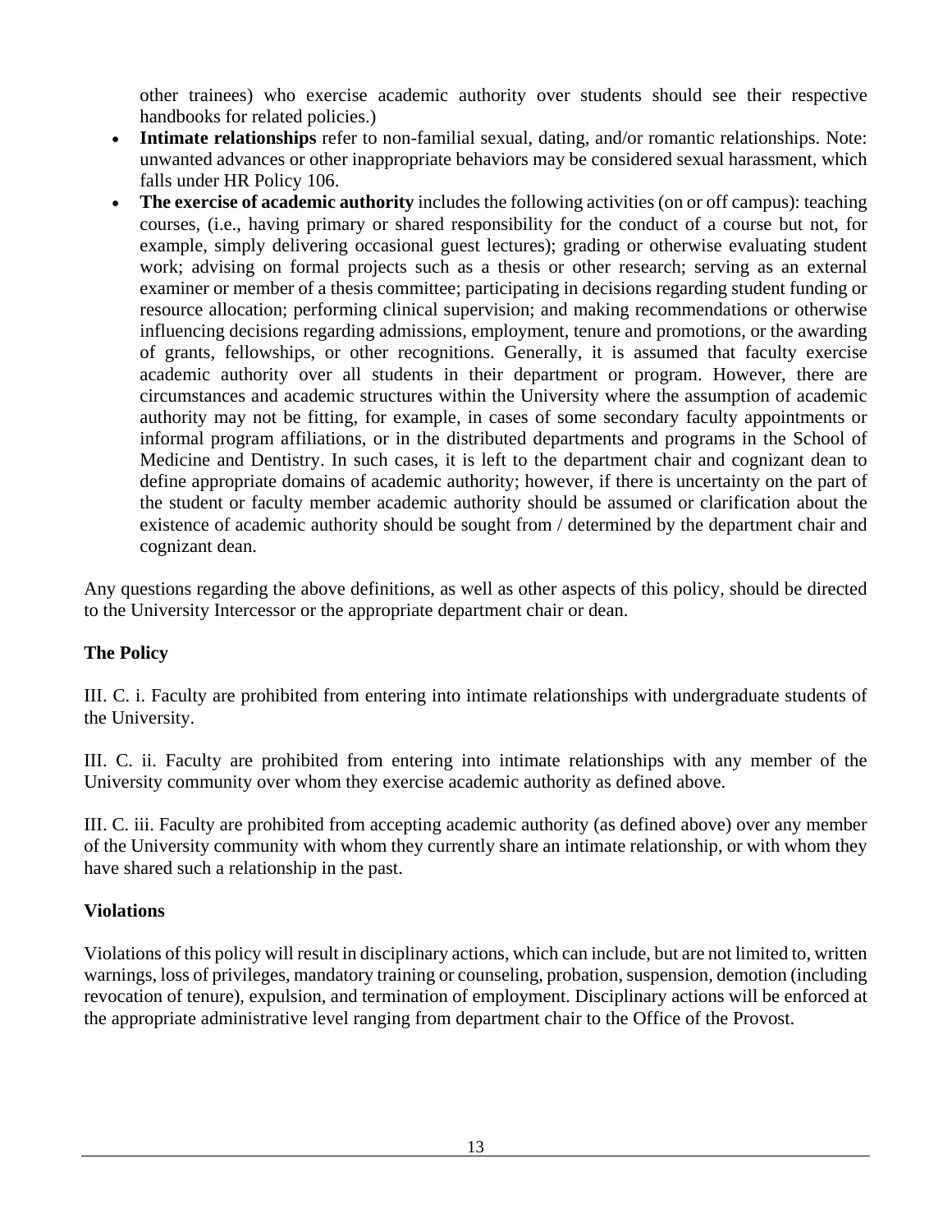other trainees) who exercise academic authority over students should see their respective handbooks for related policies.)

- **Intimate relationships** refer to non-familial sexual, dating, and/or romantic relationships. Note: unwanted advances or other inappropriate behaviors may be considered sexual harassment, which falls under HR Policy 106.
- **The exercise of academic authority** includes the following activities (on or off campus): teaching courses, (i.e., having primary or shared responsibility for the conduct of a course but not, for example, simply delivering occasional guest lectures); grading or otherwise evaluating student work; advising on formal projects such as a thesis or other research; serving as an external examiner or member of a thesis committee; participating in decisions regarding student funding or resource allocation; performing clinical supervision; and making recommendations or otherwise influencing decisions regarding admissions, employment, tenure and promotions, or the awarding of grants, fellowships, or other recognitions. Generally, it is assumed that faculty exercise academic authority over all students in their department or program. However, there are circumstances and academic structures within the University where the assumption of academic authority may not be fitting, for example, in cases of some secondary faculty appointments or informal program affiliations, or in the distributed departments and programs in the School of Medicine and Dentistry. In such cases, it is left to the department chair and cognizant dean to define appropriate domains of academic authority; however, if there is uncertainty on the part of the student or faculty member academic authority should be assumed or clarification about the existence of academic authority should be sought from / determined by the department chair and cognizant dean.

Any questions regarding the above definitions, as well as other aspects of this policy, should be directed to the University Intercessor or the appropriate department chair or dean.

**The Policy**

III. C. i. Faculty are prohibited from entering into intimate relationships with undergraduate students of the University.

III. C. ii. Faculty are prohibited from entering into intimate relationships with any member of the University community over whom they exercise academic authority as defined above.

III. C. iii. Faculty are prohibited from accepting academic authority (as defined above) over any member of the University community with whom they currently share an intimate relationship, or with whom they have shared such a relationship in the past.

**Violations**

Violations of this policy will result in disciplinary actions, which can include, but are not limited to, written warnings, loss of privileges, mandatory training or counseling, probation, suspension, demotion (including revocation of tenure), expulsion, and termination of employment. Disciplinary actions will be enforced at the appropriate administrative level ranging from department chair to the Office of the Provost.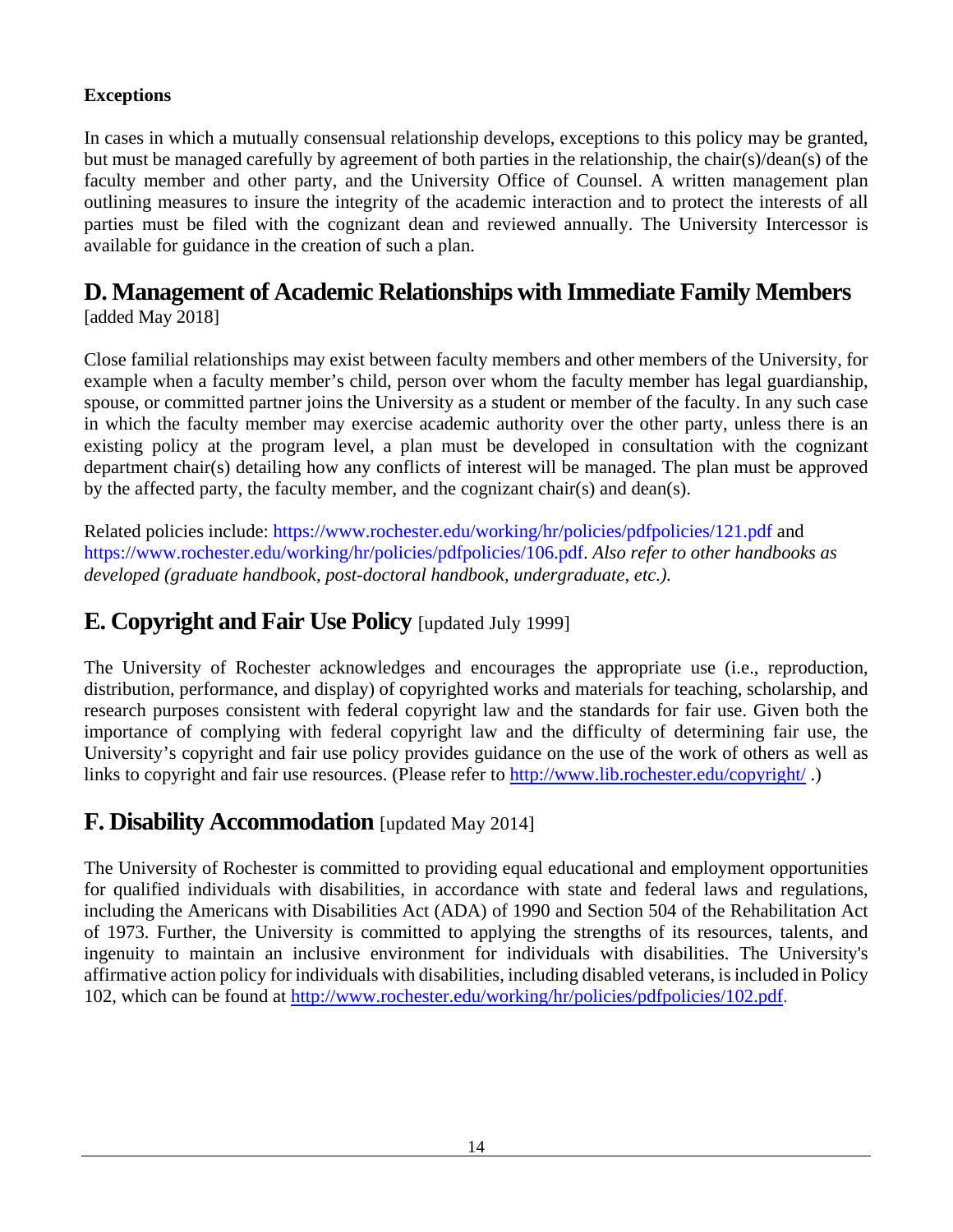**Exceptions**

In cases in which a mutually consensual relationship develops, exceptions to this policy may be granted, but must be managed carefully by agreement of both parties in the relationship, the chair(s)/dean(s) of the faculty member and other party, and the University Office of Counsel. A written management plan outlining measures to insure the integrity of the academic interaction and to protect the interests of all parties must be filed with the cognizant dean and reviewed annually. The University Intercessor is available for guidance in the creation of such a plan.

## D. Management of Academic Relationships with Immediate Family Members

[added May 2018]

Close familial relationships may exist between faculty members and other members of the University, for example when a faculty member's child, person over whom the faculty member has legal guardianship, spouse, or committed partner joins the University as a student or member of the faculty. In any such case in which the faculty member may exercise academic authority over the other party, unless there is an existing policy at the program level, a plan must be developed in consultation with the cognizant department chair(s) detailing how any conflicts of interest will be managed. The plan must be approved by the affected party, the faculty member, and the cognizant chair(s) and dean(s).

Related policies include: https://www.rochester.edu/working/hr/policies/pdfpolicies/121.pdf and https://www.rochester.edu/working/hr/policies/pdfpolicies/106.pdf. *Also refer to other handbooks as developed (graduate handbook, post-doctoral handbook, undergraduate, etc.).*

## E. Copyright and Fair Use Policy [updated July 1999]

The University of Rochester acknowledges and encourages the appropriate use (i.e., reproduction, distribution, performance, and display) of copyrighted works and materials for teaching, scholarship, and research purposes consistent with federal copyright law and the standards for fair use. Given both the importance of complying with federal copyright law and the difficulty of determining fair use, the University's copyright and fair use policy provides guidance on the use of the work of others as well as links to copyright and fair use resources. (Please refer to http://www.lib.rochester.edu/copyright/ .)

## F. Disability Accommodation [updated May 2014]

The University of Rochester is committed to providing equal educational and employment opportunities for qualified individuals with disabilities, in accordance with state and federal laws and regulations, including the Americans with Disabilities Act (ADA) of 1990 and Section 504 of the Rehabilitation Act of 1973. Further, the University is committed to applying the strengths of its resources, talents, and ingenuity to maintain an inclusive environment for individuals with disabilities. The University's affirmative action policy for individuals with disabilities, including disabled veterans, is included in Policy 102, which can be found at http://www.rochester.edu/working/hr/policies/pdfpolicies/102.pdf.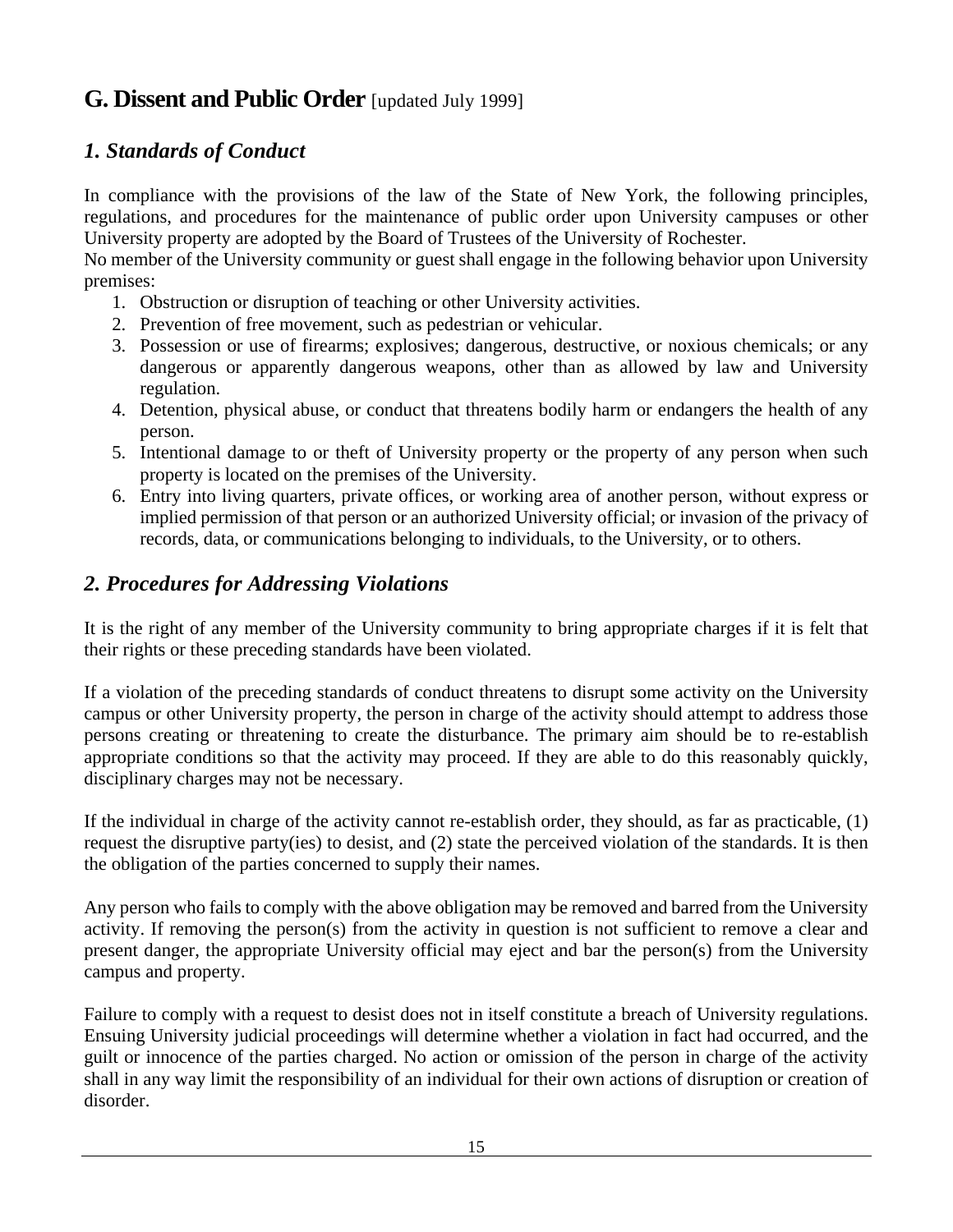## G. Dissent and Public Order [updated July 1999]

### *1. Standards of Conduct*

In compliance with the provisions of the law of the State of New York, the following principles, regulations, and procedures for the maintenance of public order upon University campuses or other University property are adopted by the Board of Trustees of the University of Rochester.

No member of the University community or guest shall engage in the following behavior upon University premises:

1. Obstruction or disruption of teaching or other University activities.
2. Prevention of free movement, such as pedestrian or vehicular.
3. Possession or use of firearms; explosives; dangerous, destructive, or noxious chemicals; or any dangerous or apparently dangerous weapons, other than as allowed by law and University regulation.
4. Detention, physical abuse, or conduct that threatens bodily harm or endangers the health of any person.
5. Intentional damage to or theft of University property or the property of any person when such property is located on the premises of the University.
6. Entry into living quarters, private offices, or working area of another person, without express or implied permission of that person or an authorized University official; or invasion of the privacy of records, data, or communications belonging to individuals, to the University, or to others.

### *2. Procedures for Addressing Violations*

It is the right of any member of the University community to bring appropriate charges if it is felt that their rights or these preceding standards have been violated.

If a violation of the preceding standards of conduct threatens to disrupt some activity on the University campus or other University property, the person in charge of the activity should attempt to address those persons creating or threatening to create the disturbance. The primary aim should be to re-establish appropriate conditions so that the activity may proceed. If they are able to do this reasonably quickly, disciplinary charges may not be necessary.

If the individual in charge of the activity cannot re-establish order, they should, as far as practicable, (1) request the disruptive party(ies) to desist, and (2) state the perceived violation of the standards. It is then the obligation of the parties concerned to supply their names.

Any person who fails to comply with the above obligation may be removed and barred from the University activity. If removing the person(s) from the activity in question is not sufficient to remove a clear and present danger, the appropriate University official may eject and bar the person(s) from the University campus and property.

Failure to comply with a request to desist does not in itself constitute a breach of University regulations. Ensuing University judicial proceedings will determine whether a violation in fact had occurred, and the guilt or innocence of the parties charged. No action or omission of the person in charge of the activity shall in any way limit the responsibility of an individual for their own actions of disruption or creation of disorder.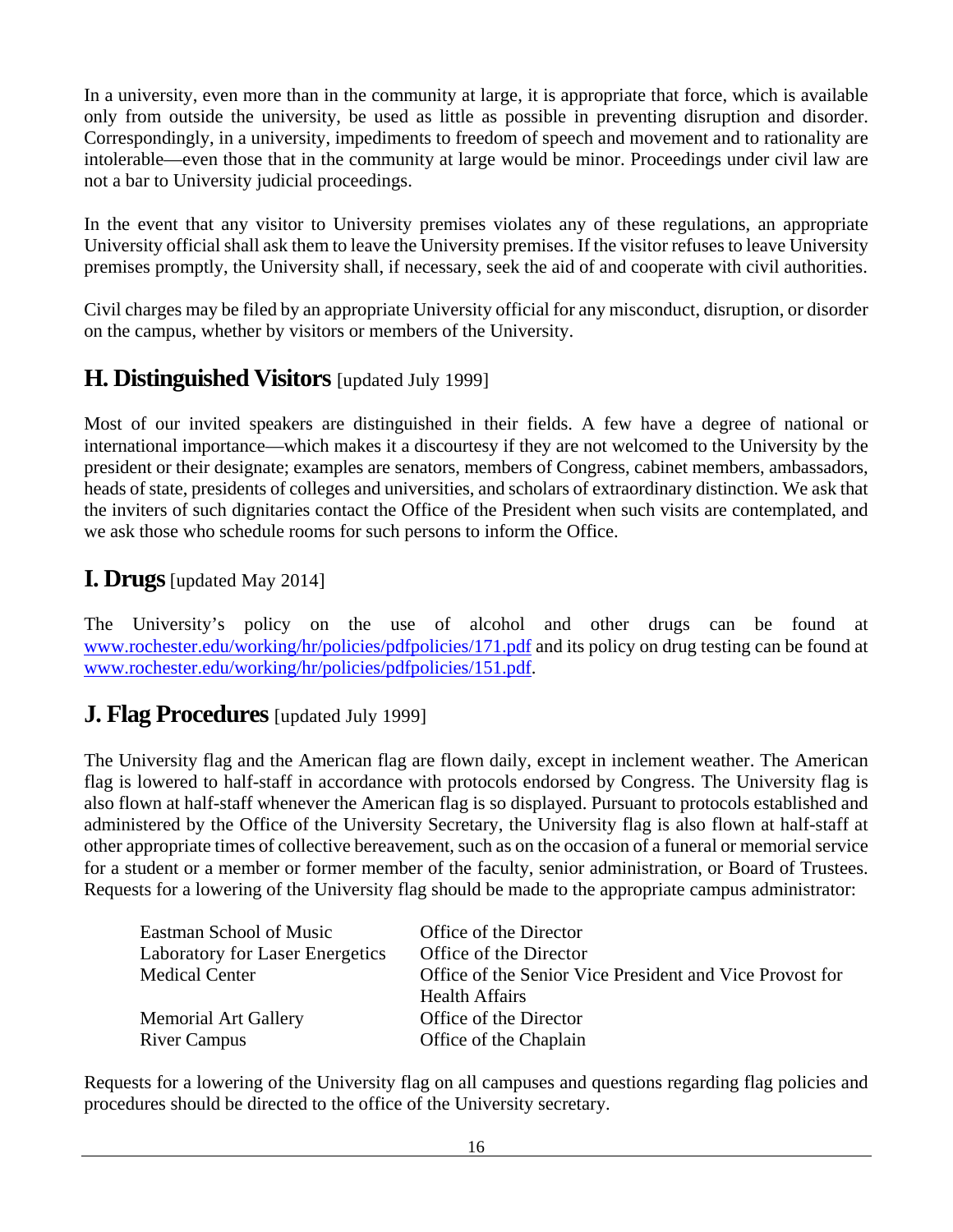In a university, even more than in the community at large, it is appropriate that force, which is available only from outside the university, be used as little as possible in preventing disruption and disorder. Correspondingly, in a university, impediments to freedom of speech and movement and to rationality are intolerable—even those that in the community at large would be minor. Proceedings under civil law are not a bar to University judicial proceedings.

In the event that any visitor to University premises violates any of these regulations, an appropriate University official shall ask them to leave the University premises. If the visitor refuses to leave University premises promptly, the University shall, if necessary, seek the aid of and cooperate with civil authorities.

Civil charges may be filed by an appropriate University official for any misconduct, disruption, or disorder on the campus, whether by visitors or members of the University.

## H. Distinguished Visitors [updated July 1999]

Most of our invited speakers are distinguished in their fields. A few have a degree of national or international importance—which makes it a discourtesy if they are not welcomed to the University by the president or their designate; examples are senators, members of Congress, cabinet members, ambassadors, heads of state, presidents of colleges and universities, and scholars of extraordinary distinction. We ask that the inviters of such dignitaries contact the Office of the President when such visits are contemplated, and we ask those who schedule rooms for such persons to inform the Office.

## I. Drugs [updated May 2014]

The University's policy on the use of alcohol and other drugs can be found at www.rochester.edu/working/hr/policies/pdfpolicies/171.pdf and its policy on drug testing can be found at www.rochester.edu/working/hr/policies/pdfpolicies/151.pdf.

## J. Flag Procedures [updated July 1999]

The University flag and the American flag are flown daily, except in inclement weather. The American flag is lowered to half-staff in accordance with protocols endorsed by Congress. The University flag is also flown at half-staff whenever the American flag is so displayed. Pursuant to protocols established and administered by the Office of the University Secretary, the University flag is also flown at half-staff at other appropriate times of collective bereavement, such as on the occasion of a funeral or memorial service for a student or a member or former member of the faculty, senior administration, or Board of Trustees. Requests for a lowering of the University flag should be made to the appropriate campus administrator:

| | |
|---|---|
| Eastman School of Music | Office of the Director |
| Laboratory for Laser Energetics | Office of the Director |
| Medical Center | Office of the Senior Vice President and Vice Provost for Health Affairs |
| Memorial Art Gallery | Office of the Director |
| River Campus | Office of the Chaplain |

Requests for a lowering of the University flag on all campuses and questions regarding flag policies and procedures should be directed to the office of the University secretary.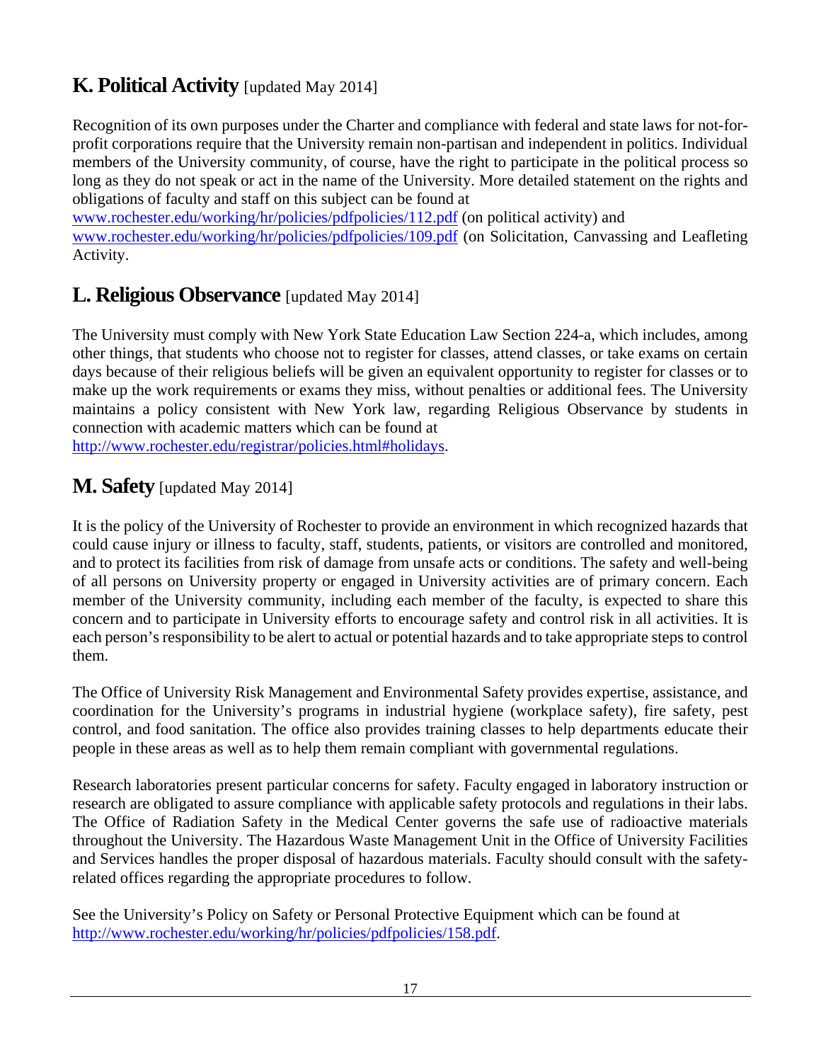## K. Political Activity [updated May 2014]

Recognition of its own purposes under the Charter and compliance with federal and state laws for not-for-profit corporations require that the University remain non-partisan and independent in politics. Individual members of the University community, of course, have the right to participate in the political process so long as they do not speak or act in the name of the University. More detailed statement on the rights and obligations of faculty and staff on this subject can be found at
[www.rochester.edu/working/hr/policies/pdfpolicies/112.pdf](www.rochester.edu/working/hr/policies/pdfpolicies/112.pdf) (on political activity) and
[www.rochester.edu/working/hr/policies/pdfpolicies/109.pdf](www.rochester.edu/working/hr/policies/pdfpolicies/109.pdf) (on Solicitation, Canvassing and Leafleting Activity.

## L. Religious Observance [updated May 2014]

The University must comply with New York State Education Law Section 224-a, which includes, among other things, that students who choose not to register for classes, attend classes, or take exams on certain days because of their religious beliefs will be given an equivalent opportunity to register for classes or to make up the work requirements or exams they miss, without penalties or additional fees. The University maintains a policy consistent with New York law, regarding Religious Observance by students in connection with academic matters which can be found at
[http://www.rochester.edu/registrar/policies.html#holidays](http://www.rochester.edu/registrar/policies.html#holidays).

## M. Safety [updated May 2014]

It is the policy of the University of Rochester to provide an environment in which recognized hazards that could cause injury or illness to faculty, staff, students, patients, or visitors are controlled and monitored, and to protect its facilities from risk of damage from unsafe acts or conditions. The safety and well-being of all persons on University property or engaged in University activities are of primary concern. Each member of the University community, including each member of the faculty, is expected to share this concern and to participate in University efforts to encourage safety and control risk in all activities. It is each person's responsibility to be alert to actual or potential hazards and to take appropriate steps to control them.

The Office of University Risk Management and Environmental Safety provides expertise, assistance, and coordination for the University's programs in industrial hygiene (workplace safety), fire safety, pest control, and food sanitation. The office also provides training classes to help departments educate their people in these areas as well as to help them remain compliant with governmental regulations.

Research laboratories present particular concerns for safety. Faculty engaged in laboratory instruction or research are obligated to assure compliance with applicable safety protocols and regulations in their labs. The Office of Radiation Safety in the Medical Center governs the safe use of radioactive materials throughout the University. The Hazardous Waste Management Unit in the Office of University Facilities and Services handles the proper disposal of hazardous materials. Faculty should consult with the safety-related offices regarding the appropriate procedures to follow.

See the University's Policy on Safety or Personal Protective Equipment which can be found at
[http://www.rochester.edu/working/hr/policies/pdfpolicies/158.pdf](http://www.rochester.edu/working/hr/policies/pdfpolicies/158.pdf).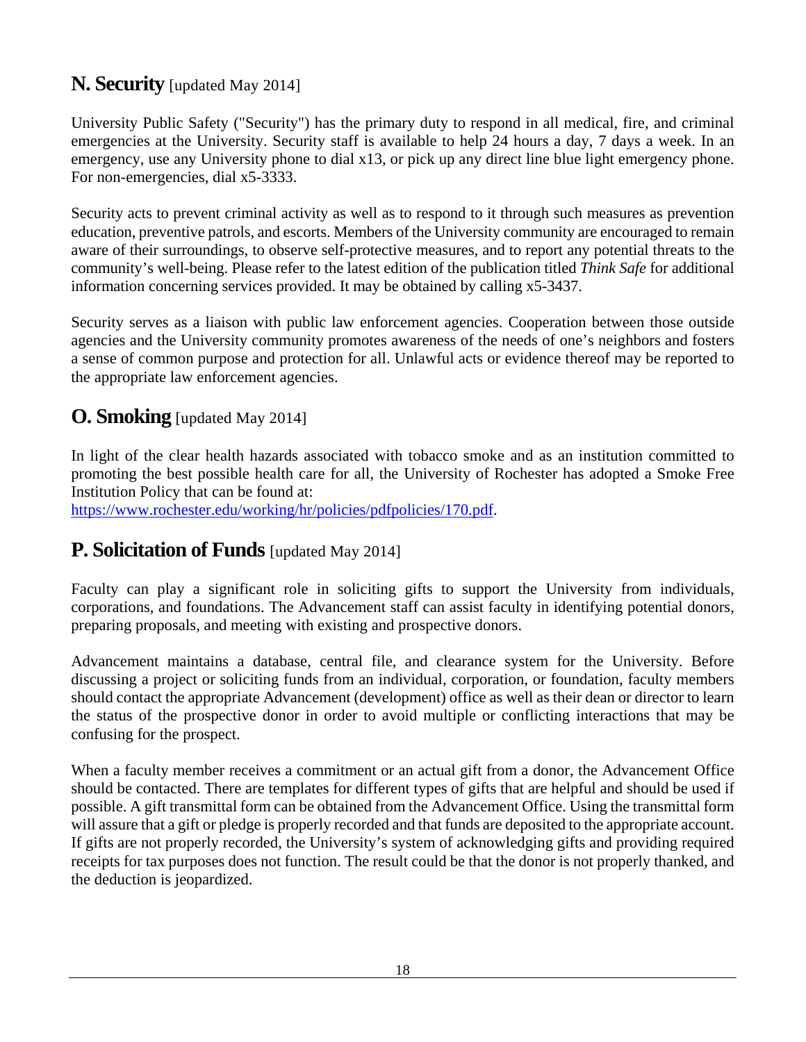## N. Security [updated May 2014]

University Public Safety ("Security") has the primary duty to respond in all medical, fire, and criminal emergencies at the University. Security staff is available to help 24 hours a day, 7 days a week. In an emergency, use any University phone to dial x13, or pick up any direct line blue light emergency phone. For non-emergencies, dial x5-3333.

Security acts to prevent criminal activity as well as to respond to it through such measures as prevention education, preventive patrols, and escorts. Members of the University community are encouraged to remain aware of their surroundings, to observe self-protective measures, and to report any potential threats to the community's well-being. Please refer to the latest edition of the publication titled *Think Safe* for additional information concerning services provided. It may be obtained by calling x5-3437.

Security serves as a liaison with public law enforcement agencies. Cooperation between those outside agencies and the University community promotes awareness of the needs of one's neighbors and fosters a sense of common purpose and protection for all. Unlawful acts or evidence thereof may be reported to the appropriate law enforcement agencies.

## O. Smoking [updated May 2014]

In light of the clear health hazards associated with tobacco smoke and as an institution committed to promoting the best possible health care for all, the University of Rochester has adopted a Smoke Free Institution Policy that can be found at:
https://www.rochester.edu/working/hr/policies/pdfpolicies/170.pdf.

## P. Solicitation of Funds [updated May 2014]

Faculty can play a significant role in soliciting gifts to support the University from individuals, corporations, and foundations. The Advancement staff can assist faculty in identifying potential donors, preparing proposals, and meeting with existing and prospective donors.

Advancement maintains a database, central file, and clearance system for the University. Before discussing a project or soliciting funds from an individual, corporation, or foundation, faculty members should contact the appropriate Advancement (development) office as well as their dean or director to learn the status of the prospective donor in order to avoid multiple or conflicting interactions that may be confusing for the prospect.

When a faculty member receives a commitment or an actual gift from a donor, the Advancement Office should be contacted. There are templates for different types of gifts that are helpful and should be used if possible. A gift transmittal form can be obtained from the Advancement Office. Using the transmittal form will assure that a gift or pledge is properly recorded and that funds are deposited to the appropriate account. If gifts are not properly recorded, the University's system of acknowledging gifts and providing required receipts for tax purposes does not function. The result could be that the donor is not properly thanked, and the deduction is jeopardized.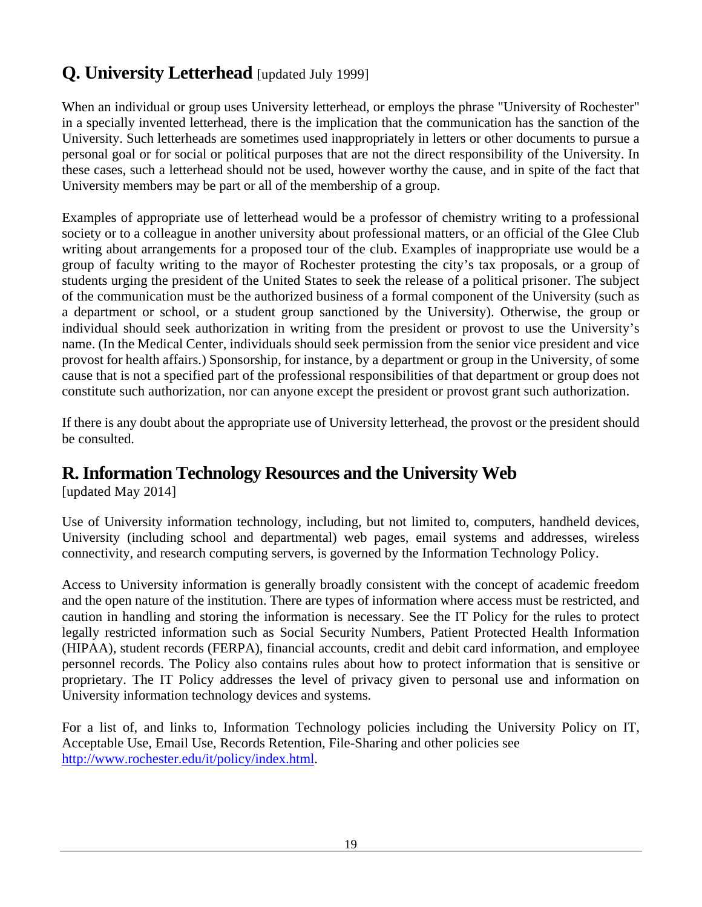## Q. University Letterhead [updated July 1999]

When an individual or group uses University letterhead, or employs the phrase "University of Rochester" in a specially invented letterhead, there is the implication that the communication has the sanction of the University. Such letterheads are sometimes used inappropriately in letters or other documents to pursue a personal goal or for social or political purposes that are not the direct responsibility of the University. In these cases, such a letterhead should not be used, however worthy the cause, and in spite of the fact that University members may be part or all of the membership of a group.

Examples of appropriate use of letterhead would be a professor of chemistry writing to a professional society or to a colleague in another university about professional matters, or an official of the Glee Club writing about arrangements for a proposed tour of the club. Examples of inappropriate use would be a group of faculty writing to the mayor of Rochester protesting the city's tax proposals, or a group of students urging the president of the United States to seek the release of a political prisoner. The subject of the communication must be the authorized business of a formal component of the University (such as a department or school, or a student group sanctioned by the University). Otherwise, the group or individual should seek authorization in writing from the president or provost to use the University's name. (In the Medical Center, individuals should seek permission from the senior vice president and vice provost for health affairs.) Sponsorship, for instance, by a department or group in the University, of some cause that is not a specified part of the professional responsibilities of that department or group does not constitute such authorization, nor can anyone except the president or provost grant such authorization.

If there is any doubt about the appropriate use of University letterhead, the provost or the president should be consulted.

## R. Information Technology Resources and the University Web

[updated May 2014]

Use of University information technology, including, but not limited to, computers, handheld devices, University (including school and departmental) web pages, email systems and addresses, wireless connectivity, and research computing servers, is governed by the Information Technology Policy.

Access to University information is generally broadly consistent with the concept of academic freedom and the open nature of the institution. There are types of information where access must be restricted, and caution in handling and storing the information is necessary. See the IT Policy for the rules to protect legally restricted information such as Social Security Numbers, Patient Protected Health Information (HIPAA), student records (FERPA), financial accounts, credit and debit card information, and employee personnel records. The Policy also contains rules about how to protect information that is sensitive or proprietary. The IT Policy addresses the level of privacy given to personal use and information on University information technology devices and systems.

For a list of, and links to, Information Technology policies including the University Policy on IT, Acceptable Use, Email Use, Records Retention, File-Sharing and other policies see http://www.rochester.edu/it/policy/index.html.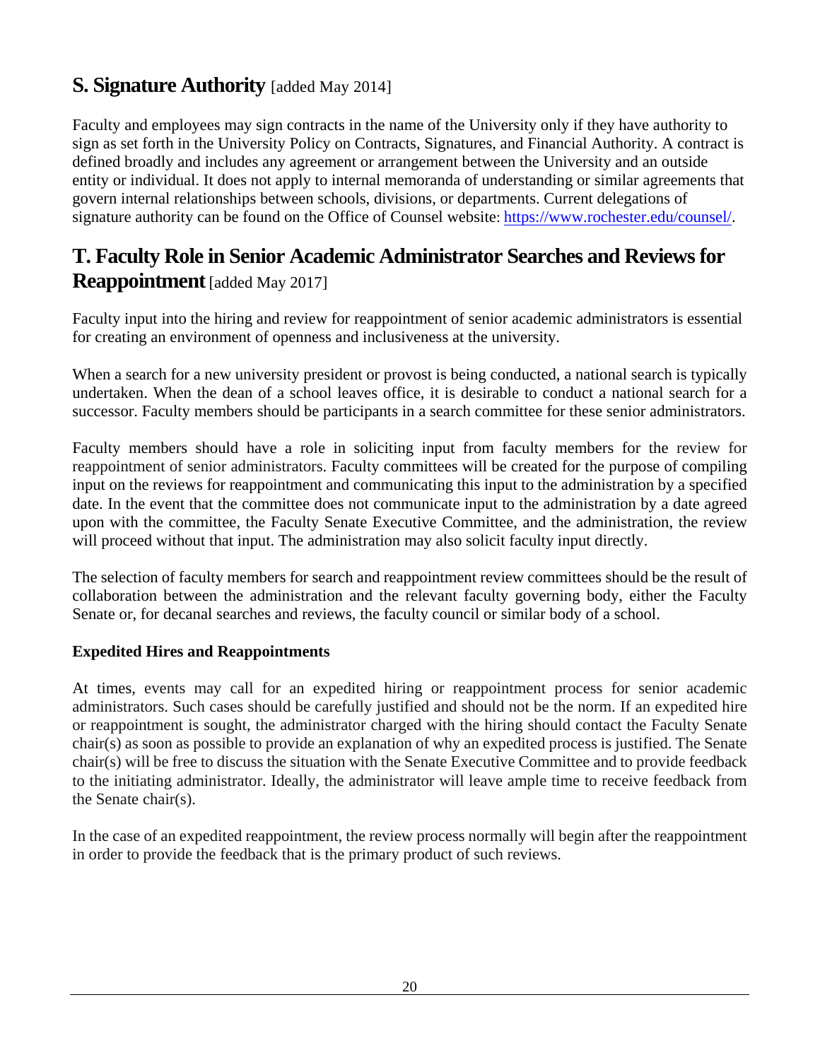## S. Signature Authority [added May 2014]

Faculty and employees may sign contracts in the name of the University only if they have authority to sign as set forth in the University Policy on Contracts, Signatures, and Financial Authority. A contract is defined broadly and includes any agreement or arrangement between the University and an outside entity or individual. It does not apply to internal memoranda of understanding or similar agreements that govern internal relationships between schools, divisions, or departments. Current delegations of signature authority can be found on the Office of Counsel website: https://www.rochester.edu/counsel/.

## T. Faculty Role in Senior Academic Administrator Searches and Reviews for Reappointment [added May 2017]

Faculty input into the hiring and review for reappointment of senior academic administrators is essential for creating an environment of openness and inclusiveness at the university.

When a search for a new university president or provost is being conducted, a national search is typically undertaken. When the dean of a school leaves office, it is desirable to conduct a national search for a successor. Faculty members should be participants in a search committee for these senior administrators.

Faculty members should have a role in soliciting input from faculty members for the review for reappointment of senior administrators. Faculty committees will be created for the purpose of compiling input on the reviews for reappointment and communicating this input to the administration by a specified date. In the event that the committee does not communicate input to the administration by a date agreed upon with the committee, the Faculty Senate Executive Committee, and the administration, the review will proceed without that input. The administration may also solicit faculty input directly.

The selection of faculty members for search and reappointment review committees should be the result of collaboration between the administration and the relevant faculty governing body, either the Faculty Senate or, for decanal searches and reviews, the faculty council or similar body of a school.

**Expedited Hires and Reappointments**

At times, events may call for an expedited hiring or reappointment process for senior academic administrators. Such cases should be carefully justified and should not be the norm. If an expedited hire or reappointment is sought, the administrator charged with the hiring should contact the Faculty Senate chair(s) as soon as possible to provide an explanation of why an expedited process is justified. The Senate chair(s) will be free to discuss the situation with the Senate Executive Committee and to provide feedback to the initiating administrator. Ideally, the administrator will leave ample time to receive feedback from the Senate chair(s).

In the case of an expedited reappointment, the review process normally will begin after the reappointment in order to provide the feedback that is the primary product of such reviews.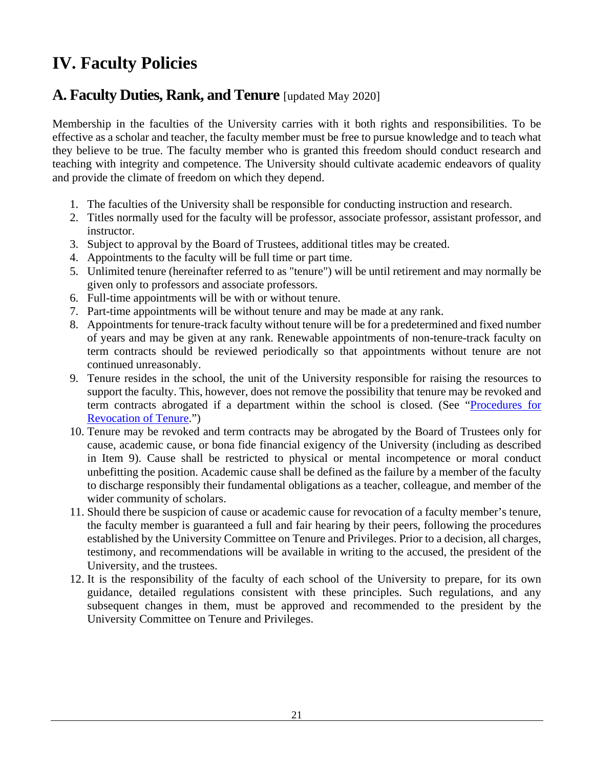# IV. Faculty Policies

## A. Faculty Duties, Rank, and Tenure [updated May 2020]

Membership in the faculties of the University carries with it both rights and responsibilities. To be effective as a scholar and teacher, the faculty member must be free to pursue knowledge and to teach what they believe to be true. The faculty member who is granted this freedom should conduct research and teaching with integrity and competence. The University should cultivate academic endeavors of quality and provide the climate of freedom on which they depend.

1. The faculties of the University shall be responsible for conducting instruction and research.
2. Titles normally used for the faculty will be professor, associate professor, assistant professor, and instructor.
3. Subject to approval by the Board of Trustees, additional titles may be created.
4. Appointments to the faculty will be full time or part time.
5. Unlimited tenure (hereinafter referred to as "tenure") will be until retirement and may normally be given only to professors and associate professors.
6. Full-time appointments will be with or without tenure.
7. Part-time appointments will be without tenure and may be made at any rank.
8. Appointments for tenure-track faculty without tenure will be for a predetermined and fixed number of years and may be given at any rank. Renewable appointments of non-tenure-track faculty on term contracts should be reviewed periodically so that appointments without tenure are not continued unreasonably.
9. Tenure resides in the school, the unit of the University responsible for raising the resources to support the faculty. This, however, does not remove the possibility that tenure may be revoked and term contracts abrogated if a department within the school is closed. (See "Procedures for Revocation of Tenure.")
10. Tenure may be revoked and term contracts may be abrogated by the Board of Trustees only for cause, academic cause, or bona fide financial exigency of the University (including as described in Item 9). Cause shall be restricted to physical or mental incompetence or moral conduct unbefitting the position. Academic cause shall be defined as the failure by a member of the faculty to discharge responsibly their fundamental obligations as a teacher, colleague, and member of the wider community of scholars.
11. Should there be suspicion of cause or academic cause for revocation of a faculty member's tenure, the faculty member is guaranteed a full and fair hearing by their peers, following the procedures established by the University Committee on Tenure and Privileges. Prior to a decision, all charges, testimony, and recommendations will be available in writing to the accused, the president of the University, and the trustees.
12. It is the responsibility of the faculty of each school of the University to prepare, for its own guidance, detailed regulations consistent with these principles. Such regulations, and any subsequent changes in them, must be approved and recommended to the president by the University Committee on Tenure and Privileges.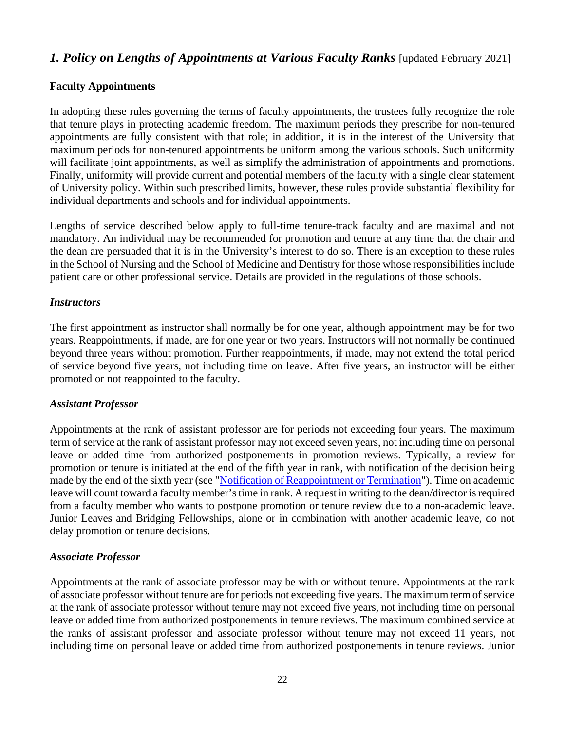## *1. Policy on Lengths of Appointments at Various Faculty Ranks* [updated February 2021]

### Faculty Appointments

In adopting these rules governing the terms of faculty appointments, the trustees fully recognize the role that tenure plays in protecting academic freedom. The maximum periods they prescribe for non-tenured appointments are fully consistent with that role; in addition, it is in the interest of the University that maximum periods for non-tenured appointments be uniform among the various schools. Such uniformity will facilitate joint appointments, as well as simplify the administration of appointments and promotions. Finally, uniformity will provide current and potential members of the faculty with a single clear statement of University policy. Within such prescribed limits, however, these rules provide substantial flexibility for individual departments and schools and for individual appointments.

Lengths of service described below apply to full-time tenure-track faculty and are maximal and not mandatory. An individual may be recommended for promotion and tenure at any time that the chair and the dean are persuaded that it is in the University's interest to do so. There is an exception to these rules in the School of Nursing and the School of Medicine and Dentistry for those whose responsibilities include patient care or other professional service. Details are provided in the regulations of those schools.

#### *Instructors*

The first appointment as instructor shall normally be for one year, although appointment may be for two years. Reappointments, if made, are for one year or two years. Instructors will not normally be continued beyond three years without promotion. Further reappointments, if made, may not extend the total period of service beyond five years, not including time on leave. After five years, an instructor will be either promoted or not reappointed to the faculty.

#### *Assistant Professor*

Appointments at the rank of assistant professor are for periods not exceeding four years. The maximum term of service at the rank of assistant professor may not exceed seven years, not including time on personal leave or added time from authorized postponements in promotion reviews. Typically, a review for promotion or tenure is initiated at the end of the fifth year in rank, with notification of the decision being made by the end of the sixth year (see "Notification of Reappointment or Termination"). Time on academic leave will count toward a faculty member's time in rank. A request in writing to the dean/director is required from a faculty member who wants to postpone promotion or tenure review due to a non-academic leave. Junior Leaves and Bridging Fellowships, alone or in combination with another academic leave, do not delay promotion or tenure decisions.

#### *Associate Professor*

Appointments at the rank of associate professor may be with or without tenure. Appointments at the rank of associate professor without tenure are for periods not exceeding five years. The maximum term of service at the rank of associate professor without tenure may not exceed five years, not including time on personal leave or added time from authorized postponements in tenure reviews. The maximum combined service at the ranks of assistant professor and associate professor without tenure may not exceed 11 years, not including time on personal leave or added time from authorized postponements in tenure reviews. Junior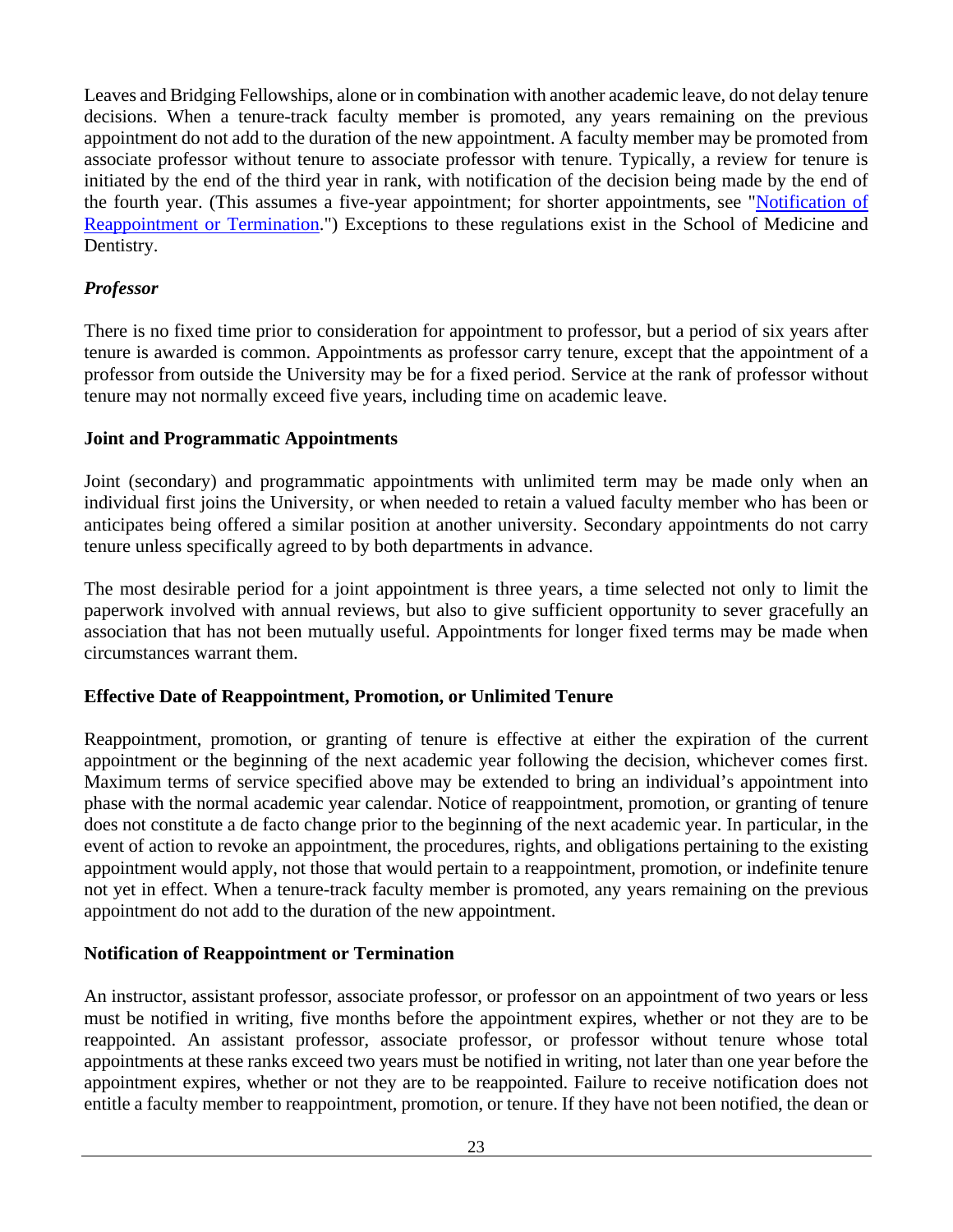Leaves and Bridging Fellowships, alone or in combination with another academic leave, do not delay tenure decisions. When a tenure-track faculty member is promoted, any years remaining on the previous appointment do not add to the duration of the new appointment. A faculty member may be promoted from associate professor without tenure to associate professor with tenure. Typically, a review for tenure is initiated by the end of the third year in rank, with notification of the decision being made by the end of the fourth year. (This assumes a five-year appointment; for shorter appointments, see "Notification of Reappointment or Termination.") Exceptions to these regulations exist in the School of Medicine and Dentistry.

### *Professor*

There is no fixed time prior to consideration for appointment to professor, but a period of six years after tenure is awarded is common. Appointments as professor carry tenure, except that the appointment of a professor from outside the University may be for a fixed period. Service at the rank of professor without tenure may not normally exceed five years, including time on academic leave.

## **Joint and Programmatic Appointments**

Joint (secondary) and programmatic appointments with unlimited term may be made only when an individual first joins the University, or when needed to retain a valued faculty member who has been or anticipates being offered a similar position at another university. Secondary appointments do not carry tenure unless specifically agreed to by both departments in advance.

The most desirable period for a joint appointment is three years, a time selected not only to limit the paperwork involved with annual reviews, but also to give sufficient opportunity to sever gracefully an association that has not been mutually useful. Appointments for longer fixed terms may be made when circumstances warrant them.

## **Effective Date of Reappointment, Promotion, or Unlimited Tenure**

Reappointment, promotion, or granting of tenure is effective at either the expiration of the current appointment or the beginning of the next academic year following the decision, whichever comes first. Maximum terms of service specified above may be extended to bring an individual's appointment into phase with the normal academic year calendar. Notice of reappointment, promotion, or granting of tenure does not constitute a de facto change prior to the beginning of the next academic year. In particular, in the event of action to revoke an appointment, the procedures, rights, and obligations pertaining to the existing appointment would apply, not those that would pertain to a reappointment, promotion, or indefinite tenure not yet in effect. When a tenure-track faculty member is promoted, any years remaining on the previous appointment do not add to the duration of the new appointment.

## **Notification of Reappointment or Termination**

An instructor, assistant professor, associate professor, or professor on an appointment of two years or less must be notified in writing, five months before the appointment expires, whether or not they are to be reappointed. An assistant professor, associate professor, or professor without tenure whose total appointments at these ranks exceed two years must be notified in writing, not later than one year before the appointment expires, whether or not they are to be reappointed. Failure to receive notification does not entitle a faculty member to reappointment, promotion, or tenure. If they have not been notified, the dean or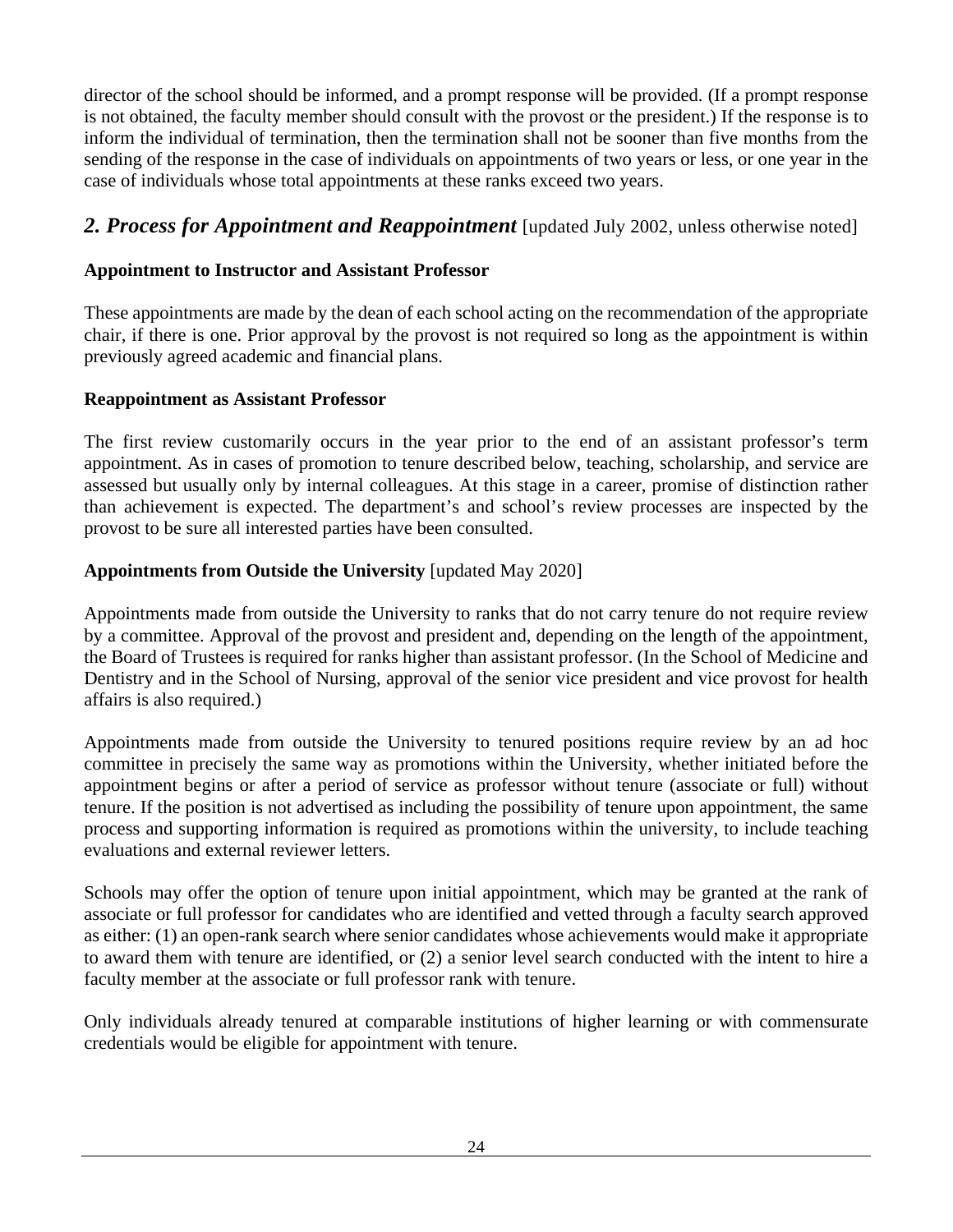director of the school should be informed, and a prompt response will be provided. (If a prompt response is not obtained, the faculty member should consult with the provost or the president.) If the response is to inform the individual of termination, then the termination shall not be sooner than five months from the sending of the response in the case of individuals on appointments of two years or less, or one year in the case of individuals whose total appointments at these ranks exceed two years.

## *2. Process for Appointment and Reappointment* [updated July 2002, unless otherwise noted]

**Appointment to Instructor and Assistant Professor**

These appointments are made by the dean of each school acting on the recommendation of the appropriate chair, if there is one. Prior approval by the provost is not required so long as the appointment is within previously agreed academic and financial plans.

**Reappointment as Assistant Professor**

The first review customarily occurs in the year prior to the end of an assistant professor's term appointment. As in cases of promotion to tenure described below, teaching, scholarship, and service are assessed but usually only by internal colleagues. At this stage in a career, promise of distinction rather than achievement is expected. The department's and school's review processes are inspected by the provost to be sure all interested parties have been consulted.

**Appointments from Outside the University** [updated May 2020]

Appointments made from outside the University to ranks that do not carry tenure do not require review by a committee. Approval of the provost and president and, depending on the length of the appointment, the Board of Trustees is required for ranks higher than assistant professor. (In the School of Medicine and Dentistry and in the School of Nursing, approval of the senior vice president and vice provost for health affairs is also required.)

Appointments made from outside the University to tenured positions require review by an ad hoc committee in precisely the same way as promotions within the University, whether initiated before the appointment begins or after a period of service as professor without tenure (associate or full) without tenure. If the position is not advertised as including the possibility of tenure upon appointment, the same process and supporting information is required as promotions within the university, to include teaching evaluations and external reviewer letters.

Schools may offer the option of tenure upon initial appointment, which may be granted at the rank of associate or full professor for candidates who are identified and vetted through a faculty search approved as either: (1) an open-rank search where senior candidates whose achievements would make it appropriate to award them with tenure are identified, or (2) a senior level search conducted with the intent to hire a faculty member at the associate or full professor rank with tenure.

Only individuals already tenured at comparable institutions of higher learning or with commensurate credentials would be eligible for appointment with tenure.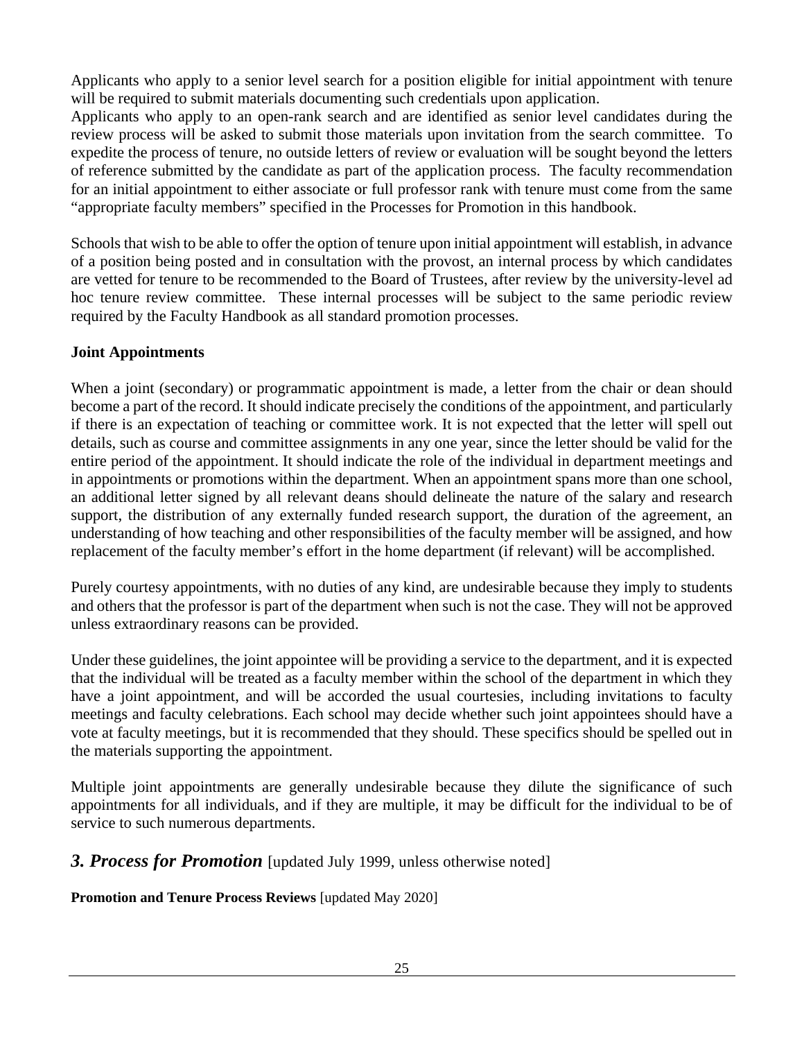Applicants who apply to a senior level search for a position eligible for initial appointment with tenure will be required to submit materials documenting such credentials upon application.

Applicants who apply to an open-rank search and are identified as senior level candidates during the review process will be asked to submit those materials upon invitation from the search committee. To expedite the process of tenure, no outside letters of review or evaluation will be sought beyond the letters of reference submitted by the candidate as part of the application process. The faculty recommendation for an initial appointment to either associate or full professor rank with tenure must come from the same "appropriate faculty members" specified in the Processes for Promotion in this handbook.

Schools that wish to be able to offer the option of tenure upon initial appointment will establish, in advance of a position being posted and in consultation with the provost, an internal process by which candidates are vetted for tenure to be recommended to the Board of Trustees, after review by the university-level ad hoc tenure review committee. These internal processes will be subject to the same periodic review required by the Faculty Handbook as all standard promotion processes.

**Joint Appointments**

When a joint (secondary) or programmatic appointment is made, a letter from the chair or dean should become a part of the record. It should indicate precisely the conditions of the appointment, and particularly if there is an expectation of teaching or committee work. It is not expected that the letter will spell out details, such as course and committee assignments in any one year, since the letter should be valid for the entire period of the appointment. It should indicate the role of the individual in department meetings and in appointments or promotions within the department. When an appointment spans more than one school, an additional letter signed by all relevant deans should delineate the nature of the salary and research support, the distribution of any externally funded research support, the duration of the agreement, an understanding of how teaching and other responsibilities of the faculty member will be assigned, and how replacement of the faculty member's effort in the home department (if relevant) will be accomplished.

Purely courtesy appointments, with no duties of any kind, are undesirable because they imply to students and others that the professor is part of the department when such is not the case. They will not be approved unless extraordinary reasons can be provided.

Under these guidelines, the joint appointee will be providing a service to the department, and it is expected that the individual will be treated as a faculty member within the school of the department in which they have a joint appointment, and will be accorded the usual courtesies, including invitations to faculty meetings and faculty celebrations. Each school may decide whether such joint appointees should have a vote at faculty meetings, but it is recommended that they should. These specifics should be spelled out in the materials supporting the appointment.

Multiple joint appointments are generally undesirable because they dilute the significance of such appointments for all individuals, and if they are multiple, it may be difficult for the individual to be of service to such numerous departments.

## *3. Process for Promotion* [updated July 1999, unless otherwise noted]

**Promotion and Tenure Process Reviews** [updated May 2020]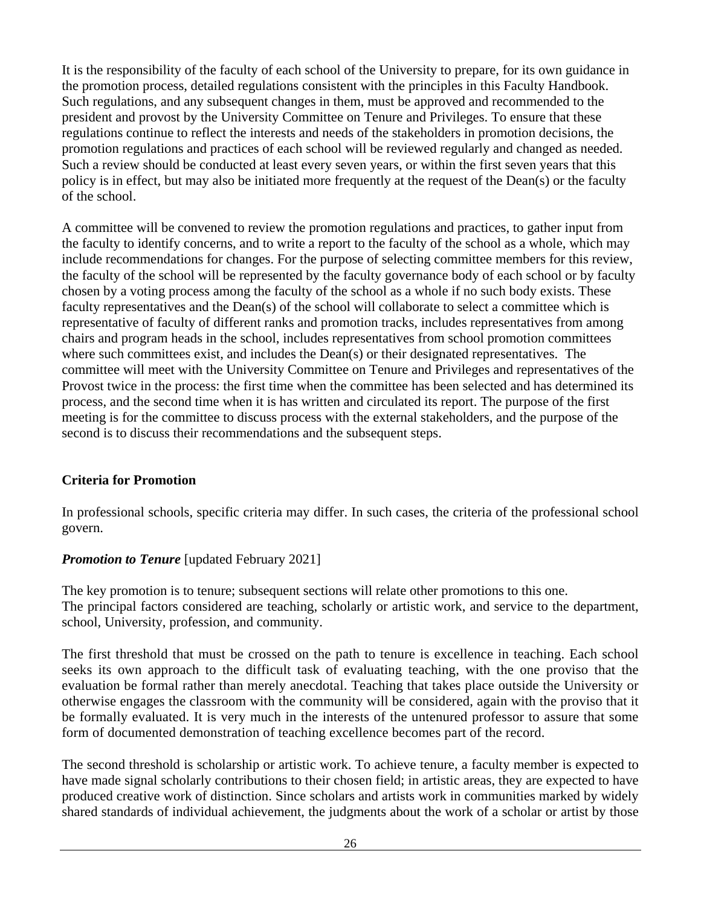It is the responsibility of the faculty of each school of the University to prepare, for its own guidance in the promotion process, detailed regulations consistent with the principles in this Faculty Handbook. Such regulations, and any subsequent changes in them, must be approved and recommended to the president and provost by the University Committee on Tenure and Privileges. To ensure that these regulations continue to reflect the interests and needs of the stakeholders in promotion decisions, the promotion regulations and practices of each school will be reviewed regularly and changed as needed. Such a review should be conducted at least every seven years, or within the first seven years that this policy is in effect, but may also be initiated more frequently at the request of the Dean(s) or the faculty of the school.

A committee will be convened to review the promotion regulations and practices, to gather input from the faculty to identify concerns, and to write a report to the faculty of the school as a whole, which may include recommendations for changes. For the purpose of selecting committee members for this review, the faculty of the school will be represented by the faculty governance body of each school or by faculty chosen by a voting process among the faculty of the school as a whole if no such body exists. These faculty representatives and the Dean(s) of the school will collaborate to select a committee which is representative of faculty of different ranks and promotion tracks, includes representatives from among chairs and program heads in the school, includes representatives from school promotion committees where such committees exist, and includes the Dean(s) or their designated representatives. The committee will meet with the University Committee on Tenure and Privileges and representatives of the Provost twice in the process: the first time when the committee has been selected and has determined its process, and the second time when it is has written and circulated its report. The purpose of the first meeting is for the committee to discuss process with the external stakeholders, and the purpose of the second is to discuss their recommendations and the subsequent steps.

## Criteria for Promotion

In professional schools, specific criteria may differ. In such cases, the criteria of the professional school govern.

### *Promotion to Tenure* [updated February 2021]

The key promotion is to tenure; subsequent sections will relate other promotions to this one.
The principal factors considered are teaching, scholarly or artistic work, and service to the department, school, University, profession, and community.

The first threshold that must be crossed on the path to tenure is excellence in teaching. Each school seeks its own approach to the difficult task of evaluating teaching, with the one proviso that the evaluation be formal rather than merely anecdotal. Teaching that takes place outside the University or otherwise engages the classroom with the community will be considered, again with the proviso that it be formally evaluated. It is very much in the interests of the untenured professor to assure that some form of documented demonstration of teaching excellence becomes part of the record.

The second threshold is scholarship or artistic work. To achieve tenure, a faculty member is expected to have made signal scholarly contributions to their chosen field; in artistic areas, they are expected to have produced creative work of distinction. Since scholars and artists work in communities marked by widely shared standards of individual achievement, the judgments about the work of a scholar or artist by those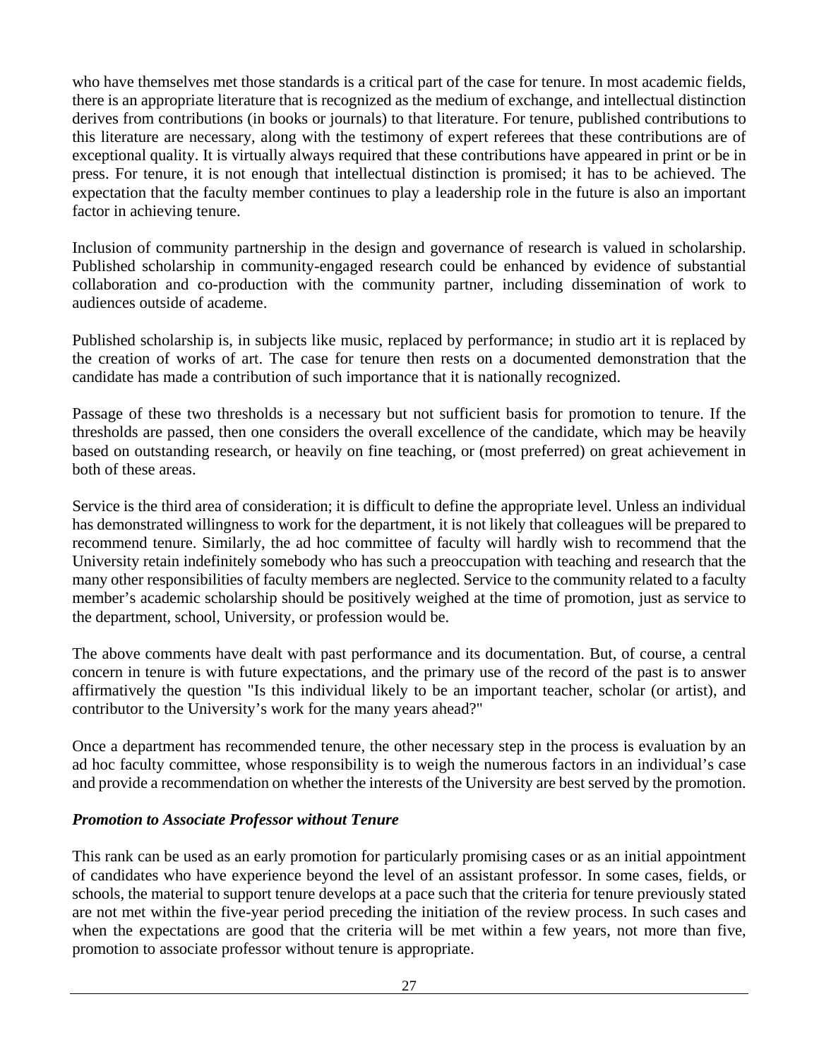who have themselves met those standards is a critical part of the case for tenure. In most academic fields, there is an appropriate literature that is recognized as the medium of exchange, and intellectual distinction derives from contributions (in books or journals) to that literature. For tenure, published contributions to this literature are necessary, along with the testimony of expert referees that these contributions are of exceptional quality. It is virtually always required that these contributions have appeared in print or be in press. For tenure, it is not enough that intellectual distinction is promised; it has to be achieved. The expectation that the faculty member continues to play a leadership role in the future is also an important factor in achieving tenure.

Inclusion of community partnership in the design and governance of research is valued in scholarship. Published scholarship in community-engaged research could be enhanced by evidence of substantial collaboration and co-production with the community partner, including dissemination of work to audiences outside of academe.

Published scholarship is, in subjects like music, replaced by performance; in studio art it is replaced by the creation of works of art. The case for tenure then rests on a documented demonstration that the candidate has made a contribution of such importance that it is nationally recognized.

Passage of these two thresholds is a necessary but not sufficient basis for promotion to tenure. If the thresholds are passed, then one considers the overall excellence of the candidate, which may be heavily based on outstanding research, or heavily on fine teaching, or (most preferred) on great achievement in both of these areas.

Service is the third area of consideration; it is difficult to define the appropriate level. Unless an individual has demonstrated willingness to work for the department, it is not likely that colleagues will be prepared to recommend tenure. Similarly, the ad hoc committee of faculty will hardly wish to recommend that the University retain indefinitely somebody who has such a preoccupation with teaching and research that the many other responsibilities of faculty members are neglected. Service to the community related to a faculty member's academic scholarship should be positively weighed at the time of promotion, just as service to the department, school, University, or profession would be.

The above comments have dealt with past performance and its documentation. But, of course, a central concern in tenure is with future expectations, and the primary use of the record of the past is to answer affirmatively the question "Is this individual likely to be an important teacher, scholar (or artist), and contributor to the University's work for the many years ahead?"

Once a department has recommended tenure, the other necessary step in the process is evaluation by an ad hoc faculty committee, whose responsibility is to weigh the numerous factors in an individual's case and provide a recommendation on whether the interests of the University are best served by the promotion.

***Promotion to Associate Professor without Tenure***

This rank can be used as an early promotion for particularly promising cases or as an initial appointment of candidates who have experience beyond the level of an assistant professor. In some cases, fields, or schools, the material to support tenure develops at a pace such that the criteria for tenure previously stated are not met within the five-year period preceding the initiation of the review process. In such cases and when the expectations are good that the criteria will be met within a few years, not more than five, promotion to associate professor without tenure is appropriate.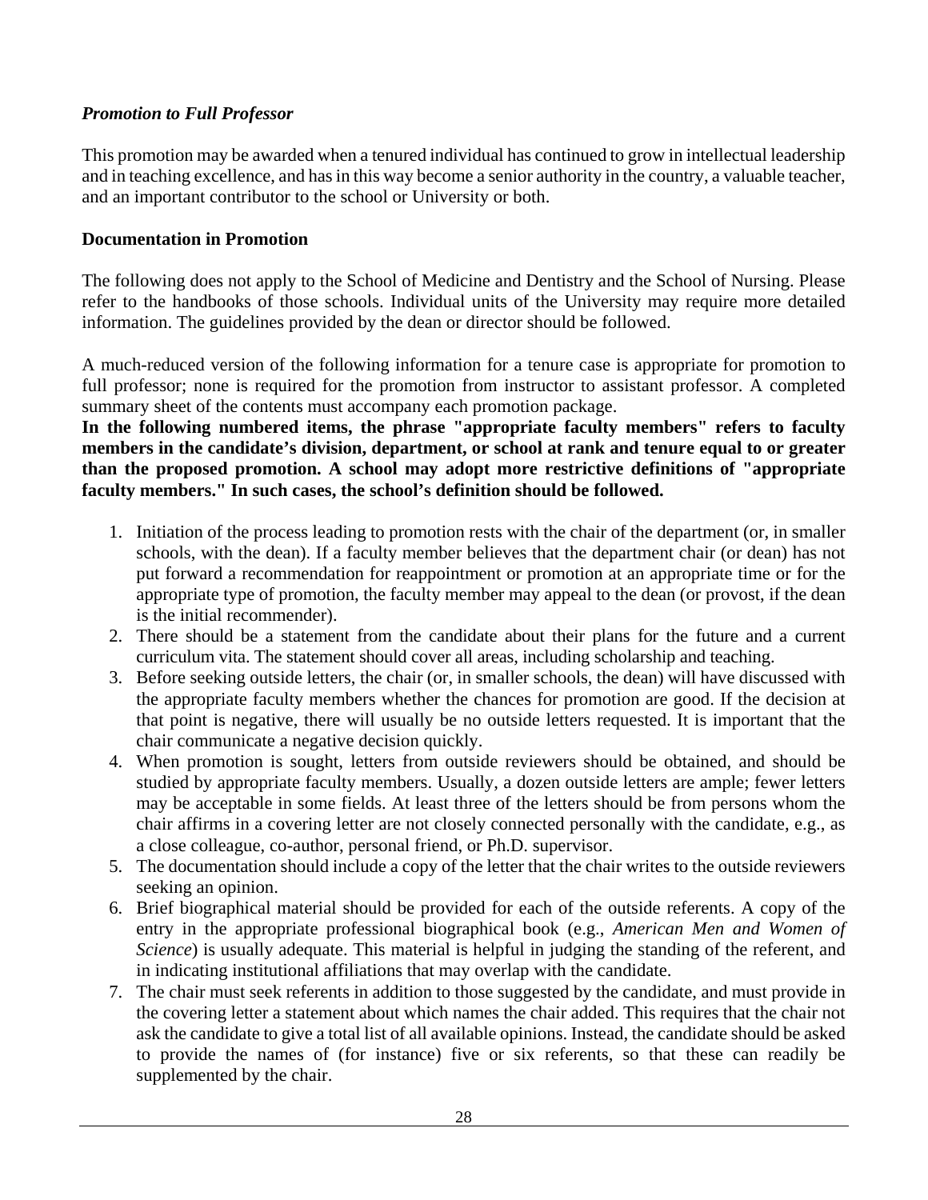### *Promotion to Full Professor*

This promotion may be awarded when a tenured individual has continued to grow in intellectual leadership and in teaching excellence, and has in this way become a senior authority in the country, a valuable teacher, and an important contributor to the school or University or both.

### Documentation in Promotion

The following does not apply to the School of Medicine and Dentistry and the School of Nursing. Please refer to the handbooks of those schools. Individual units of the University may require more detailed information. The guidelines provided by the dean or director should be followed.

A much-reduced version of the following information for a tenure case is appropriate for promotion to full professor; none is required for the promotion from instructor to assistant professor. A completed summary sheet of the contents must accompany each promotion package.

**In the following numbered items, the phrase "appropriate faculty members" refers to faculty members in the candidate's division, department, or school at rank and tenure equal to or greater than the proposed promotion. A school may adopt more restrictive definitions of "appropriate faculty members." In such cases, the school's definition should be followed.**

1. Initiation of the process leading to promotion rests with the chair of the department (or, in smaller schools, with the dean). If a faculty member believes that the department chair (or dean) has not put forward a recommendation for reappointment or promotion at an appropriate time or for the appropriate type of promotion, the faculty member may appeal to the dean (or provost, if the dean is the initial recommender).
2. There should be a statement from the candidate about their plans for the future and a current curriculum vita. The statement should cover all areas, including scholarship and teaching.
3. Before seeking outside letters, the chair (or, in smaller schools, the dean) will have discussed with the appropriate faculty members whether the chances for promotion are good. If the decision at that point is negative, there will usually be no outside letters requested. It is important that the chair communicate a negative decision quickly.
4. When promotion is sought, letters from outside reviewers should be obtained, and should be studied by appropriate faculty members. Usually, a dozen outside letters are ample; fewer letters may be acceptable in some fields. At least three of the letters should be from persons whom the chair affirms in a covering letter are not closely connected personally with the candidate, e.g., as a close colleague, co-author, personal friend, or Ph.D. supervisor.
5. The documentation should include a copy of the letter that the chair writes to the outside reviewers seeking an opinion.
6. Brief biographical material should be provided for each of the outside referents. A copy of the entry in the appropriate professional biographical book (e.g., *American Men and Women of Science*) is usually adequate. This material is helpful in judging the standing of the referent, and in indicating institutional affiliations that may overlap with the candidate.
7. The chair must seek referents in addition to those suggested by the candidate, and must provide in the covering letter a statement about which names the chair added. This requires that the chair not ask the candidate to give a total list of all available opinions. Instead, the candidate should be asked to provide the names of (for instance) five or six referents, so that these can readily be supplemented by the chair.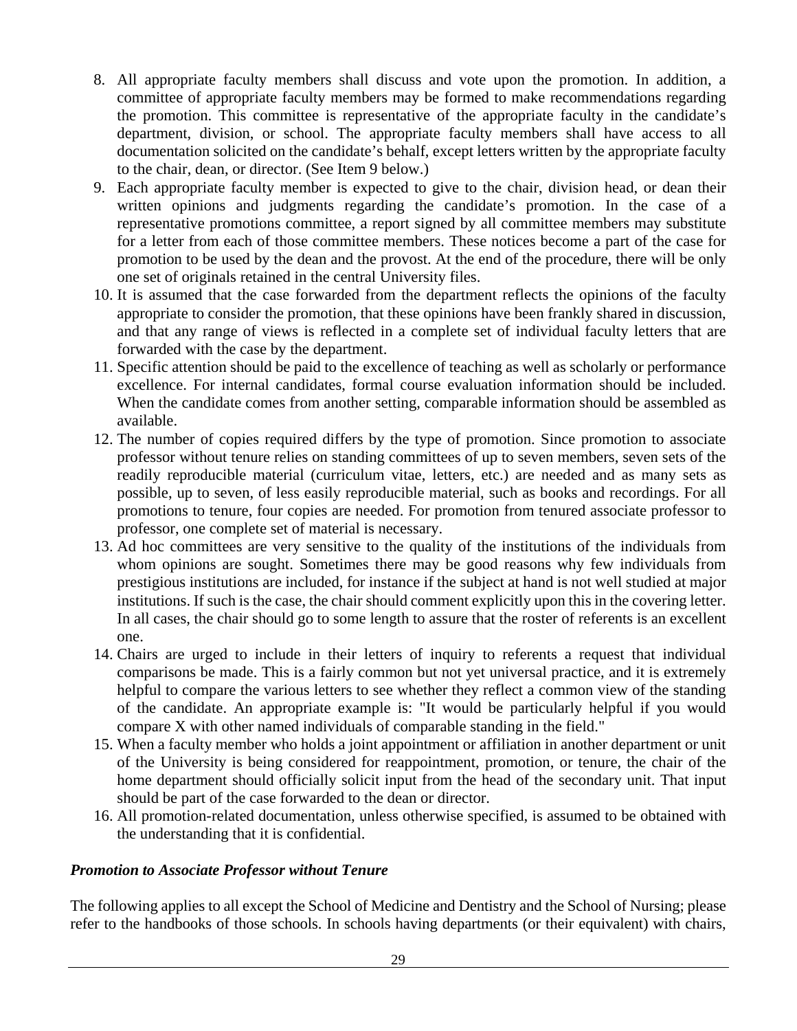8. All appropriate faculty members shall discuss and vote upon the promotion. In addition, a committee of appropriate faculty members may be formed to make recommendations regarding the promotion. This committee is representative of the appropriate faculty in the candidate's department, division, or school. The appropriate faculty members shall have access to all documentation solicited on the candidate's behalf, except letters written by the appropriate faculty to the chair, dean, or director. (See Item 9 below.)
9. Each appropriate faculty member is expected to give to the chair, division head, or dean their written opinions and judgments regarding the candidate's promotion. In the case of a representative promotions committee, a report signed by all committee members may substitute for a letter from each of those committee members. These notices become a part of the case for promotion to be used by the dean and the provost. At the end of the procedure, there will be only one set of originals retained in the central University files.
10. It is assumed that the case forwarded from the department reflects the opinions of the faculty appropriate to consider the promotion, that these opinions have been frankly shared in discussion, and that any range of views is reflected in a complete set of individual faculty letters that are forwarded with the case by the department.
11. Specific attention should be paid to the excellence of teaching as well as scholarly or performance excellence. For internal candidates, formal course evaluation information should be included. When the candidate comes from another setting, comparable information should be assembled as available.
12. The number of copies required differs by the type of promotion. Since promotion to associate professor without tenure relies on standing committees of up to seven members, seven sets of the readily reproducible material (curriculum vitae, letters, etc.) are needed and as many sets as possible, up to seven, of less easily reproducible material, such as books and recordings. For all promotions to tenure, four copies are needed. For promotion from tenured associate professor to professor, one complete set of material is necessary.
13. Ad hoc committees are very sensitive to the quality of the institutions of the individuals from whom opinions are sought. Sometimes there may be good reasons why few individuals from prestigious institutions are included, for instance if the subject at hand is not well studied at major institutions. If such is the case, the chair should comment explicitly upon this in the covering letter. In all cases, the chair should go to some length to assure that the roster of referents is an excellent one.
14. Chairs are urged to include in their letters of inquiry to referents a request that individual comparisons be made. This is a fairly common but not yet universal practice, and it is extremely helpful to compare the various letters to see whether they reflect a common view of the standing of the candidate. An appropriate example is: "It would be particularly helpful if you would compare X with other named individuals of comparable standing in the field."
15. When a faculty member who holds a joint appointment or affiliation in another department or unit of the University is being considered for reappointment, promotion, or tenure, the chair of the home department should officially solicit input from the head of the secondary unit. That input should be part of the case forwarded to the dean or director.
16. All promotion-related documentation, unless otherwise specified, is assumed to be obtained with the understanding that it is confidential.

***Promotion to Associate Professor without Tenure***

The following applies to all except the School of Medicine and Dentistry and the School of Nursing; please refer to the handbooks of those schools. In schools having departments (or their equivalent) with chairs,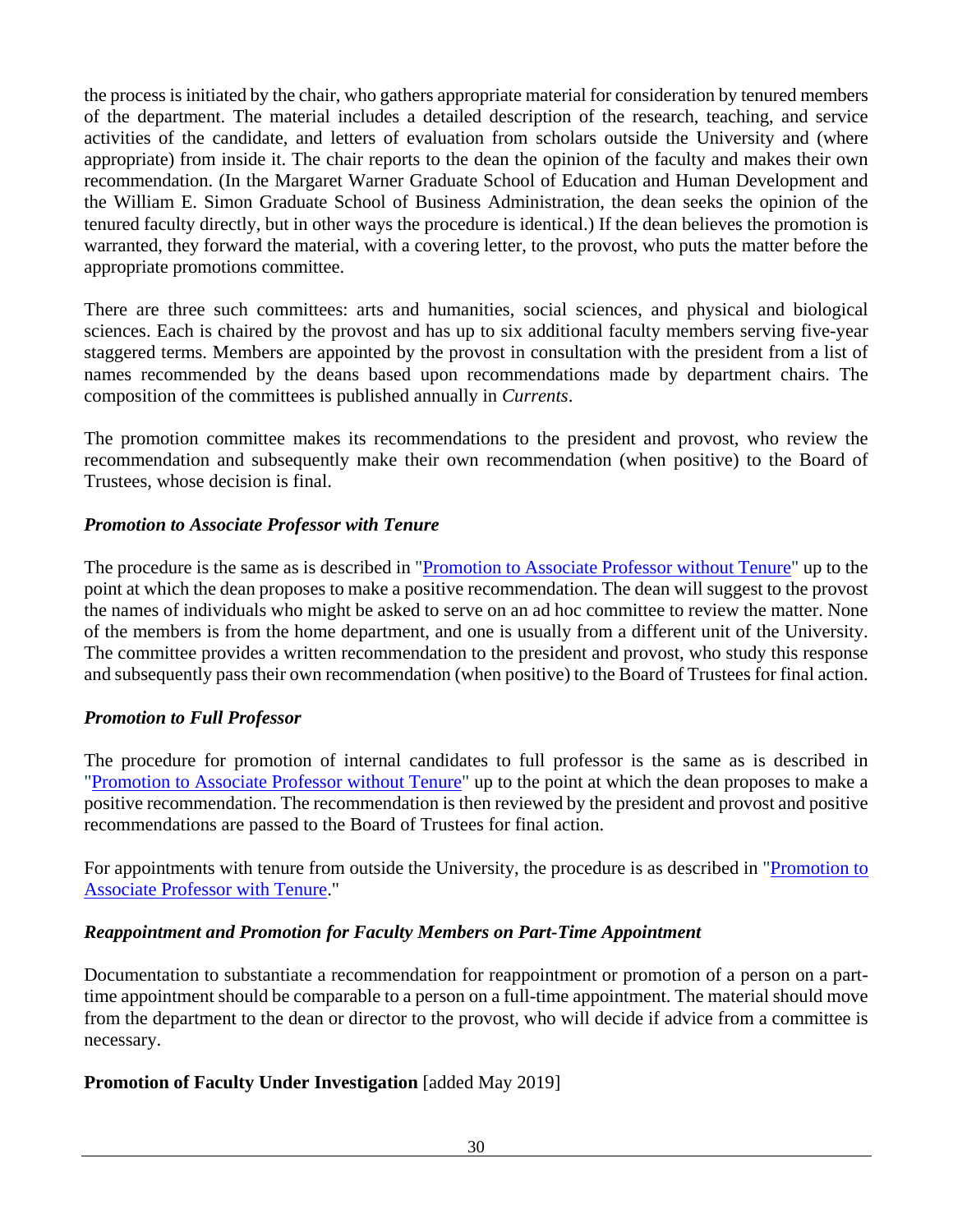the process is initiated by the chair, who gathers appropriate material for consideration by tenured members of the department. The material includes a detailed description of the research, teaching, and service activities of the candidate, and letters of evaluation from scholars outside the University and (where appropriate) from inside it. The chair reports to the dean the opinion of the faculty and makes their own recommendation. (In the Margaret Warner Graduate School of Education and Human Development and the William E. Simon Graduate School of Business Administration, the dean seeks the opinion of the tenured faculty directly, but in other ways the procedure is identical.) If the dean believes the promotion is warranted, they forward the material, with a covering letter, to the provost, who puts the matter before the appropriate promotions committee.

There are three such committees: arts and humanities, social sciences, and physical and biological sciences. Each is chaired by the provost and has up to six additional faculty members serving five-year staggered terms. Members are appointed by the provost in consultation with the president from a list of names recommended by the deans based upon recommendations made by department chairs. The composition of the committees is published annually in *Currents*.

The promotion committee makes its recommendations to the president and provost, who review the recommendation and subsequently make their own recommendation (when positive) to the Board of Trustees, whose decision is final.

### *Promotion to Associate Professor with Tenure*

The procedure is the same as is described in "Promotion to Associate Professor without Tenure" up to the point at which the dean proposes to make a positive recommendation. The dean will suggest to the provost the names of individuals who might be asked to serve on an ad hoc committee to review the matter. None of the members is from the home department, and one is usually from a different unit of the University. The committee provides a written recommendation to the president and provost, who study this response and subsequently pass their own recommendation (when positive) to the Board of Trustees for final action.

### *Promotion to Full Professor*

The procedure for promotion of internal candidates to full professor is the same as is described in "Promotion to Associate Professor without Tenure" up to the point at which the dean proposes to make a positive recommendation. The recommendation is then reviewed by the president and provost and positive recommendations are passed to the Board of Trustees for final action.

For appointments with tenure from outside the University, the procedure is as described in "Promotion to Associate Professor with Tenure."

### *Reappointment and Promotion for Faculty Members on Part-Time Appointment*

Documentation to substantiate a recommendation for reappointment or promotion of a person on a part-time appointment should be comparable to a person on a full-time appointment. The material should move from the department to the dean or director to the provost, who will decide if advice from a committee is necessary.

**Promotion of Faculty Under Investigation** [added May 2019]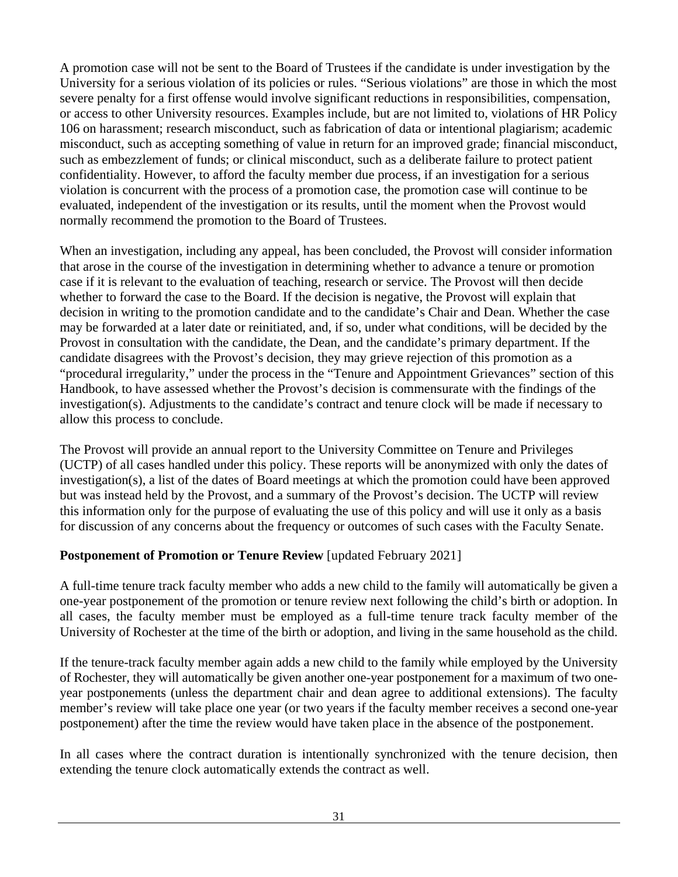A promotion case will not be sent to the Board of Trustees if the candidate is under investigation by the University for a serious violation of its policies or rules. "Serious violations" are those in which the most severe penalty for a first offense would involve significant reductions in responsibilities, compensation, or access to other University resources. Examples include, but are not limited to, violations of HR Policy 106 on harassment; research misconduct, such as fabrication of data or intentional plagiarism; academic misconduct, such as accepting something of value in return for an improved grade; financial misconduct, such as embezzlement of funds; or clinical misconduct, such as a deliberate failure to protect patient confidentiality. However, to afford the faculty member due process, if an investigation for a serious violation is concurrent with the process of a promotion case, the promotion case will continue to be evaluated, independent of the investigation or its results, until the moment when the Provost would normally recommend the promotion to the Board of Trustees.

When an investigation, including any appeal, has been concluded, the Provost will consider information that arose in the course of the investigation in determining whether to advance a tenure or promotion case if it is relevant to the evaluation of teaching, research or service. The Provost will then decide whether to forward the case to the Board. If the decision is negative, the Provost will explain that decision in writing to the promotion candidate and to the candidate's Chair and Dean. Whether the case may be forwarded at a later date or reinitiated, and, if so, under what conditions, will be decided by the Provost in consultation with the candidate, the Dean, and the candidate's primary department. If the candidate disagrees with the Provost's decision, they may grieve rejection of this promotion as a "procedural irregularity," under the process in the "Tenure and Appointment Grievances" section of this Handbook, to have assessed whether the Provost's decision is commensurate with the findings of the investigation(s). Adjustments to the candidate's contract and tenure clock will be made if necessary to allow this process to conclude.

The Provost will provide an annual report to the University Committee on Tenure and Privileges (UCTP) of all cases handled under this policy. These reports will be anonymized with only the dates of investigation(s), a list of the dates of Board meetings at which the promotion could have been approved but was instead held by the Provost, and a summary of the Provost's decision. The UCTP will review this information only for the purpose of evaluating the use of this policy and will use it only as a basis for discussion of any concerns about the frequency or outcomes of such cases with the Faculty Senate.

**Postponement of Promotion or Tenure Review** [updated February 2021]

A full-time tenure track faculty member who adds a new child to the family will automatically be given a one-year postponement of the promotion or tenure review next following the child's birth or adoption. In all cases, the faculty member must be employed as a full-time tenure track faculty member of the University of Rochester at the time of the birth or adoption, and living in the same household as the child.

If the tenure-track faculty member again adds a new child to the family while employed by the University of Rochester, they will automatically be given another one-year postponement for a maximum of two one-year postponements (unless the department chair and dean agree to additional extensions). The faculty member's review will take place one year (or two years if the faculty member receives a second one-year postponement) after the time the review would have taken place in the absence of the postponement.

In all cases where the contract duration is intentionally synchronized with the tenure decision, then extending the tenure clock automatically extends the contract as well.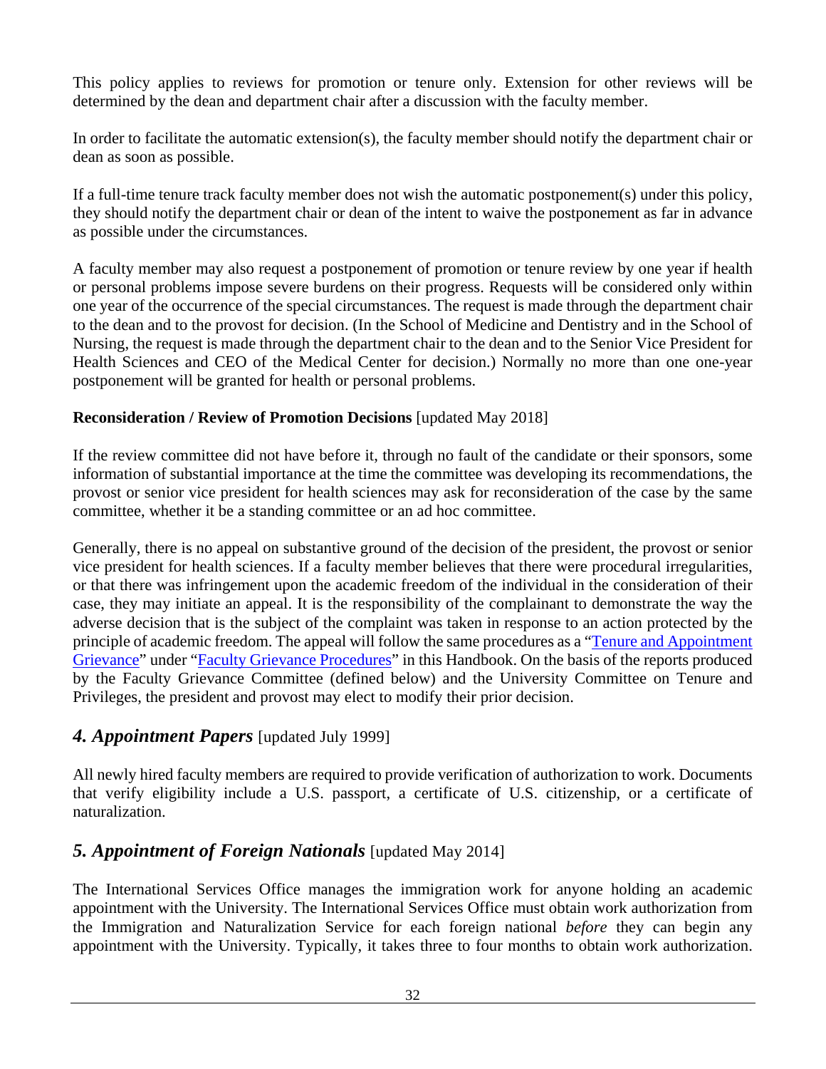This policy applies to reviews for promotion or tenure only. Extension for other reviews will be determined by the dean and department chair after a discussion with the faculty member.

In order to facilitate the automatic extension(s), the faculty member should notify the department chair or dean as soon as possible.

If a full-time tenure track faculty member does not wish the automatic postponement(s) under this policy, they should notify the department chair or dean of the intent to waive the postponement as far in advance as possible under the circumstances.

A faculty member may also request a postponement of promotion or tenure review by one year if health or personal problems impose severe burdens on their progress. Requests will be considered only within one year of the occurrence of the special circumstances. The request is made through the department chair to the dean and to the provost for decision. (In the School of Medicine and Dentistry and in the School of Nursing, the request is made through the department chair to the dean and to the Senior Vice President for Health Sciences and CEO of the Medical Center for decision.) Normally no more than one one-year postponement will be granted for health or personal problems.

**Reconsideration / Review of Promotion Decisions** [updated May 2018]

If the review committee did not have before it, through no fault of the candidate or their sponsors, some information of substantial importance at the time the committee was developing its recommendations, the provost or senior vice president for health sciences may ask for reconsideration of the case by the same committee, whether it be a standing committee or an ad hoc committee.

Generally, there is no appeal on substantive ground of the decision of the president, the provost or senior vice president for health sciences. If a faculty member believes that there were procedural irregularities, or that there was infringement upon the academic freedom of the individual in the consideration of their case, they may initiate an appeal. It is the responsibility of the complainant to demonstrate the way the adverse decision that is the subject of the complaint was taken in response to an action protected by the principle of academic freedom. The appeal will follow the same procedures as a "Tenure and Appointment Grievance" under "Faculty Grievance Procedures" in this Handbook. On the basis of the reports produced by the Faculty Grievance Committee (defined below) and the University Committee on Tenure and Privileges, the president and provost may elect to modify their prior decision.

## *4. Appointment Papers* [updated July 1999]

All newly hired faculty members are required to provide verification of authorization to work. Documents that verify eligibility include a U.S. passport, a certificate of U.S. citizenship, or a certificate of naturalization.

## *5. Appointment of Foreign Nationals* [updated May 2014]

The International Services Office manages the immigration work for anyone holding an academic appointment with the University. The International Services Office must obtain work authorization from the Immigration and Naturalization Service for each foreign national *before* they can begin any appointment with the University. Typically, it takes three to four months to obtain work authorization.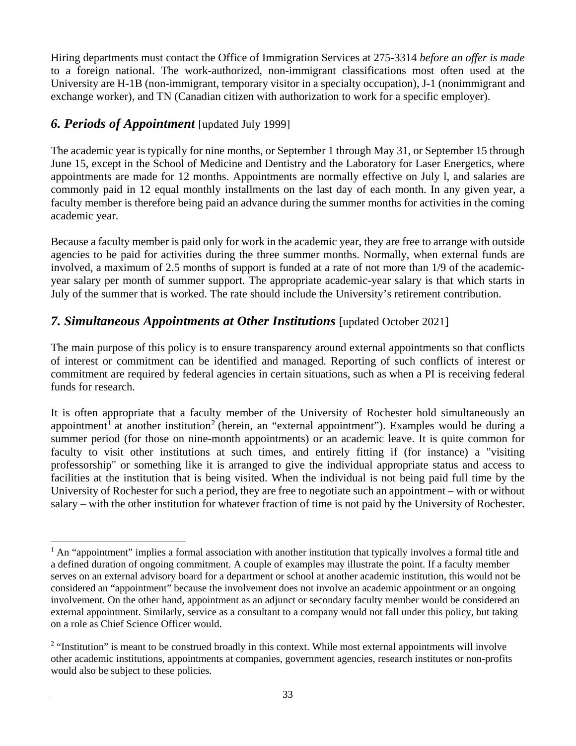Hiring departments must contact the Office of Immigration Services at 275-3314 *before an offer is made* to a foreign national. The work-authorized, non-immigrant classifications most often used at the University are H-1B (non-immigrant, temporary visitor in a specialty occupation), J-1 (nonimmigrant and exchange worker), and TN (Canadian citizen with authorization to work for a specific employer).

## *6. Periods of Appointment* [updated July 1999]

The academic year is typically for nine months, or September 1 through May 31, or September 15 through June 15, except in the School of Medicine and Dentistry and the Laboratory for Laser Energetics, where appointments are made for 12 months. Appointments are normally effective on July l, and salaries are commonly paid in 12 equal monthly installments on the last day of each month. In any given year, a faculty member is therefore being paid an advance during the summer months for activities in the coming academic year.

Because a faculty member is paid only for work in the academic year, they are free to arrange with outside agencies to be paid for activities during the three summer months. Normally, when external funds are involved, a maximum of 2.5 months of support is funded at a rate of not more than 1/9 of the academic-year salary per month of summer support. The appropriate academic-year salary is that which starts in July of the summer that is worked. The rate should include the University's retirement contribution.

## *7. Simultaneous Appointments at Other Institutions* [updated October 2021]

The main purpose of this policy is to ensure transparency around external appointments so that conflicts of interest or commitment can be identified and managed. Reporting of such conflicts of interest or commitment are required by federal agencies in certain situations, such as when a PI is receiving federal funds for research.

It is often appropriate that a faculty member of the University of Rochester hold simultaneously an appointment[1] at another institution[2] (herein, an "external appointment"). Examples would be during a summer period (for those on nine-month appointments) or an academic leave. It is quite common for faculty to visit other institutions at such times, and entirely fitting if (for instance) a "visiting professorship" or something like it is arranged to give the individual appropriate status and access to facilities at the institution that is being visited. When the individual is not being paid full time by the University of Rochester for such a period, they are free to negotiate such an appointment – with or without salary – with the other institution for whatever fraction of time is not paid by the University of Rochester.

---

[1] An "appointment" implies a formal association with another institution that typically involves a formal title and a defined duration of ongoing commitment. A couple of examples may illustrate the point. If a faculty member serves on an external advisory board for a department or school at another academic institution, this would not be considered an "appointment" because the involvement does not involve an academic appointment or an ongoing involvement. On the other hand, appointment as an adjunct or secondary faculty member would be considered an external appointment. Similarly, service as a consultant to a company would not fall under this policy, but taking on a role as Chief Science Officer would.

[2] "Institution" is meant to be construed broadly in this context. While most external appointments will involve other academic institutions, appointments at companies, government agencies, research institutes or non-profits would also be subject to these policies.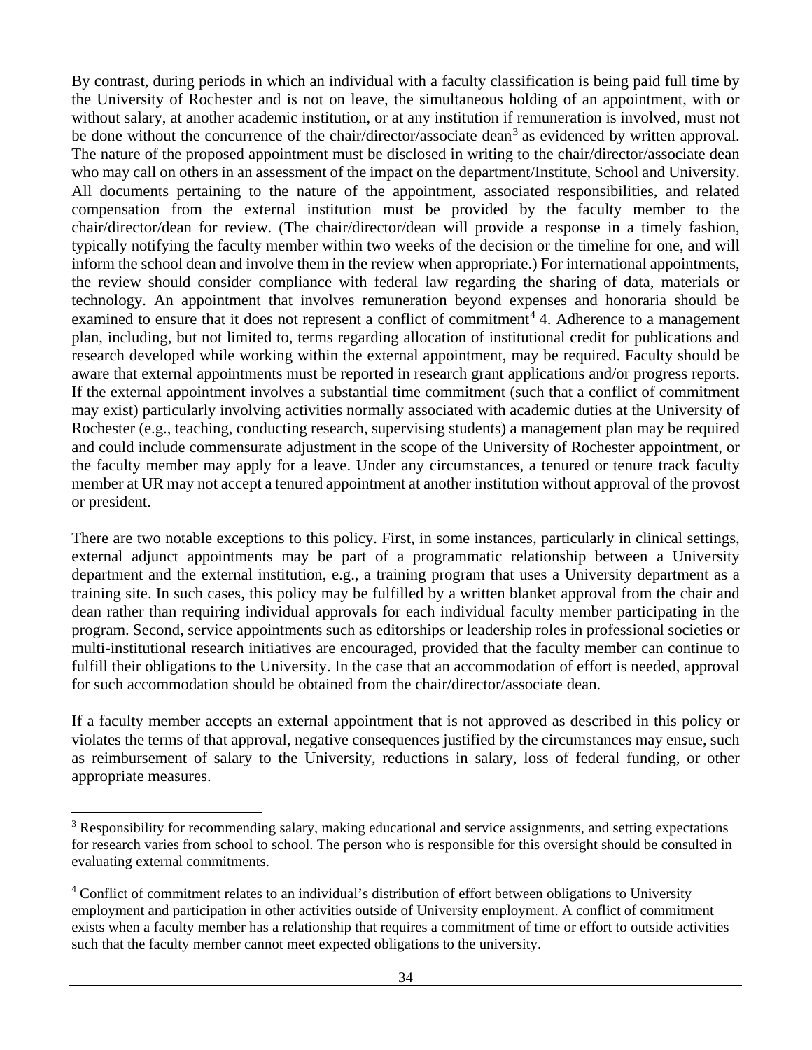By contrast, during periods in which an individual with a faculty classification is being paid full time by the University of Rochester and is not on leave, the simultaneous holding of an appointment, with or without salary, at another academic institution, or at any institution if remuneration is involved, must not be done without the concurrence of the chair/director/associate dean[3] as evidenced by written approval. The nature of the proposed appointment must be disclosed in writing to the chair/director/associate dean who may call on others in an assessment of the impact on the department/Institute, School and University. All documents pertaining to the nature of the appointment, associated responsibilities, and related compensation from the external institution must be provided by the faculty member to the chair/director/dean for review. (The chair/director/dean will provide a response in a timely fashion, typically notifying the faculty member within two weeks of the decision or the timeline for one, and will inform the school dean and involve them in the review when appropriate.) For international appointments, the review should consider compliance with federal law regarding the sharing of data, materials or technology. An appointment that involves remuneration beyond expenses and honoraria should be examined to ensure that it does not represent a conflict of commitment[4] 4. Adherence to a management plan, including, but not limited to, terms regarding allocation of institutional credit for publications and research developed while working within the external appointment, may be required. Faculty should be aware that external appointments must be reported in research grant applications and/or progress reports. If the external appointment involves a substantial time commitment (such that a conflict of commitment may exist) particularly involving activities normally associated with academic duties at the University of Rochester (e.g., teaching, conducting research, supervising students) a management plan may be required and could include commensurate adjustment in the scope of the University of Rochester appointment, or the faculty member may apply for a leave. Under any circumstances, a tenured or tenure track faculty member at UR may not accept a tenured appointment at another institution without approval of the provost or president.

There are two notable exceptions to this policy. First, in some instances, particularly in clinical settings, external adjunct appointments may be part of a programmatic relationship between a University department and the external institution, e.g., a training program that uses a University department as a training site. In such cases, this policy may be fulfilled by a written blanket approval from the chair and dean rather than requiring individual approvals for each individual faculty member participating in the program. Second, service appointments such as editorships or leadership roles in professional societies or multi-institutional research initiatives are encouraged, provided that the faculty member can continue to fulfill their obligations to the University. In the case that an accommodation of effort is needed, approval for such accommodation should be obtained from the chair/director/associate dean.

If a faculty member accepts an external appointment that is not approved as described in this policy or violates the terms of that approval, negative consequences justified by the circumstances may ensue, such as reimbursement of salary to the University, reductions in salary, loss of federal funding, or other appropriate measures.

---

[3] Responsibility for recommending salary, making educational and service assignments, and setting expectations for research varies from school to school. The person who is responsible for this oversight should be consulted in evaluating external commitments.

[4] Conflict of commitment relates to an individual's distribution of effort between obligations to University employment and participation in other activities outside of University employment. A conflict of commitment exists when a faculty member has a relationship that requires a commitment of time or effort to outside activities such that the faculty member cannot meet expected obligations to the university.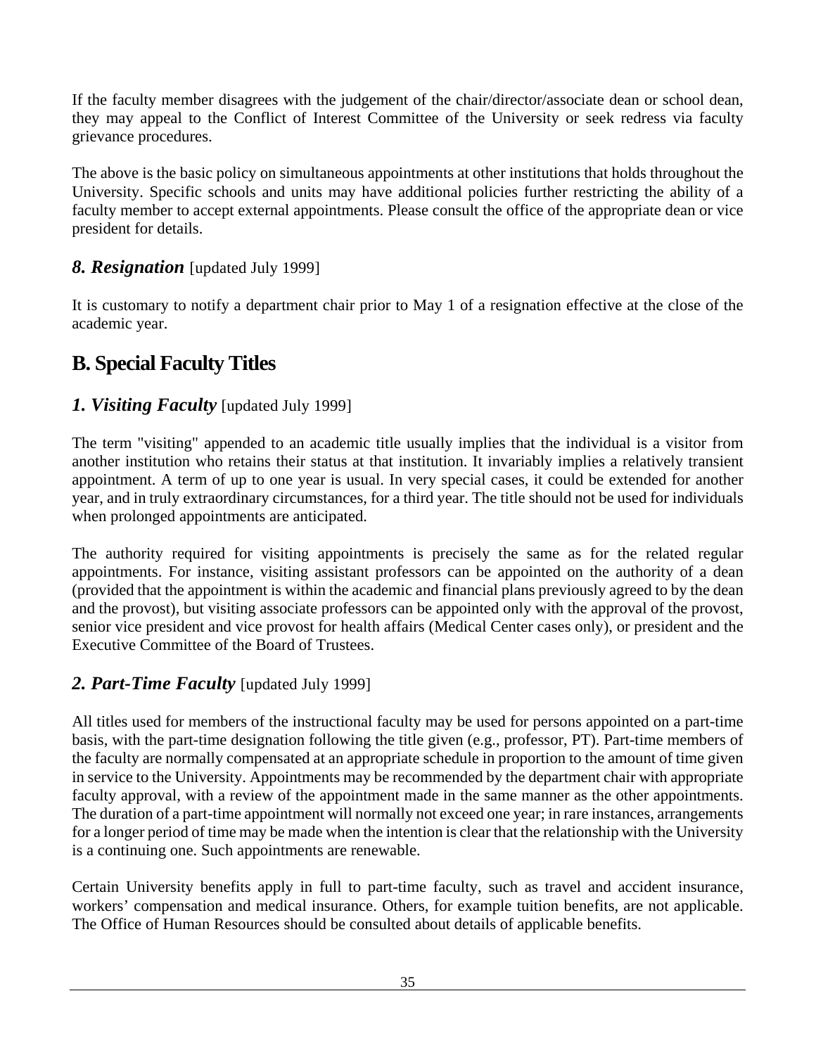If the faculty member disagrees with the judgement of the chair/director/associate dean or school dean, they may appeal to the Conflict of Interest Committee of the University or seek redress via faculty grievance procedures.

The above is the basic policy on simultaneous appointments at other institutions that holds throughout the University. Specific schools and units may have additional policies further restricting the ability of a faculty member to accept external appointments. Please consult the office of the appropriate dean or vice president for details.

### *8. Resignation* [updated July 1999]

It is customary to notify a department chair prior to May 1 of a resignation effective at the close of the academic year.

## B. Special Faculty Titles

### *1. Visiting Faculty* [updated July 1999]

The term "visiting" appended to an academic title usually implies that the individual is a visitor from another institution who retains their status at that institution. It invariably implies a relatively transient appointment. A term of up to one year is usual. In very special cases, it could be extended for another year, and in truly extraordinary circumstances, for a third year. The title should not be used for individuals when prolonged appointments are anticipated.

The authority required for visiting appointments is precisely the same as for the related regular appointments. For instance, visiting assistant professors can be appointed on the authority of a dean (provided that the appointment is within the academic and financial plans previously agreed to by the dean and the provost), but visiting associate professors can be appointed only with the approval of the provost, senior vice president and vice provost for health affairs (Medical Center cases only), or president and the Executive Committee of the Board of Trustees.

### *2. Part-Time Faculty* [updated July 1999]

All titles used for members of the instructional faculty may be used for persons appointed on a part-time basis, with the part-time designation following the title given (e.g., professor, PT). Part-time members of the faculty are normally compensated at an appropriate schedule in proportion to the amount of time given in service to the University. Appointments may be recommended by the department chair with appropriate faculty approval, with a review of the appointment made in the same manner as the other appointments. The duration of a part-time appointment will normally not exceed one year; in rare instances, arrangements for a longer period of time may be made when the intention is clear that the relationship with the University is a continuing one. Such appointments are renewable.

Certain University benefits apply in full to part-time faculty, such as travel and accident insurance, workers' compensation and medical insurance. Others, for example tuition benefits, are not applicable. The Office of Human Resources should be consulted about details of applicable benefits.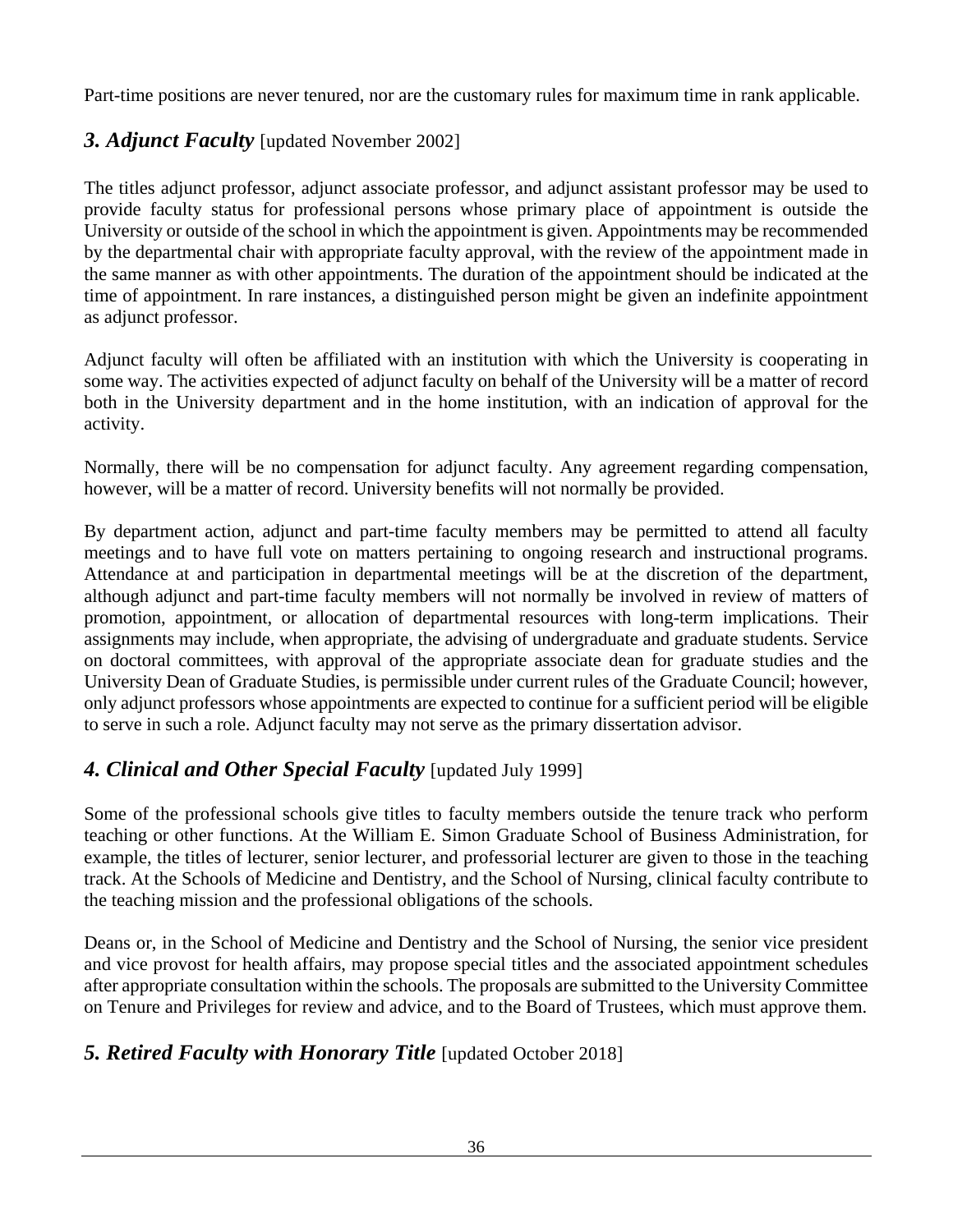Part-time positions are never tenured, nor are the customary rules for maximum time in rank applicable.

### *3. Adjunct Faculty* [updated November 2002]

The titles adjunct professor, adjunct associate professor, and adjunct assistant professor may be used to provide faculty status for professional persons whose primary place of appointment is outside the University or outside of the school in which the appointment is given. Appointments may be recommended by the departmental chair with appropriate faculty approval, with the review of the appointment made in the same manner as with other appointments. The duration of the appointment should be indicated at the time of appointment. In rare instances, a distinguished person might be given an indefinite appointment as adjunct professor.

Adjunct faculty will often be affiliated with an institution with which the University is cooperating in some way. The activities expected of adjunct faculty on behalf of the University will be a matter of record both in the University department and in the home institution, with an indication of approval for the activity.

Normally, there will be no compensation for adjunct faculty. Any agreement regarding compensation, however, will be a matter of record. University benefits will not normally be provided.

By department action, adjunct and part-time faculty members may be permitted to attend all faculty meetings and to have full vote on matters pertaining to ongoing research and instructional programs. Attendance at and participation in departmental meetings will be at the discretion of the department, although adjunct and part-time faculty members will not normally be involved in review of matters of promotion, appointment, or allocation of departmental resources with long-term implications. Their assignments may include, when appropriate, the advising of undergraduate and graduate students. Service on doctoral committees, with approval of the appropriate associate dean for graduate studies and the University Dean of Graduate Studies, is permissible under current rules of the Graduate Council; however, only adjunct professors whose appointments are expected to continue for a sufficient period will be eligible to serve in such a role. Adjunct faculty may not serve as the primary dissertation advisor.

### *4. Clinical and Other Special Faculty* [updated July 1999]

Some of the professional schools give titles to faculty members outside the tenure track who perform teaching or other functions. At the William E. Simon Graduate School of Business Administration, for example, the titles of lecturer, senior lecturer, and professorial lecturer are given to those in the teaching track. At the Schools of Medicine and Dentistry, and the School of Nursing, clinical faculty contribute to the teaching mission and the professional obligations of the schools.

Deans or, in the School of Medicine and Dentistry and the School of Nursing, the senior vice president and vice provost for health affairs, may propose special titles and the associated appointment schedules after appropriate consultation within the schools. The proposals are submitted to the University Committee on Tenure and Privileges for review and advice, and to the Board of Trustees, which must approve them.

### *5. Retired Faculty with Honorary Title* [updated October 2018]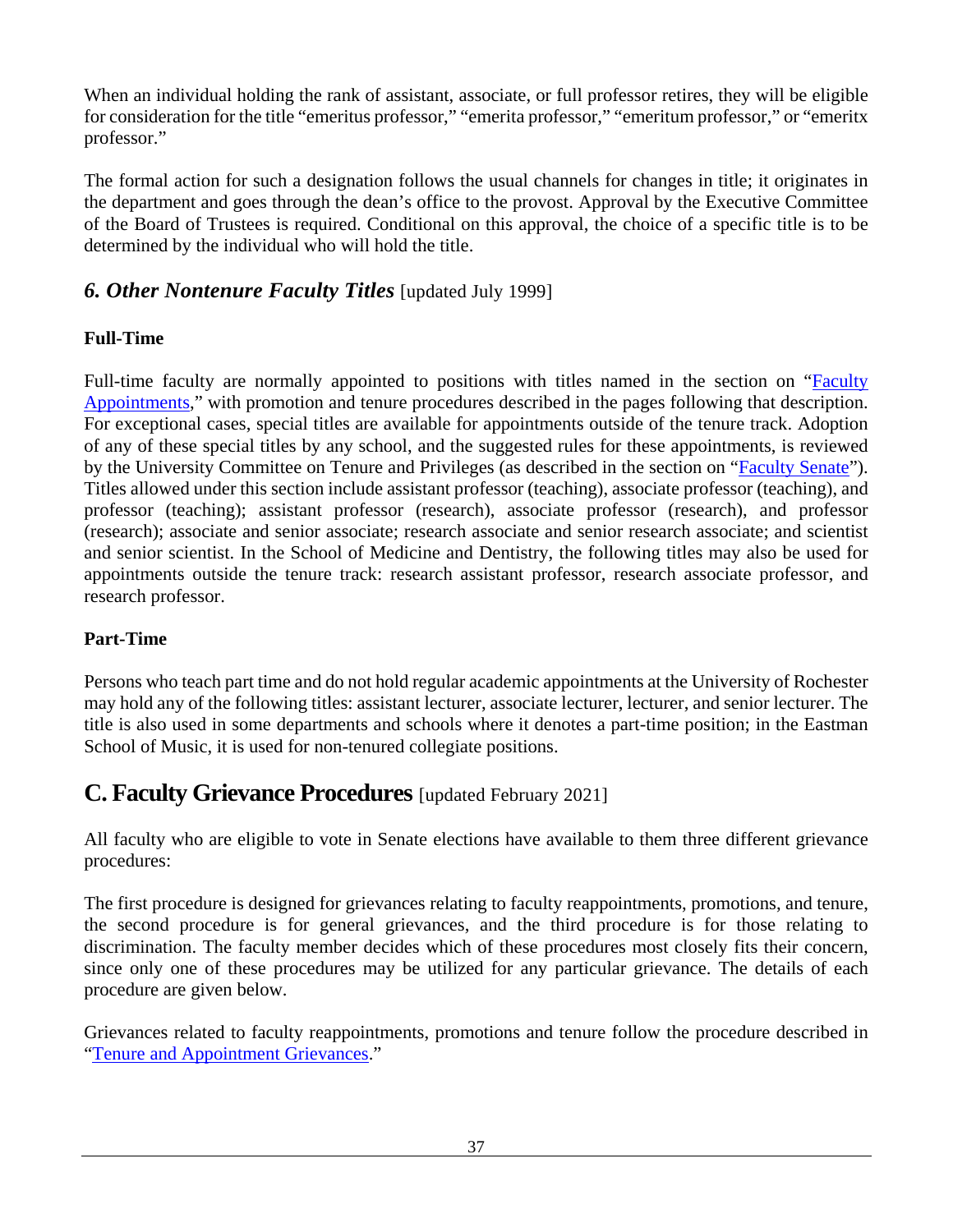When an individual holding the rank of assistant, associate, or full professor retires, they will be eligible for consideration for the title "emeritus professor," "emerita professor," "emeritum professor," or "emeritx professor."

The formal action for such a designation follows the usual channels for changes in title; it originates in the department and goes through the dean's office to the provost. Approval by the Executive Committee of the Board of Trustees is required. Conditional on this approval, the choice of a specific title is to be determined by the individual who will hold the title.

### *6. Other Nontenure Faculty Titles* [updated July 1999]

**Full-Time**

Full-time faculty are normally appointed to positions with titles named in the section on "Faculty Appointments," with promotion and tenure procedures described in the pages following that description. For exceptional cases, special titles are available for appointments outside of the tenure track. Adoption of any of these special titles by any school, and the suggested rules for these appointments, is reviewed by the University Committee on Tenure and Privileges (as described in the section on "Faculty Senate"). Titles allowed under this section include assistant professor (teaching), associate professor (teaching), and professor (teaching); assistant professor (research), associate professor (research), and professor (research); associate and senior associate; research associate and senior research associate; and scientist and senior scientist. In the School of Medicine and Dentistry, the following titles may also be used for appointments outside the tenure track: research assistant professor, research associate professor, and research professor.

**Part-Time**

Persons who teach part time and do not hold regular academic appointments at the University of Rochester may hold any of the following titles: assistant lecturer, associate lecturer, lecturer, and senior lecturer. The title is also used in some departments and schools where it denotes a part-time position; in the Eastman School of Music, it is used for non-tenured collegiate positions.

## C. Faculty Grievance Procedures [updated February 2021]

All faculty who are eligible to vote in Senate elections have available to them three different grievance procedures:

The first procedure is designed for grievances relating to faculty reappointments, promotions, and tenure, the second procedure is for general grievances, and the third procedure is for those relating to discrimination. The faculty member decides which of these procedures most closely fits their concern, since only one of these procedures may be utilized for any particular grievance. The details of each procedure are given below.

Grievances related to faculty reappointments, promotions and tenure follow the procedure described in "Tenure and Appointment Grievances."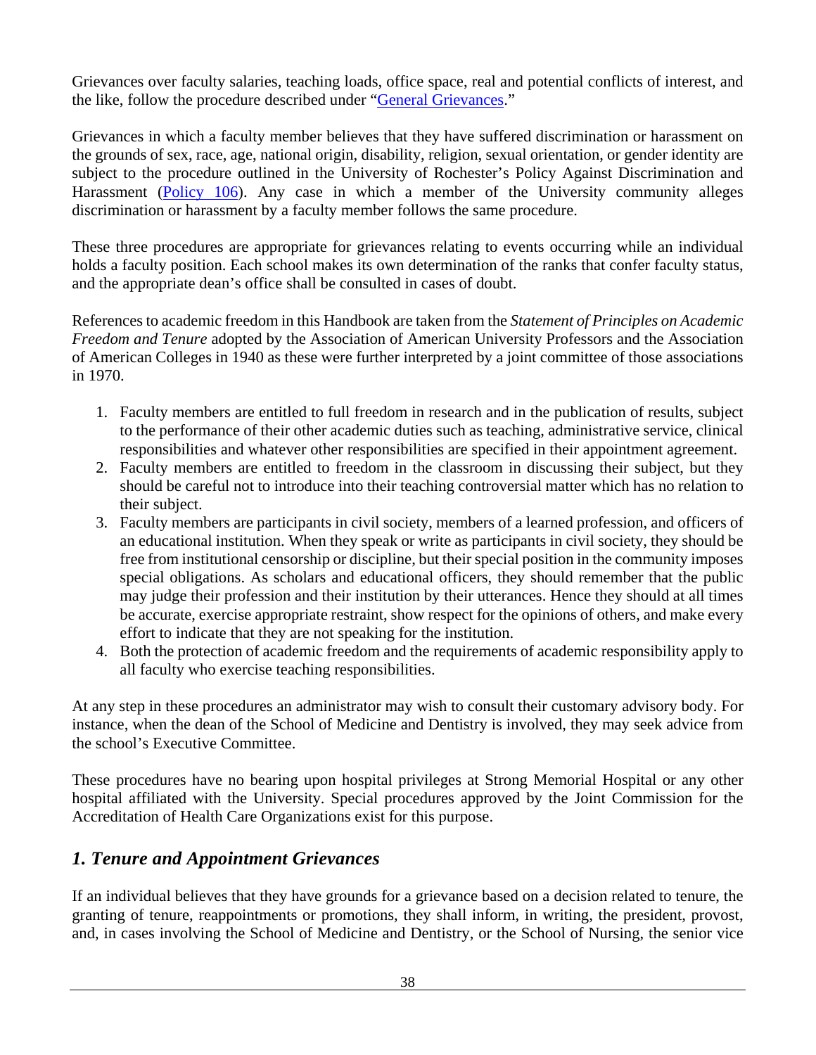Grievances over faculty salaries, teaching loads, office space, real and potential conflicts of interest, and the like, follow the procedure described under "General Grievances."

Grievances in which a faculty member believes that they have suffered discrimination or harassment on the grounds of sex, race, age, national origin, disability, religion, sexual orientation, or gender identity are subject to the procedure outlined in the University of Rochester's Policy Against Discrimination and Harassment (Policy 106). Any case in which a member of the University community alleges discrimination or harassment by a faculty member follows the same procedure.

These three procedures are appropriate for grievances relating to events occurring while an individual holds a faculty position. Each school makes its own determination of the ranks that confer faculty status, and the appropriate dean's office shall be consulted in cases of doubt.

References to academic freedom in this Handbook are taken from the *Statement of Principles on Academic Freedom and Tenure* adopted by the Association of American University Professors and the Association of American Colleges in 1940 as these were further interpreted by a joint committee of those associations in 1970.

1. Faculty members are entitled to full freedom in research and in the publication of results, subject to the performance of their other academic duties such as teaching, administrative service, clinical responsibilities and whatever other responsibilities are specified in their appointment agreement.
2. Faculty members are entitled to freedom in the classroom in discussing their subject, but they should be careful not to introduce into their teaching controversial matter which has no relation to their subject.
3. Faculty members are participants in civil society, members of a learned profession, and officers of an educational institution. When they speak or write as participants in civil society, they should be free from institutional censorship or discipline, but their special position in the community imposes special obligations. As scholars and educational officers, they should remember that the public may judge their profession and their institution by their utterances. Hence they should at all times be accurate, exercise appropriate restraint, show respect for the opinions of others, and make every effort to indicate that they are not speaking for the institution.
4. Both the protection of academic freedom and the requirements of academic responsibility apply to all faculty who exercise teaching responsibilities.

At any step in these procedures an administrator may wish to consult their customary advisory body. For instance, when the dean of the School of Medicine and Dentistry is involved, they may seek advice from the school's Executive Committee.

These procedures have no bearing upon hospital privileges at Strong Memorial Hospital or any other hospital affiliated with the University. Special procedures approved by the Joint Commission for the Accreditation of Health Care Organizations exist for this purpose.

## *1. Tenure and Appointment Grievances*

If an individual believes that they have grounds for a grievance based on a decision related to tenure, the granting of tenure, reappointments or promotions, they shall inform, in writing, the president, provost, and, in cases involving the School of Medicine and Dentistry, or the School of Nursing, the senior vice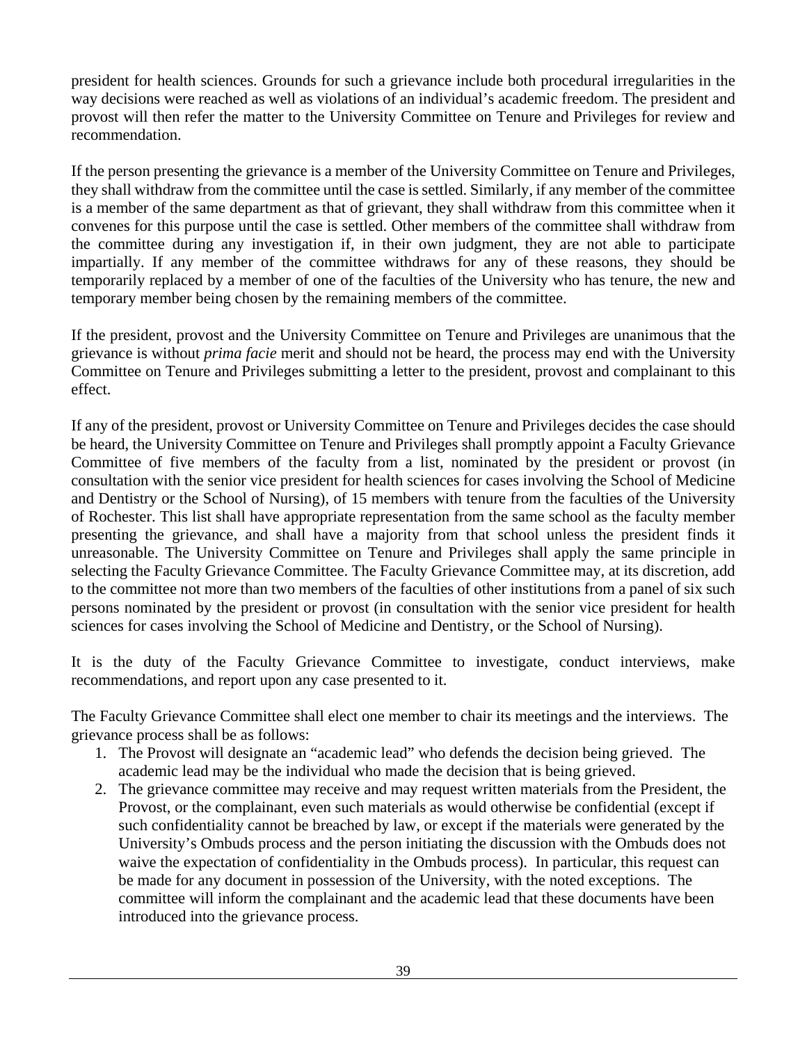president for health sciences. Grounds for such a grievance include both procedural irregularities in the way decisions were reached as well as violations of an individual's academic freedom. The president and provost will then refer the matter to the University Committee on Tenure and Privileges for review and recommendation.

If the person presenting the grievance is a member of the University Committee on Tenure and Privileges, they shall withdraw from the committee until the case is settled. Similarly, if any member of the committee is a member of the same department as that of grievant, they shall withdraw from this committee when it convenes for this purpose until the case is settled. Other members of the committee shall withdraw from the committee during any investigation if, in their own judgment, they are not able to participate impartially. If any member of the committee withdraws for any of these reasons, they should be temporarily replaced by a member of one of the faculties of the University who has tenure, the new and temporary member being chosen by the remaining members of the committee.

If the president, provost and the University Committee on Tenure and Privileges are unanimous that the grievance is without *prima facie* merit and should not be heard, the process may end with the University Committee on Tenure and Privileges submitting a letter to the president, provost and complainant to this effect.

If any of the president, provost or University Committee on Tenure and Privileges decides the case should be heard, the University Committee on Tenure and Privileges shall promptly appoint a Faculty Grievance Committee of five members of the faculty from a list, nominated by the president or provost (in consultation with the senior vice president for health sciences for cases involving the School of Medicine and Dentistry or the School of Nursing), of 15 members with tenure from the faculties of the University of Rochester. This list shall have appropriate representation from the same school as the faculty member presenting the grievance, and shall have a majority from that school unless the president finds it unreasonable. The University Committee on Tenure and Privileges shall apply the same principle in selecting the Faculty Grievance Committee. The Faculty Grievance Committee may, at its discretion, add to the committee not more than two members of the faculties of other institutions from a panel of six such persons nominated by the president or provost (in consultation with the senior vice president for health sciences for cases involving the School of Medicine and Dentistry, or the School of Nursing).

It is the duty of the Faculty Grievance Committee to investigate, conduct interviews, make recommendations, and report upon any case presented to it.

The Faculty Grievance Committee shall elect one member to chair its meetings and the interviews. The grievance process shall be as follows:

1. The Provost will designate an "academic lead" who defends the decision being grieved. The academic lead may be the individual who made the decision that is being grieved.
2. The grievance committee may receive and may request written materials from the President, the Provost, or the complainant, even such materials as would otherwise be confidential (except if such confidentiality cannot be breached by law, or except if the materials were generated by the University's Ombuds process and the person initiating the discussion with the Ombuds does not waive the expectation of confidentiality in the Ombuds process). In particular, this request can be made for any document in possession of the University, with the noted exceptions. The committee will inform the complainant and the academic lead that these documents have been introduced into the grievance process.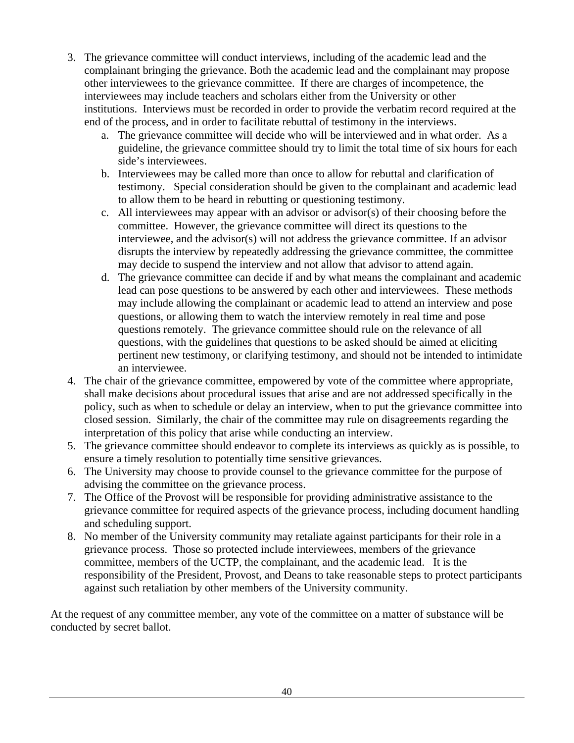3. The grievance committee will conduct interviews, including of the academic lead and the complainant bringing the grievance. Both the academic lead and the complainant may propose other interviewees to the grievance committee. If there are charges of incompetence, the interviewees may include teachers and scholars either from the University or other institutions. Interviews must be recorded in order to provide the verbatim record required at the end of the process, and in order to facilitate rebuttal of testimony in the interviews.
   a. The grievance committee will decide who will be interviewed and in what order. As a guideline, the grievance committee should try to limit the total time of six hours for each side's interviewees.
   b. Interviewees may be called more than once to allow for rebuttal and clarification of testimony. Special consideration should be given to the complainant and academic lead to allow them to be heard in rebutting or questioning testimony.
   c. All interviewees may appear with an advisor or advisor(s) of their choosing before the committee. However, the grievance committee will direct its questions to the interviewee, and the advisor(s) will not address the grievance committee. If an advisor disrupts the interview by repeatedly addressing the grievance committee, the committee may decide to suspend the interview and not allow that advisor to attend again.
   d. The grievance committee can decide if and by what means the complainant and academic lead can pose questions to be answered by each other and interviewees. These methods may include allowing the complainant or academic lead to attend an interview and pose questions, or allowing them to watch the interview remotely in real time and pose questions remotely. The grievance committee should rule on the relevance of all questions, with the guidelines that questions to be asked should be aimed at eliciting pertinent new testimony, or clarifying testimony, and should not be intended to intimidate an interviewee.
4. The chair of the grievance committee, empowered by vote of the committee where appropriate, shall make decisions about procedural issues that arise and are not addressed specifically in the policy, such as when to schedule or delay an interview, when to put the grievance committee into closed session. Similarly, the chair of the committee may rule on disagreements regarding the interpretation of this policy that arise while conducting an interview.
5. The grievance committee should endeavor to complete its interviews as quickly as is possible, to ensure a timely resolution to potentially time sensitive grievances.
6. The University may choose to provide counsel to the grievance committee for the purpose of advising the committee on the grievance process.
7. The Office of the Provost will be responsible for providing administrative assistance to the grievance committee for required aspects of the grievance process, including document handling and scheduling support.
8. No member of the University community may retaliate against participants for their role in a grievance process. Those so protected include interviewees, members of the grievance committee, members of the UCTP, the complainant, and the academic lead. It is the responsibility of the President, Provost, and Deans to take reasonable steps to protect participants against such retaliation by other members of the University community.

At the request of any committee member, any vote of the committee on a matter of substance will be conducted by secret ballot.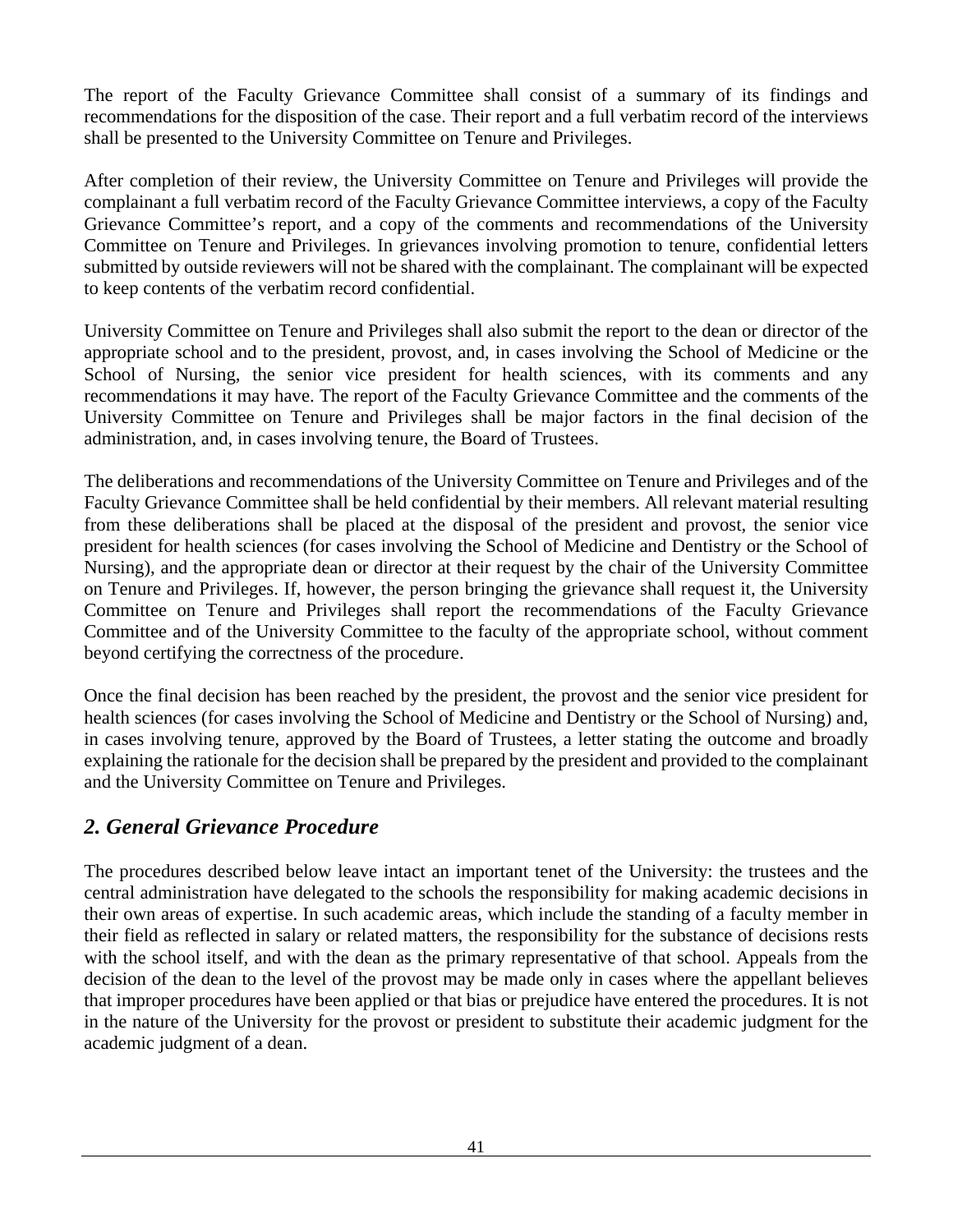The report of the Faculty Grievance Committee shall consist of a summary of its findings and recommendations for the disposition of the case. Their report and a full verbatim record of the interviews shall be presented to the University Committee on Tenure and Privileges.

After completion of their review, the University Committee on Tenure and Privileges will provide the complainant a full verbatim record of the Faculty Grievance Committee interviews, a copy of the Faculty Grievance Committee's report, and a copy of the comments and recommendations of the University Committee on Tenure and Privileges. In grievances involving promotion to tenure, confidential letters submitted by outside reviewers will not be shared with the complainant. The complainant will be expected to keep contents of the verbatim record confidential.

University Committee on Tenure and Privileges shall also submit the report to the dean or director of the appropriate school and to the president, provost, and, in cases involving the School of Medicine or the School of Nursing, the senior vice president for health sciences, with its comments and any recommendations it may have. The report of the Faculty Grievance Committee and the comments of the University Committee on Tenure and Privileges shall be major factors in the final decision of the administration, and, in cases involving tenure, the Board of Trustees.

The deliberations and recommendations of the University Committee on Tenure and Privileges and of the Faculty Grievance Committee shall be held confidential by their members. All relevant material resulting from these deliberations shall be placed at the disposal of the president and provost, the senior vice president for health sciences (for cases involving the School of Medicine and Dentistry or the School of Nursing), and the appropriate dean or director at their request by the chair of the University Committee on Tenure and Privileges. If, however, the person bringing the grievance shall request it, the University Committee on Tenure and Privileges shall report the recommendations of the Faculty Grievance Committee and of the University Committee to the faculty of the appropriate school, without comment beyond certifying the correctness of the procedure.

Once the final decision has been reached by the president, the provost and the senior vice president for health sciences (for cases involving the School of Medicine and Dentistry or the School of Nursing) and, in cases involving tenure, approved by the Board of Trustees, a letter stating the outcome and broadly explaining the rationale for the decision shall be prepared by the president and provided to the complainant and the University Committee on Tenure and Privileges.

## *2. General Grievance Procedure*

The procedures described below leave intact an important tenet of the University: the trustees and the central administration have delegated to the schools the responsibility for making academic decisions in their own areas of expertise. In such academic areas, which include the standing of a faculty member in their field as reflected in salary or related matters, the responsibility for the substance of decisions rests with the school itself, and with the dean as the primary representative of that school. Appeals from the decision of the dean to the level of the provost may be made only in cases where the appellant believes that improper procedures have been applied or that bias or prejudice have entered the procedures. It is not in the nature of the University for the provost or president to substitute their academic judgment for the academic judgment of a dean.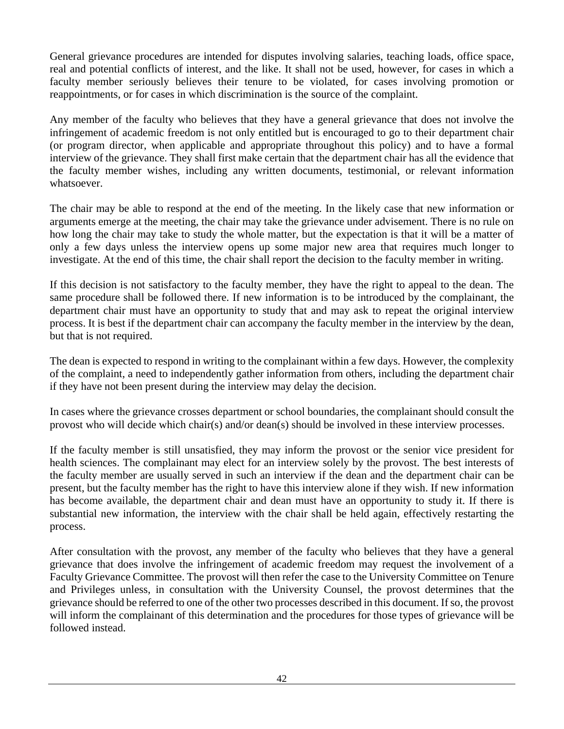General grievance procedures are intended for disputes involving salaries, teaching loads, office space, real and potential conflicts of interest, and the like. It shall not be used, however, for cases in which a faculty member seriously believes their tenure to be violated, for cases involving promotion or reappointments, or for cases in which discrimination is the source of the complaint.

Any member of the faculty who believes that they have a general grievance that does not involve the infringement of academic freedom is not only entitled but is encouraged to go to their department chair (or program director, when applicable and appropriate throughout this policy) and to have a formal interview of the grievance. They shall first make certain that the department chair has all the evidence that the faculty member wishes, including any written documents, testimonial, or relevant information whatsoever.

The chair may be able to respond at the end of the meeting. In the likely case that new information or arguments emerge at the meeting, the chair may take the grievance under advisement. There is no rule on how long the chair may take to study the whole matter, but the expectation is that it will be a matter of only a few days unless the interview opens up some major new area that requires much longer to investigate. At the end of this time, the chair shall report the decision to the faculty member in writing.

If this decision is not satisfactory to the faculty member, they have the right to appeal to the dean. The same procedure shall be followed there. If new information is to be introduced by the complainant, the department chair must have an opportunity to study that and may ask to repeat the original interview process. It is best if the department chair can accompany the faculty member in the interview by the dean, but that is not required.

The dean is expected to respond in writing to the complainant within a few days. However, the complexity of the complaint, a need to independently gather information from others, including the department chair if they have not been present during the interview may delay the decision.

In cases where the grievance crosses department or school boundaries, the complainant should consult the provost who will decide which chair(s) and/or dean(s) should be involved in these interview processes.

If the faculty member is still unsatisfied, they may inform the provost or the senior vice president for health sciences. The complainant may elect for an interview solely by the provost. The best interests of the faculty member are usually served in such an interview if the dean and the department chair can be present, but the faculty member has the right to have this interview alone if they wish. If new information has become available, the department chair and dean must have an opportunity to study it. If there is substantial new information, the interview with the chair shall be held again, effectively restarting the process.

After consultation with the provost, any member of the faculty who believes that they have a general grievance that does involve the infringement of academic freedom may request the involvement of a Faculty Grievance Committee. The provost will then refer the case to the University Committee on Tenure and Privileges unless, in consultation with the University Counsel, the provost determines that the grievance should be referred to one of the other two processes described in this document. If so, the provost will inform the complainant of this determination and the procedures for those types of grievance will be followed instead.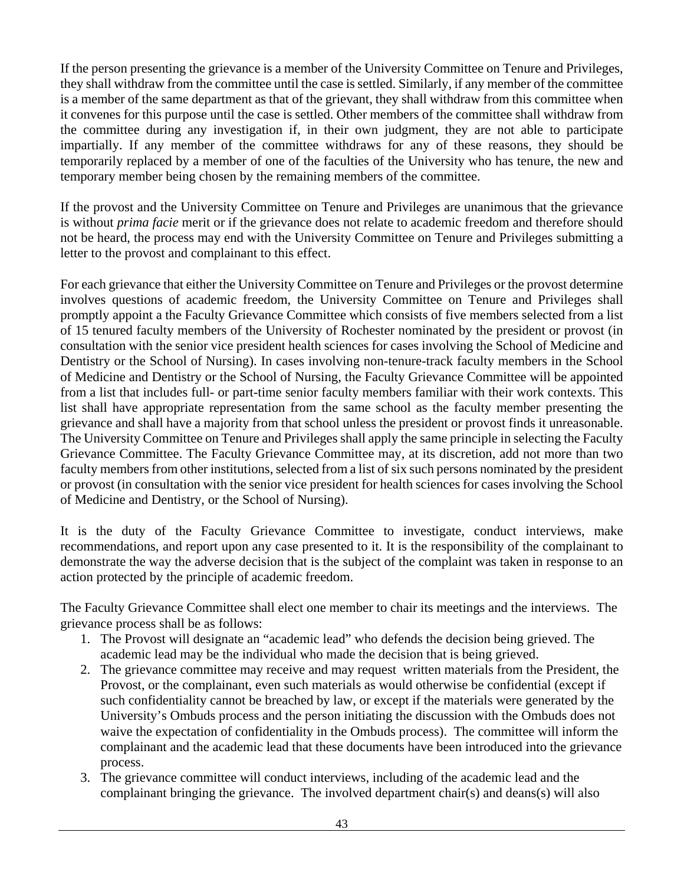If the person presenting the grievance is a member of the University Committee on Tenure and Privileges, they shall withdraw from the committee until the case is settled. Similarly, if any member of the committee is a member of the same department as that of the grievant, they shall withdraw from this committee when it convenes for this purpose until the case is settled. Other members of the committee shall withdraw from the committee during any investigation if, in their own judgment, they are not able to participate impartially. If any member of the committee withdraws for any of these reasons, they should be temporarily replaced by a member of one of the faculties of the University who has tenure, the new and temporary member being chosen by the remaining members of the committee.

If the provost and the University Committee on Tenure and Privileges are unanimous that the grievance is without *prima facie* merit or if the grievance does not relate to academic freedom and therefore should not be heard, the process may end with the University Committee on Tenure and Privileges submitting a letter to the provost and complainant to this effect.

For each grievance that either the University Committee on Tenure and Privileges or the provost determine involves questions of academic freedom, the University Committee on Tenure and Privileges shall promptly appoint a the Faculty Grievance Committee which consists of five members selected from a list of 15 tenured faculty members of the University of Rochester nominated by the president or provost (in consultation with the senior vice president health sciences for cases involving the School of Medicine and Dentistry or the School of Nursing). In cases involving non-tenure-track faculty members in the School of Medicine and Dentistry or the School of Nursing, the Faculty Grievance Committee will be appointed from a list that includes full- or part-time senior faculty members familiar with their work contexts. This list shall have appropriate representation from the same school as the faculty member presenting the grievance and shall have a majority from that school unless the president or provost finds it unreasonable. The University Committee on Tenure and Privileges shall apply the same principle in selecting the Faculty Grievance Committee. The Faculty Grievance Committee may, at its discretion, add not more than two faculty members from other institutions, selected from a list of six such persons nominated by the president or provost (in consultation with the senior vice president for health sciences for cases involving the School of Medicine and Dentistry, or the School of Nursing).

It is the duty of the Faculty Grievance Committee to investigate, conduct interviews, make recommendations, and report upon any case presented to it. It is the responsibility of the complainant to demonstrate the way the adverse decision that is the subject of the complaint was taken in response to an action protected by the principle of academic freedom.

The Faculty Grievance Committee shall elect one member to chair its meetings and the interviews. The grievance process shall be as follows:

1. The Provost will designate an "academic lead" who defends the decision being grieved. The academic lead may be the individual who made the decision that is being grieved.
2. The grievance committee may receive and may request written materials from the President, the Provost, or the complainant, even such materials as would otherwise be confidential (except if such confidentiality cannot be breached by law, or except if the materials were generated by the University's Ombuds process and the person initiating the discussion with the Ombuds does not waive the expectation of confidentiality in the Ombuds process). The committee will inform the complainant and the academic lead that these documents have been introduced into the grievance process.
3. The grievance committee will conduct interviews, including of the academic lead and the complainant bringing the grievance. The involved department chair(s) and deans(s) will also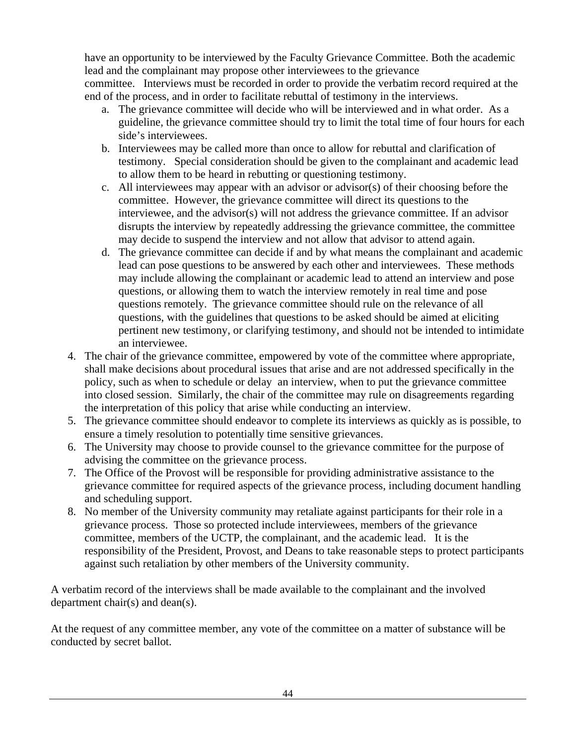have an opportunity to be interviewed by the Faculty Grievance Committee. Both the academic lead and the complainant may propose other interviewees to the grievance committee. Interviews must be recorded in order to provide the verbatim record required at the end of the process, and in order to facilitate rebuttal of testimony in the interviews.

   a. The grievance committee will decide who will be interviewed and in what order. As a guideline, the grievance committee should try to limit the total time of four hours for each side's interviewees.
   b. Interviewees may be called more than once to allow for rebuttal and clarification of testimony. Special consideration should be given to the complainant and academic lead to allow them to be heard in rebutting or questioning testimony.
   c. All interviewees may appear with an advisor or advisor(s) of their choosing before the committee. However, the grievance committee will direct its questions to the interviewee, and the advisor(s) will not address the grievance committee. If an advisor disrupts the interview by repeatedly addressing the grievance committee, the committee may decide to suspend the interview and not allow that advisor to attend again.
   d. The grievance committee can decide if and by what means the complainant and academic lead can pose questions to be answered by each other and interviewees. These methods may include allowing the complainant or academic lead to attend an interview and pose questions, or allowing them to watch the interview remotely in real time and pose questions remotely. The grievance committee should rule on the relevance of all questions, with the guidelines that questions to be asked should be aimed at eliciting pertinent new testimony, or clarifying testimony, and should not be intended to intimidate an interviewee.

4. The chair of the grievance committee, empowered by vote of the committee where appropriate, shall make decisions about procedural issues that arise and are not addressed specifically in the policy, such as when to schedule or delay an interview, when to put the grievance committee into closed session. Similarly, the chair of the committee may rule on disagreements regarding the interpretation of this policy that arise while conducting an interview.
5. The grievance committee should endeavor to complete its interviews as quickly as is possible, to ensure a timely resolution to potentially time sensitive grievances.
6. The University may choose to provide counsel to the grievance committee for the purpose of advising the committee on the grievance process.
7. The Office of the Provost will be responsible for providing administrative assistance to the grievance committee for required aspects of the grievance process, including document handling and scheduling support.
8. No member of the University community may retaliate against participants for their role in a grievance process. Those so protected include interviewees, members of the grievance committee, members of the UCTP, the complainant, and the academic lead. It is the responsibility of the President, Provost, and Deans to take reasonable steps to protect participants against such retaliation by other members of the University community.

A verbatim record of the interviews shall be made available to the complainant and the involved department chair(s) and dean(s).

At the request of any committee member, any vote of the committee on a matter of substance will be conducted by secret ballot.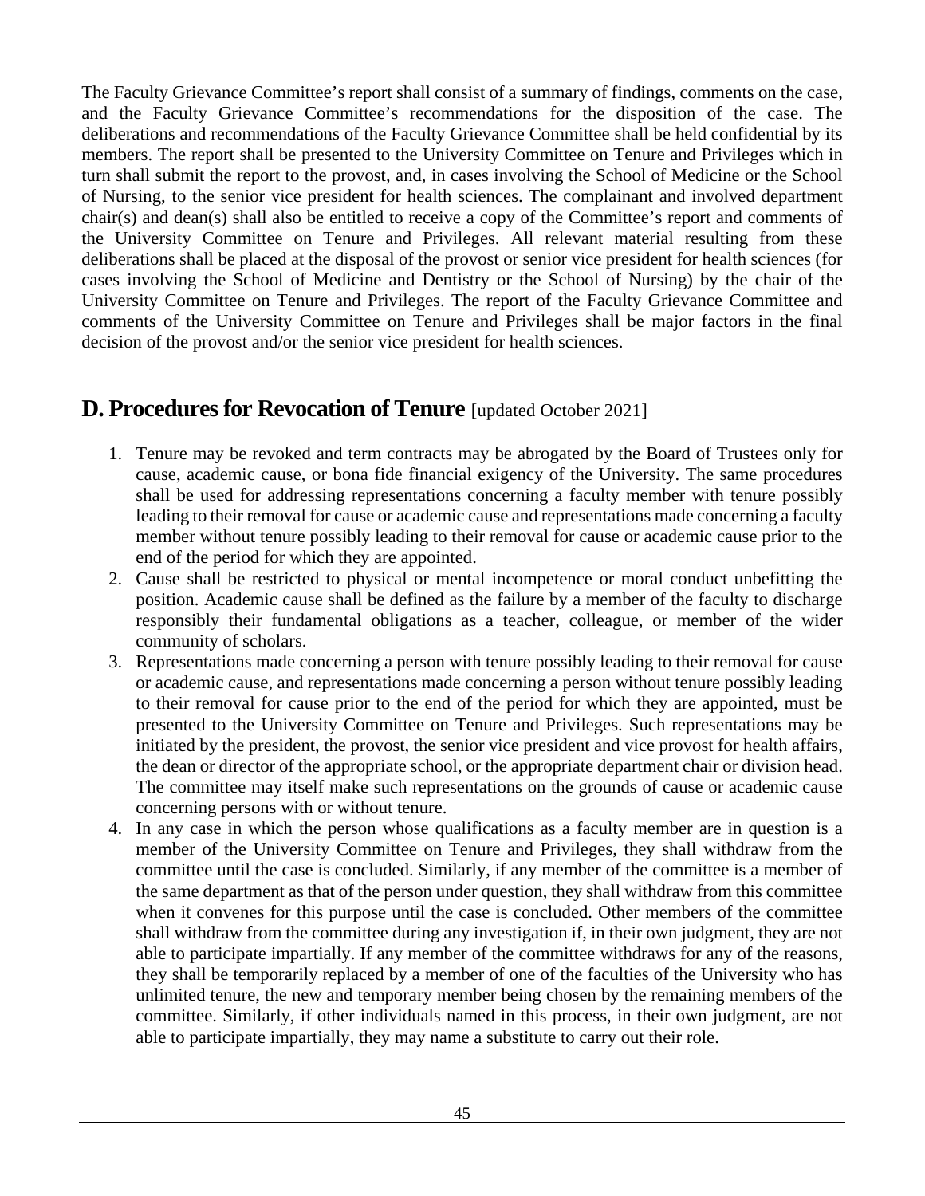The Faculty Grievance Committee's report shall consist of a summary of findings, comments on the case, and the Faculty Grievance Committee's recommendations for the disposition of the case. The deliberations and recommendations of the Faculty Grievance Committee shall be held confidential by its members. The report shall be presented to the University Committee on Tenure and Privileges which in turn shall submit the report to the provost, and, in cases involving the School of Medicine or the School of Nursing, to the senior vice president for health sciences. The complainant and involved department chair(s) and dean(s) shall also be entitled to receive a copy of the Committee's report and comments of the University Committee on Tenure and Privileges. All relevant material resulting from these deliberations shall be placed at the disposal of the provost or senior vice president for health sciences (for cases involving the School of Medicine and Dentistry or the School of Nursing) by the chair of the University Committee on Tenure and Privileges. The report of the Faculty Grievance Committee and comments of the University Committee on Tenure and Privileges shall be major factors in the final decision of the provost and/or the senior vice president for health sciences.

## D. Procedures for Revocation of Tenure [updated October 2021]

1. Tenure may be revoked and term contracts may be abrogated by the Board of Trustees only for cause, academic cause, or bona fide financial exigency of the University. The same procedures shall be used for addressing representations concerning a faculty member with tenure possibly leading to their removal for cause or academic cause and representations made concerning a faculty member without tenure possibly leading to their removal for cause or academic cause prior to the end of the period for which they are appointed.
2. Cause shall be restricted to physical or mental incompetence or moral conduct unbefitting the position. Academic cause shall be defined as the failure by a member of the faculty to discharge responsibly their fundamental obligations as a teacher, colleague, or member of the wider community of scholars.
3. Representations made concerning a person with tenure possibly leading to their removal for cause or academic cause, and representations made concerning a person without tenure possibly leading to their removal for cause prior to the end of the period for which they are appointed, must be presented to the University Committee on Tenure and Privileges. Such representations may be initiated by the president, the provost, the senior vice president and vice provost for health affairs, the dean or director of the appropriate school, or the appropriate department chair or division head. The committee may itself make such representations on the grounds of cause or academic cause concerning persons with or without tenure.
4. In any case in which the person whose qualifications as a faculty member are in question is a member of the University Committee on Tenure and Privileges, they shall withdraw from the committee until the case is concluded. Similarly, if any member of the committee is a member of the same department as that of the person under question, they shall withdraw from this committee when it convenes for this purpose until the case is concluded. Other members of the committee shall withdraw from the committee during any investigation if, in their own judgment, they are not able to participate impartially. If any member of the committee withdraws for any of the reasons, they shall be temporarily replaced by a member of one of the faculties of the University who has unlimited tenure, the new and temporary member being chosen by the remaining members of the committee. Similarly, if other individuals named in this process, in their own judgment, are not able to participate impartially, they may name a substitute to carry out their role.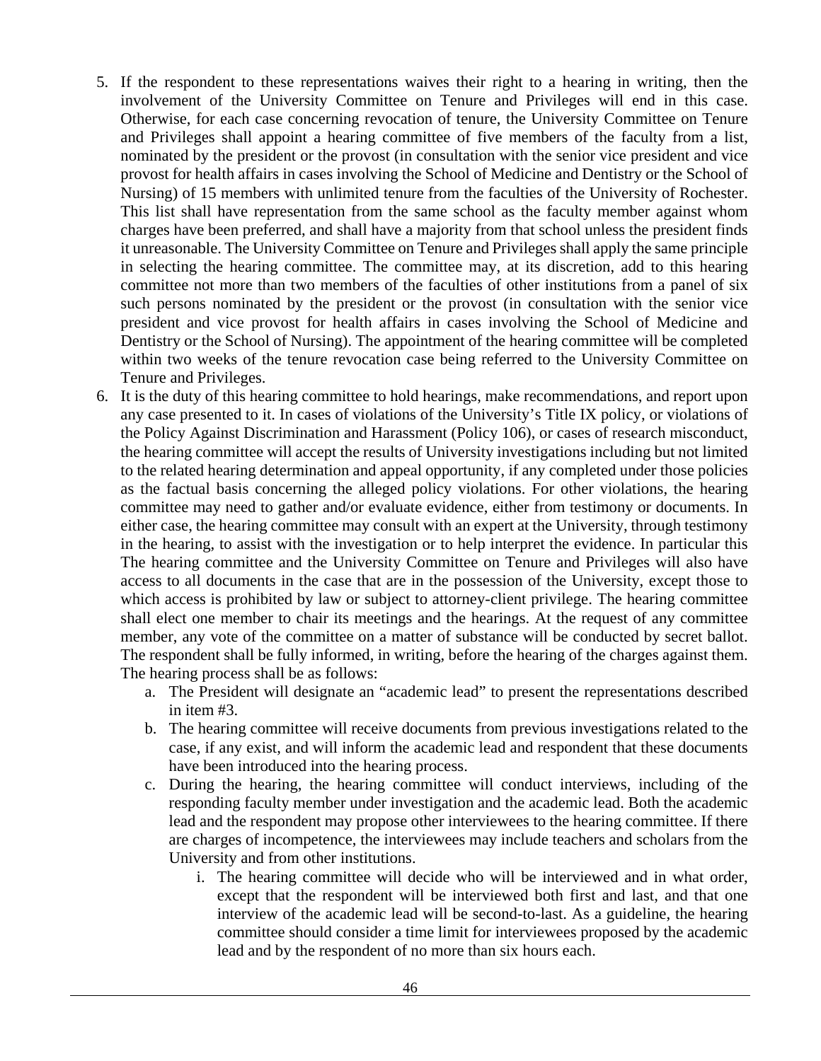5. If the respondent to these representations waives their right to a hearing in writing, then the involvement of the University Committee on Tenure and Privileges will end in this case. Otherwise, for each case concerning revocation of tenure, the University Committee on Tenure and Privileges shall appoint a hearing committee of five members of the faculty from a list, nominated by the president or the provost (in consultation with the senior vice president and vice provost for health affairs in cases involving the School of Medicine and Dentistry or the School of Nursing) of 15 members with unlimited tenure from the faculties of the University of Rochester. This list shall have representation from the same school as the faculty member against whom charges have been preferred, and shall have a majority from that school unless the president finds it unreasonable. The University Committee on Tenure and Privileges shall apply the same principle in selecting the hearing committee. The committee may, at its discretion, add to this hearing committee not more than two members of the faculties of other institutions from a panel of six such persons nominated by the president or the provost (in consultation with the senior vice president and vice provost for health affairs in cases involving the School of Medicine and Dentistry or the School of Nursing). The appointment of the hearing committee will be completed within two weeks of the tenure revocation case being referred to the University Committee on Tenure and Privileges.
6. It is the duty of this hearing committee to hold hearings, make recommendations, and report upon any case presented to it. In cases of violations of the University's Title IX policy, or violations of the Policy Against Discrimination and Harassment (Policy 106), or cases of research misconduct, the hearing committee will accept the results of University investigations including but not limited to the related hearing determination and appeal opportunity, if any completed under those policies as the factual basis concerning the alleged policy violations. For other violations, the hearing committee may need to gather and/or evaluate evidence, either from testimony or documents. In either case, the hearing committee may consult with an expert at the University, through testimony in the hearing, to assist with the investigation or to help interpret the evidence. In particular this The hearing committee and the University Committee on Tenure and Privileges will also have access to all documents in the case that are in the possession of the University, except those to which access is prohibited by law or subject to attorney-client privilege. The hearing committee shall elect one member to chair its meetings and the hearings. At the request of any committee member, any vote of the committee on a matter of substance will be conducted by secret ballot. The respondent shall be fully informed, in writing, before the hearing of the charges against them. The hearing process shall be as follows:
   a. The President will designate an "academic lead" to present the representations described in item #3.
   b. The hearing committee will receive documents from previous investigations related to the case, if any exist, and will inform the academic lead and respondent that these documents have been introduced into the hearing process.
   c. During the hearing, the hearing committee will conduct interviews, including of the responding faculty member under investigation and the academic lead. Both the academic lead and the respondent may propose other interviewees to the hearing committee. If there are charges of incompetence, the interviewees may include teachers and scholars from the University and from other institutions.
      i. The hearing committee will decide who will be interviewed and in what order, except that the respondent will be interviewed both first and last, and that one interview of the academic lead will be second-to-last. As a guideline, the hearing committee should consider a time limit for interviewees proposed by the academic lead and by the respondent of no more than six hours each.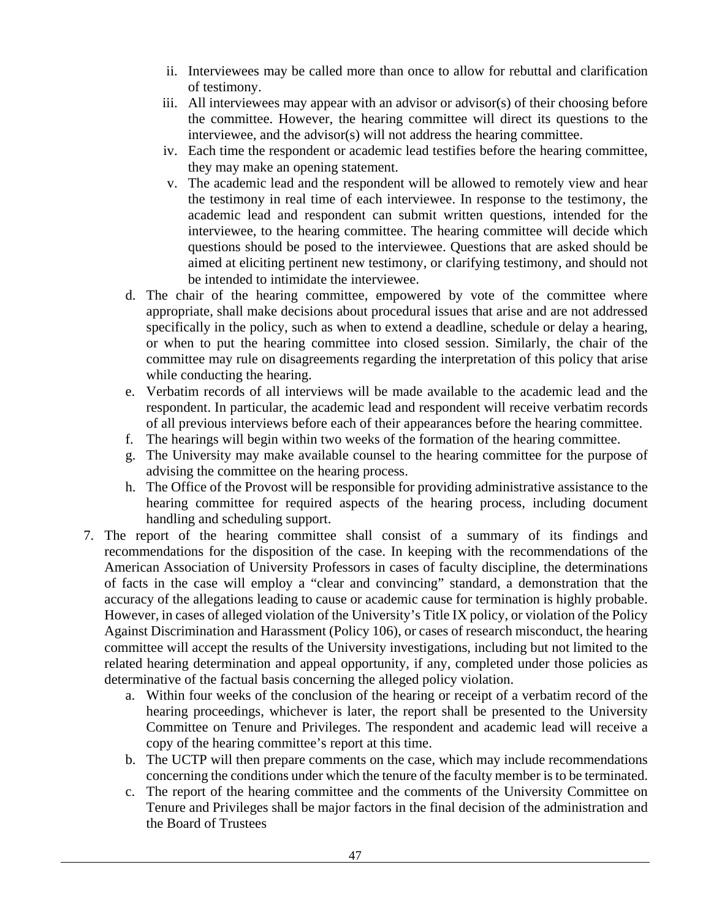ii. Interviewees may be called more than once to allow for rebuttal and clarification of testimony.
   iii. All interviewees may appear with an advisor or advisor(s) of their choosing before the committee. However, the hearing committee will direct its questions to the interviewee, and the advisor(s) will not address the hearing committee.
   iv. Each time the respondent or academic lead testifies before the hearing committee, they may make an opening statement.
   v. The academic lead and the respondent will be allowed to remotely view and hear the testimony in real time of each interviewee. In response to the testimony, the academic lead and respondent can submit written questions, intended for the interviewee, to the hearing committee. The hearing committee will decide which questions should be posed to the interviewee. Questions that are asked should be aimed at eliciting pertinent new testimony, or clarifying testimony, and should not be intended to intimidate the interviewee.

   d. The chair of the hearing committee, empowered by vote of the committee where appropriate, shall make decisions about procedural issues that arise and are not addressed specifically in the policy, such as when to extend a deadline, schedule or delay a hearing, or when to put the hearing committee into closed session. Similarly, the chair of the committee may rule on disagreements regarding the interpretation of this policy that arise while conducting the hearing.
   e. Verbatim records of all interviews will be made available to the academic lead and the respondent. In particular, the academic lead and respondent will receive verbatim records of all previous interviews before each of their appearances before the hearing committee.
   f. The hearings will begin within two weeks of the formation of the hearing committee.
   g. The University may make available counsel to the hearing committee for the purpose of advising the committee on the hearing process.
   h. The Office of the Provost will be responsible for providing administrative assistance to the hearing committee for required aspects of the hearing process, including document handling and scheduling support.

7. The report of the hearing committee shall consist of a summary of its findings and recommendations for the disposition of the case. In keeping with the recommendations of the American Association of University Professors in cases of faculty discipline, the determinations of facts in the case will employ a "clear and convincing" standard, a demonstration that the accuracy of the allegations leading to cause or academic cause for termination is highly probable. However, in cases of alleged violation of the University's Title IX policy, or violation of the Policy Against Discrimination and Harassment (Policy 106), or cases of research misconduct, the hearing committee will accept the results of the University investigations, including but not limited to the related hearing determination and appeal opportunity, if any, completed under those policies as determinative of the factual basis concerning the alleged policy violation.
   a. Within four weeks of the conclusion of the hearing or receipt of a verbatim record of the hearing proceedings, whichever is later, the report shall be presented to the University Committee on Tenure and Privileges. The respondent and academic lead will receive a copy of the hearing committee's report at this time.
   b. The UCTP will then prepare comments on the case, which may include recommendations concerning the conditions under which the tenure of the faculty member is to be terminated.
   c. The report of the hearing committee and the comments of the University Committee on Tenure and Privileges shall be major factors in the final decision of the administration and the Board of Trustees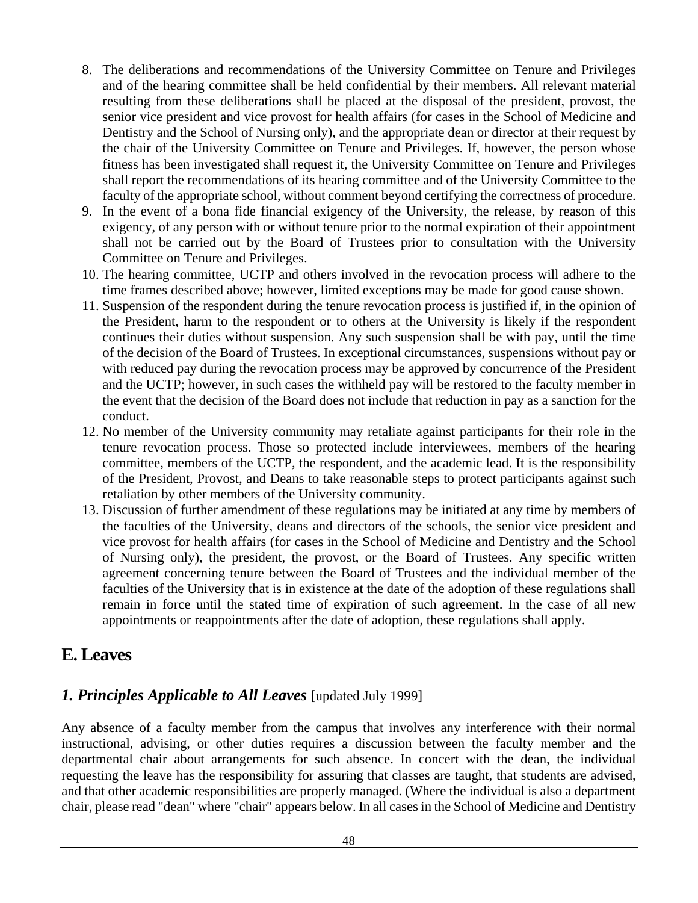8. The deliberations and recommendations of the University Committee on Tenure and Privileges and of the hearing committee shall be held confidential by their members. All relevant material resulting from these deliberations shall be placed at the disposal of the president, provost, the senior vice president and vice provost for health affairs (for cases in the School of Medicine and Dentistry and the School of Nursing only), and the appropriate dean or director at their request by the chair of the University Committee on Tenure and Privileges. If, however, the person whose fitness has been investigated shall request it, the University Committee on Tenure and Privileges shall report the recommendations of its hearing committee and of the University Committee to the faculty of the appropriate school, without comment beyond certifying the correctness of procedure.
9. In the event of a bona fide financial exigency of the University, the release, by reason of this exigency, of any person with or without tenure prior to the normal expiration of their appointment shall not be carried out by the Board of Trustees prior to consultation with the University Committee on Tenure and Privileges.
10. The hearing committee, UCTP and others involved in the revocation process will adhere to the time frames described above; however, limited exceptions may be made for good cause shown.
11. Suspension of the respondent during the tenure revocation process is justified if, in the opinion of the President, harm to the respondent or to others at the University is likely if the respondent continues their duties without suspension. Any such suspension shall be with pay, until the time of the decision of the Board of Trustees. In exceptional circumstances, suspensions without pay or with reduced pay during the revocation process may be approved by concurrence of the President and the UCTP; however, in such cases the withheld pay will be restored to the faculty member in the event that the decision of the Board does not include that reduction in pay as a sanction for the conduct.
12. No member of the University community may retaliate against participants for their role in the tenure revocation process. Those so protected include interviewees, members of the hearing committee, members of the UCTP, the respondent, and the academic lead. It is the responsibility of the President, Provost, and Deans to take reasonable steps to protect participants against such retaliation by other members of the University community.
13. Discussion of further amendment of these regulations may be initiated at any time by members of the faculties of the University, deans and directors of the schools, the senior vice president and vice provost for health affairs (for cases in the School of Medicine and Dentistry and the School of Nursing only), the president, the provost, or the Board of Trustees. Any specific written agreement concerning tenure between the Board of Trustees and the individual member of the faculties of the University that is in existence at the date of the adoption of these regulations shall remain in force until the stated time of expiration of such agreement. In the case of all new appointments or reappointments after the date of adoption, these regulations shall apply.

## E. Leaves

### *1. Principles Applicable to All Leaves* [updated July 1999]

Any absence of a faculty member from the campus that involves any interference with their normal instructional, advising, or other duties requires a discussion between the faculty member and the departmental chair about arrangements for such absence. In concert with the dean, the individual requesting the leave has the responsibility for assuring that classes are taught, that students are advised, and that other academic responsibilities are properly managed. (Where the individual is also a department chair, please read "dean" where "chair" appears below. In all cases in the School of Medicine and Dentistry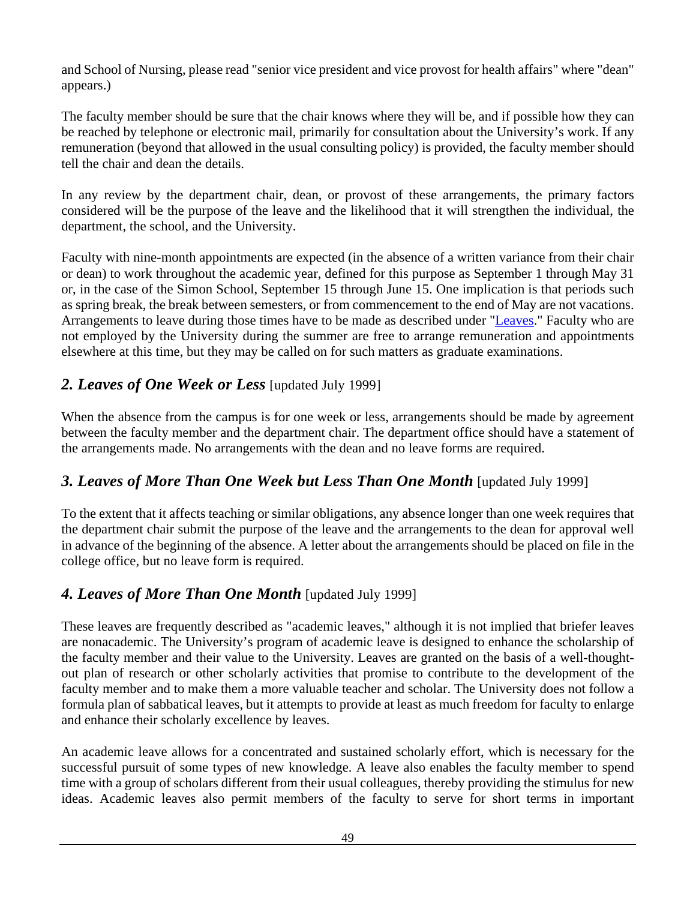and School of Nursing, please read "senior vice president and vice provost for health affairs" where "dean" appears.)

The faculty member should be sure that the chair knows where they will be, and if possible how they can be reached by telephone or electronic mail, primarily for consultation about the University's work. If any remuneration (beyond that allowed in the usual consulting policy) is provided, the faculty member should tell the chair and dean the details.

In any review by the department chair, dean, or provost of these arrangements, the primary factors considered will be the purpose of the leave and the likelihood that it will strengthen the individual, the department, the school, and the University.

Faculty with nine-month appointments are expected (in the absence of a written variance from their chair or dean) to work throughout the academic year, defined for this purpose as September 1 through May 31 or, in the case of the Simon School, September 15 through June 15. One implication is that periods such as spring break, the break between semesters, or from commencement to the end of May are not vacations. Arrangements to leave during those times have to be made as described under "Leaves." Faculty who are not employed by the University during the summer are free to arrange remuneration and appointments elsewhere at this time, but they may be called on for such matters as graduate examinations.

## *2. Leaves of One Week or Less* [updated July 1999]

When the absence from the campus is for one week or less, arrangements should be made by agreement between the faculty member and the department chair. The department office should have a statement of the arrangements made. No arrangements with the dean and no leave forms are required.

## *3. Leaves of More Than One Week but Less Than One Month* [updated July 1999]

To the extent that it affects teaching or similar obligations, any absence longer than one week requires that the department chair submit the purpose of the leave and the arrangements to the dean for approval well in advance of the beginning of the absence. A letter about the arrangements should be placed on file in the college office, but no leave form is required.

## *4. Leaves of More Than One Month* [updated July 1999]

These leaves are frequently described as "academic leaves," although it is not implied that briefer leaves are nonacademic. The University's program of academic leave is designed to enhance the scholarship of the faculty member and their value to the University. Leaves are granted on the basis of a well-thought-out plan of research or other scholarly activities that promise to contribute to the development of the faculty member and to make them a more valuable teacher and scholar. The University does not follow a formula plan of sabbatical leaves, but it attempts to provide at least as much freedom for faculty to enlarge and enhance their scholarly excellence by leaves.

An academic leave allows for a concentrated and sustained scholarly effort, which is necessary for the successful pursuit of some types of new knowledge. A leave also enables the faculty member to spend time with a group of scholars different from their usual colleagues, thereby providing the stimulus for new ideas. Academic leaves also permit members of the faculty to serve for short terms in important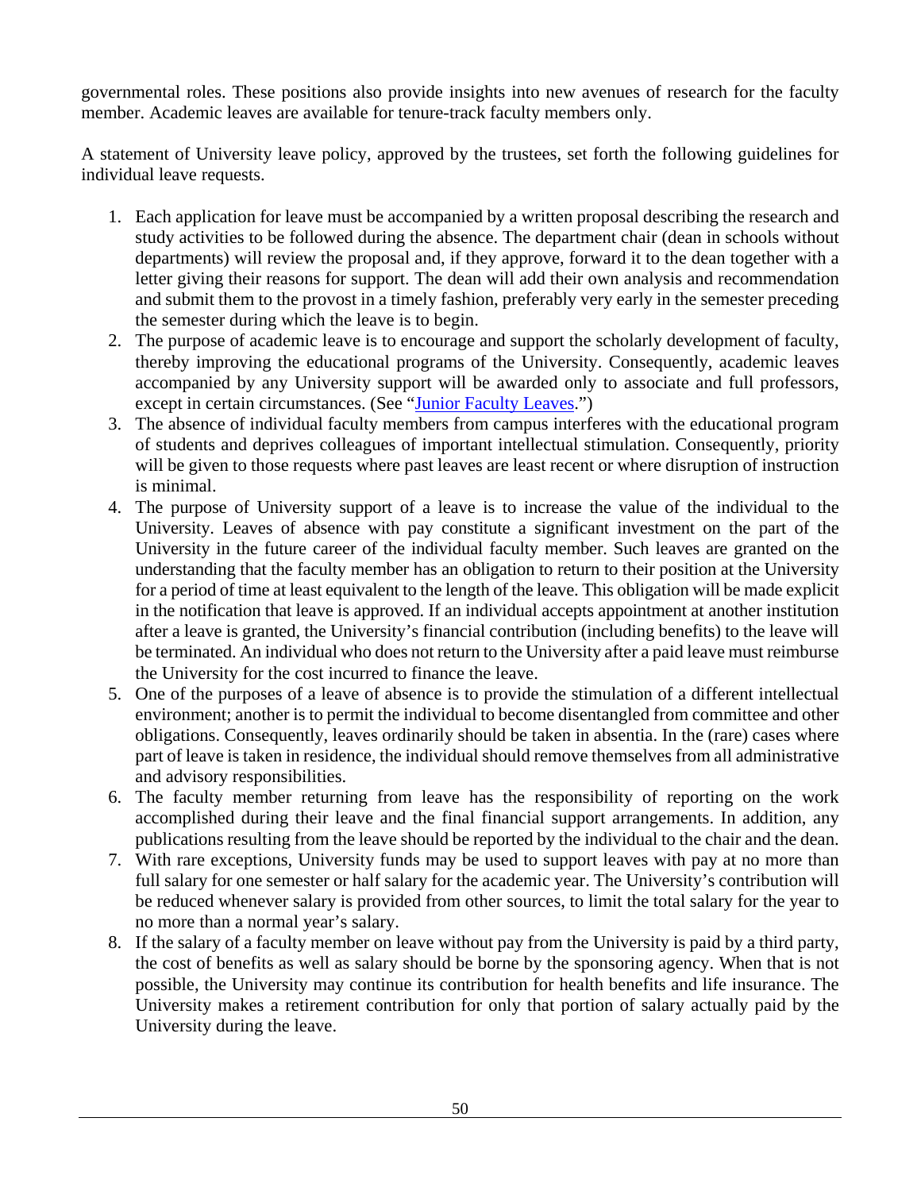governmental roles. These positions also provide insights into new avenues of research for the faculty member. Academic leaves are available for tenure-track faculty members only.

A statement of University leave policy, approved by the trustees, set forth the following guidelines for individual leave requests.

1. Each application for leave must be accompanied by a written proposal describing the research and study activities to be followed during the absence. The department chair (dean in schools without departments) will review the proposal and, if they approve, forward it to the dean together with a letter giving their reasons for support. The dean will add their own analysis and recommendation and submit them to the provost in a timely fashion, preferably very early in the semester preceding the semester during which the leave is to begin.
2. The purpose of academic leave is to encourage and support the scholarly development of faculty, thereby improving the educational programs of the University. Consequently, academic leaves accompanied by any University support will be awarded only to associate and full professors, except in certain circumstances. (See "Junior Faculty Leaves.")
3. The absence of individual faculty members from campus interferes with the educational program of students and deprives colleagues of important intellectual stimulation. Consequently, priority will be given to those requests where past leaves are least recent or where disruption of instruction is minimal.
4. The purpose of University support of a leave is to increase the value of the individual to the University. Leaves of absence with pay constitute a significant investment on the part of the University in the future career of the individual faculty member. Such leaves are granted on the understanding that the faculty member has an obligation to return to their position at the University for a period of time at least equivalent to the length of the leave. This obligation will be made explicit in the notification that leave is approved. If an individual accepts appointment at another institution after a leave is granted, the University's financial contribution (including benefits) to the leave will be terminated. An individual who does not return to the University after a paid leave must reimburse the University for the cost incurred to finance the leave.
5. One of the purposes of a leave of absence is to provide the stimulation of a different intellectual environment; another is to permit the individual to become disentangled from committee and other obligations. Consequently, leaves ordinarily should be taken in absentia. In the (rare) cases where part of leave is taken in residence, the individual should remove themselves from all administrative and advisory responsibilities.
6. The faculty member returning from leave has the responsibility of reporting on the work accomplished during their leave and the final financial support arrangements. In addition, any publications resulting from the leave should be reported by the individual to the chair and the dean.
7. With rare exceptions, University funds may be used to support leaves with pay at no more than full salary for one semester or half salary for the academic year. The University's contribution will be reduced whenever salary is provided from other sources, to limit the total salary for the year to no more than a normal year's salary.
8. If the salary of a faculty member on leave without pay from the University is paid by a third party, the cost of benefits as well as salary should be borne by the sponsoring agency. When that is not possible, the University may continue its contribution for health benefits and life insurance. The University makes a retirement contribution for only that portion of salary actually paid by the University during the leave.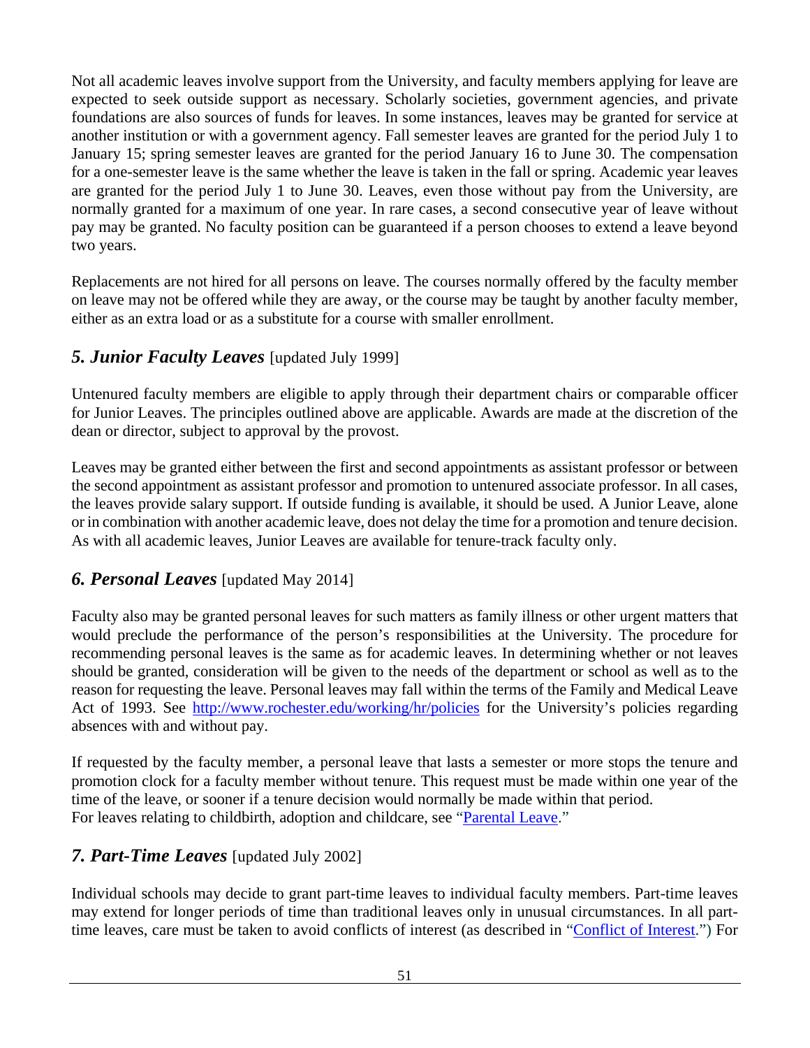Not all academic leaves involve support from the University, and faculty members applying for leave are expected to seek outside support as necessary. Scholarly societies, government agencies, and private foundations are also sources of funds for leaves. In some instances, leaves may be granted for service at another institution or with a government agency. Fall semester leaves are granted for the period July 1 to January 15; spring semester leaves are granted for the period January 16 to June 30. The compensation for a one-semester leave is the same whether the leave is taken in the fall or spring. Academic year leaves are granted for the period July 1 to June 30. Leaves, even those without pay from the University, are normally granted for a maximum of one year. In rare cases, a second consecutive year of leave without pay may be granted. No faculty position can be guaranteed if a person chooses to extend a leave beyond two years.

Replacements are not hired for all persons on leave. The courses normally offered by the faculty member on leave may not be offered while they are away, or the course may be taught by another faculty member, either as an extra load or as a substitute for a course with smaller enrollment.

### *5. Junior Faculty Leaves* [updated July 1999]

Untenured faculty members are eligible to apply through their department chairs or comparable officer for Junior Leaves. The principles outlined above are applicable. Awards are made at the discretion of the dean or director, subject to approval by the provost.

Leaves may be granted either between the first and second appointments as assistant professor or between the second appointment as assistant professor and promotion to untenured associate professor. In all cases, the leaves provide salary support. If outside funding is available, it should be used. A Junior Leave, alone or in combination with another academic leave, does not delay the time for a promotion and tenure decision. As with all academic leaves, Junior Leaves are available for tenure-track faculty only.

### *6. Personal Leaves* [updated May 2014]

Faculty also may be granted personal leaves for such matters as family illness or other urgent matters that would preclude the performance of the person's responsibilities at the University. The procedure for recommending personal leaves is the same as for academic leaves. In determining whether or not leaves should be granted, consideration will be given to the needs of the department or school as well as to the reason for requesting the leave. Personal leaves may fall within the terms of the Family and Medical Leave Act of 1993. See [http://www.rochester.edu/working/hr/policies](http://www.rochester.edu/working/hr/policies) for the University's policies regarding absences with and without pay.

If requested by the faculty member, a personal leave that lasts a semester or more stops the tenure and promotion clock for a faculty member without tenure. This request must be made within one year of the time of the leave, or sooner if a tenure decision would normally be made within that period.
For leaves relating to childbirth, adoption and childcare, see "Parental Leave."

### *7. Part-Time Leaves* [updated July 2002]

Individual schools may decide to grant part-time leaves to individual faculty members. Part-time leaves may extend for longer periods of time than traditional leaves only in unusual circumstances. In all part-time leaves, care must be taken to avoid conflicts of interest (as described in "Conflict of Interest.") For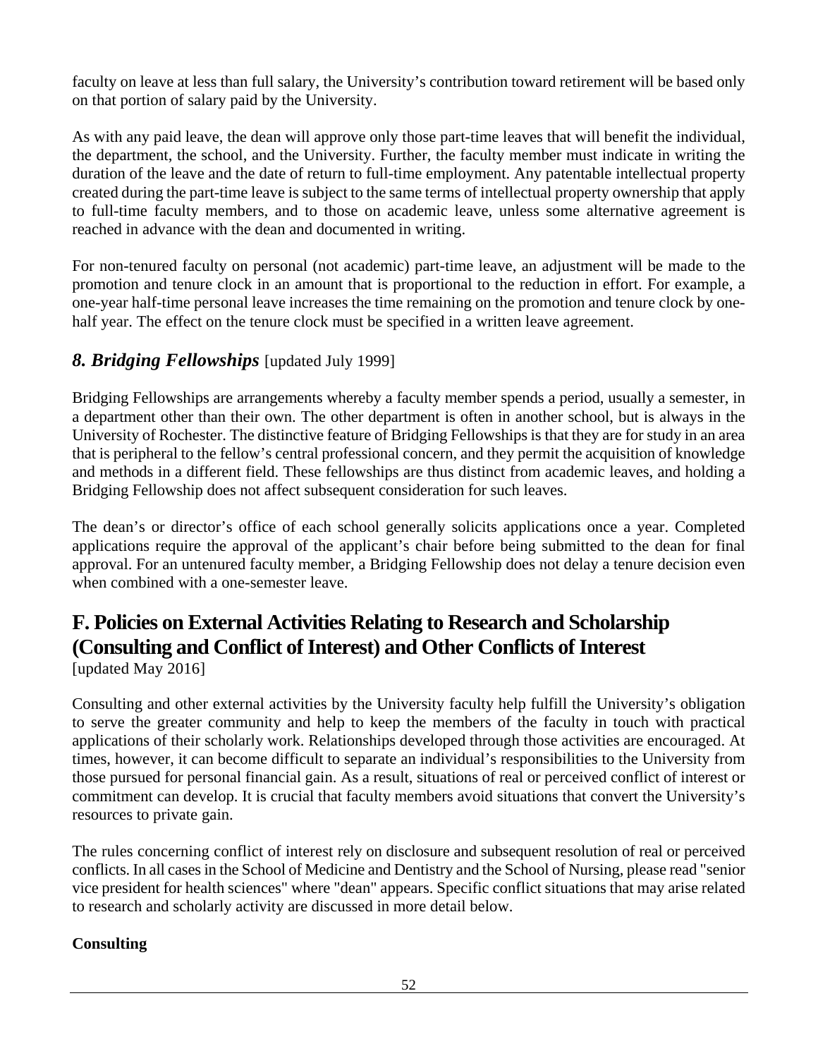faculty on leave at less than full salary, the University's contribution toward retirement will be based only on that portion of salary paid by the University.

As with any paid leave, the dean will approve only those part-time leaves that will benefit the individual, the department, the school, and the University. Further, the faculty member must indicate in writing the duration of the leave and the date of return to full-time employment. Any patentable intellectual property created during the part-time leave is subject to the same terms of intellectual property ownership that apply to full-time faculty members, and to those on academic leave, unless some alternative agreement is reached in advance with the dean and documented in writing.

For non-tenured faculty on personal (not academic) part-time leave, an adjustment will be made to the promotion and tenure clock in an amount that is proportional to the reduction in effort. For example, a one-year half-time personal leave increases the time remaining on the promotion and tenure clock by one-half year. The effect on the tenure clock must be specified in a written leave agreement.

### *8. Bridging Fellowships* [updated July 1999]

Bridging Fellowships are arrangements whereby a faculty member spends a period, usually a semester, in a department other than their own. The other department is often in another school, but is always in the University of Rochester. The distinctive feature of Bridging Fellowships is that they are for study in an area that is peripheral to the fellow's central professional concern, and they permit the acquisition of knowledge and methods in a different field. These fellowships are thus distinct from academic leaves, and holding a Bridging Fellowship does not affect subsequent consideration for such leaves.

The dean's or director's office of each school generally solicits applications once a year. Completed applications require the approval of the applicant's chair before being submitted to the dean for final approval. For an untenured faculty member, a Bridging Fellowship does not delay a tenure decision even when combined with a one-semester leave.

## F. Policies on External Activities Relating to Research and Scholarship (Consulting and Conflict of Interest) and Other Conflicts of Interest

[updated May 2016]

Consulting and other external activities by the University faculty help fulfill the University's obligation to serve the greater community and help to keep the members of the faculty in touch with practical applications of their scholarly work. Relationships developed through those activities are encouraged. At times, however, it can become difficult to separate an individual's responsibilities to the University from those pursued for personal financial gain. As a result, situations of real or perceived conflict of interest or commitment can develop. It is crucial that faculty members avoid situations that convert the University's resources to private gain.

The rules concerning conflict of interest rely on disclosure and subsequent resolution of real or perceived conflicts. In all cases in the School of Medicine and Dentistry and the School of Nursing, please read "senior vice president for health sciences" where "dean" appears. Specific conflict situations that may arise related to research and scholarly activity are discussed in more detail below.

**Consulting**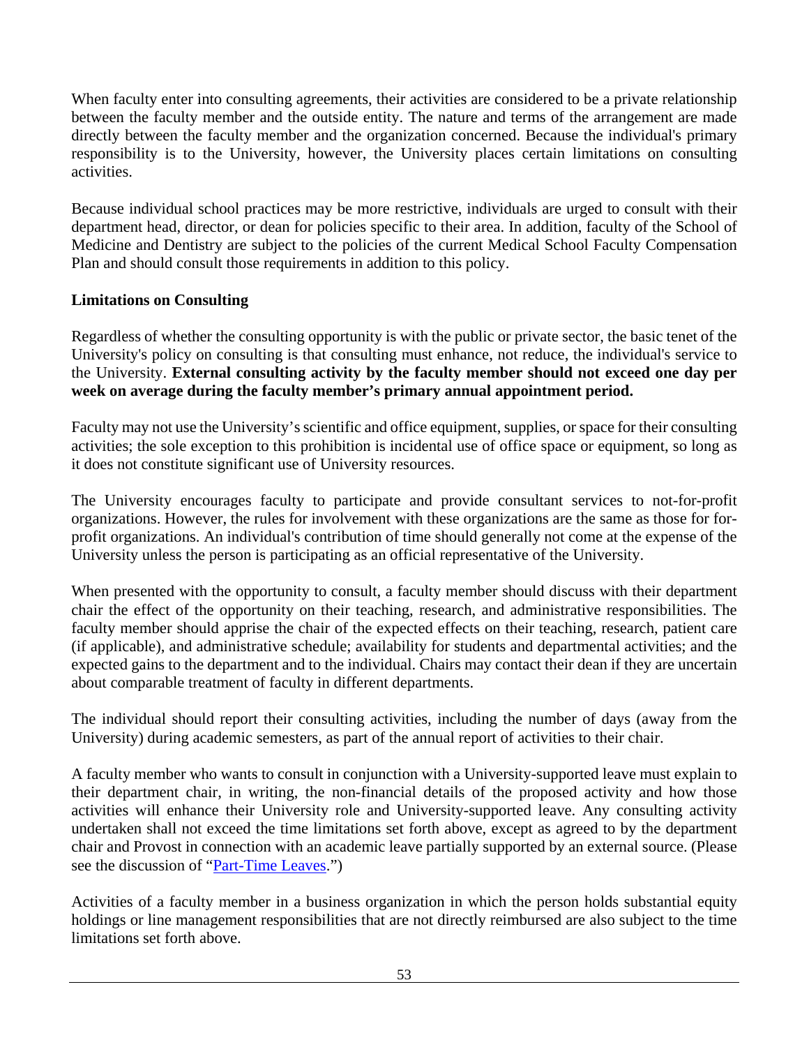When faculty enter into consulting agreements, their activities are considered to be a private relationship between the faculty member and the outside entity. The nature and terms of the arrangement are made directly between the faculty member and the organization concerned. Because the individual's primary responsibility is to the University, however, the University places certain limitations on consulting activities.

Because individual school practices may be more restrictive, individuals are urged to consult with their department head, director, or dean for policies specific to their area. In addition, faculty of the School of Medicine and Dentistry are subject to the policies of the current Medical School Faculty Compensation Plan and should consult those requirements in addition to this policy.

**Limitations on Consulting**

Regardless of whether the consulting opportunity is with the public or private sector, the basic tenet of the University's policy on consulting is that consulting must enhance, not reduce, the individual's service to the University. **External consulting activity by the faculty member should not exceed one day per week on average during the faculty member's primary annual appointment period.**

Faculty may not use the University's scientific and office equipment, supplies, or space for their consulting activities; the sole exception to this prohibition is incidental use of office space or equipment, so long as it does not constitute significant use of University resources.

The University encourages faculty to participate and provide consultant services to not-for-profit organizations. However, the rules for involvement with these organizations are the same as those for for-profit organizations. An individual's contribution of time should generally not come at the expense of the University unless the person is participating as an official representative of the University.

When presented with the opportunity to consult, a faculty member should discuss with their department chair the effect of the opportunity on their teaching, research, and administrative responsibilities. The faculty member should apprise the chair of the expected effects on their teaching, research, patient care (if applicable), and administrative schedule; availability for students and departmental activities; and the expected gains to the department and to the individual. Chairs may contact their dean if they are uncertain about comparable treatment of faculty in different departments.

The individual should report their consulting activities, including the number of days (away from the University) during academic semesters, as part of the annual report of activities to their chair.

A faculty member who wants to consult in conjunction with a University-supported leave must explain to their department chair, in writing, the non-financial details of the proposed activity and how those activities will enhance their University role and University-supported leave. Any consulting activity undertaken shall not exceed the time limitations set forth above, except as agreed to by the department chair and Provost in connection with an academic leave partially supported by an external source. (Please see the discussion of "Part-Time Leaves.")

Activities of a faculty member in a business organization in which the person holds substantial equity holdings or line management responsibilities that are not directly reimbursed are also subject to the time limitations set forth above.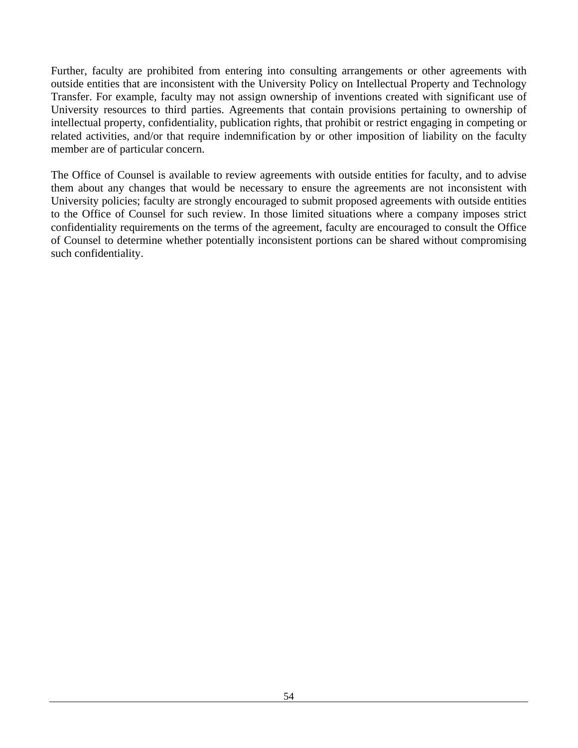Further, faculty are prohibited from entering into consulting arrangements or other agreements with outside entities that are inconsistent with the University Policy on Intellectual Property and Technology Transfer. For example, faculty may not assign ownership of inventions created with significant use of University resources to third parties. Agreements that contain provisions pertaining to ownership of intellectual property, confidentiality, publication rights, that prohibit or restrict engaging in competing or related activities, and/or that require indemnification by or other imposition of liability on the faculty member are of particular concern.

The Office of Counsel is available to review agreements with outside entities for faculty, and to advise them about any changes that would be necessary to ensure the agreements are not inconsistent with University policies; faculty are strongly encouraged to submit proposed agreements with outside entities to the Office of Counsel for such review. In those limited situations where a company imposes strict confidentiality requirements on the terms of the agreement, faculty are encouraged to consult the Office of Counsel to determine whether potentially inconsistent portions can be shared without compromising such confidentiality.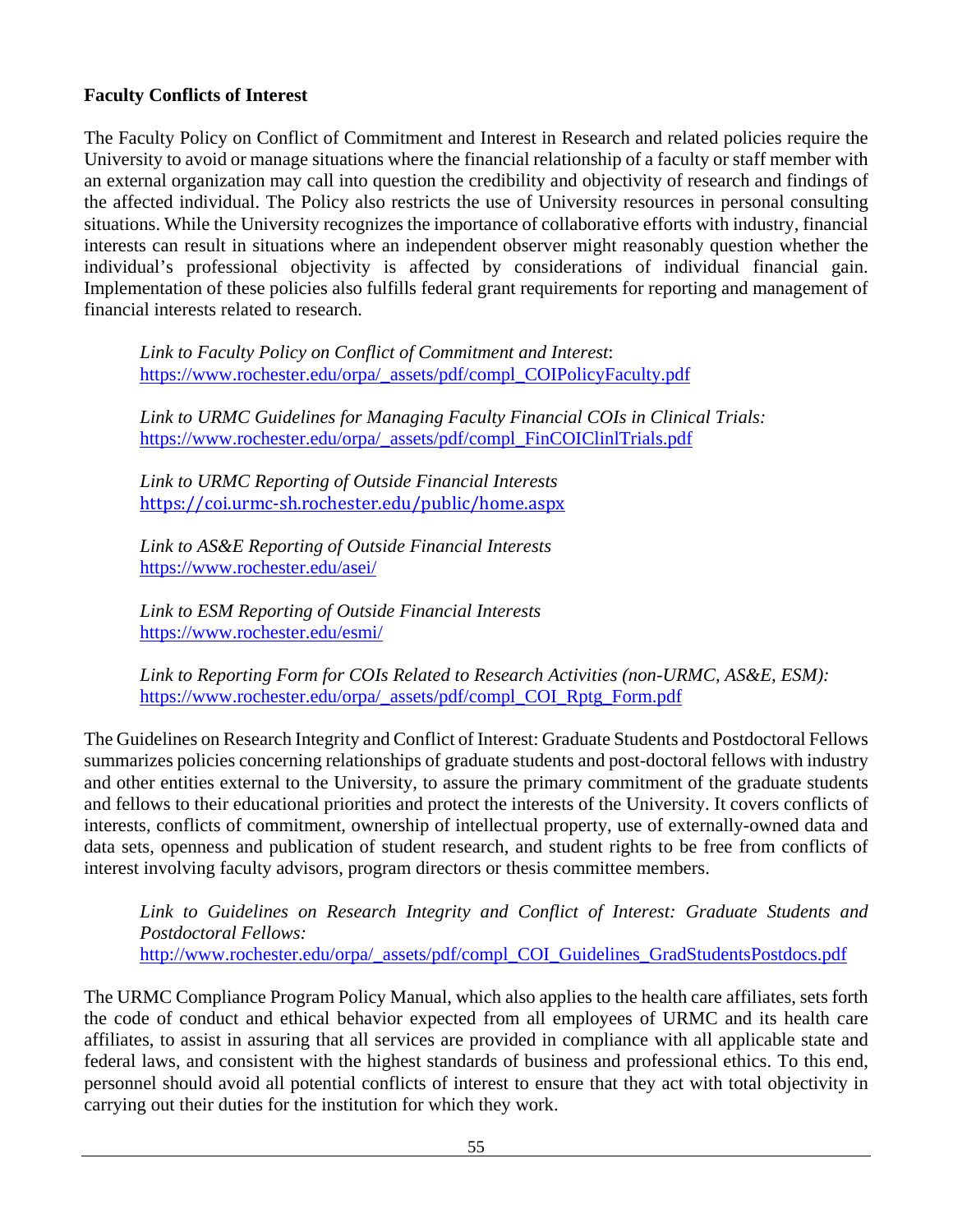**Faculty Conflicts of Interest**

The Faculty Policy on Conflict of Commitment and Interest in Research and related policies require the University to avoid or manage situations where the financial relationship of a faculty or staff member with an external organization may call into question the credibility and objectivity of research and findings of the affected individual. The Policy also restricts the use of University resources in personal consulting situations. While the University recognizes the importance of collaborative efforts with industry, financial interests can result in situations where an independent observer might reasonably question whether the individual's professional objectivity is affected by considerations of individual financial gain. Implementation of these policies also fulfills federal grant requirements for reporting and management of financial interests related to research.

> *Link to Faculty Policy on Conflict of Commitment and Interest*:
> https://www.rochester.edu/orpa/_assets/pdf/compl_COIPolicyFaculty.pdf
>
> *Link to URMC Guidelines for Managing Faculty Financial COIs in Clinical Trials:*
> https://www.rochester.edu/orpa/_assets/pdf/compl_FinCOIClinlTrials.pdf
>
> *Link to URMC Reporting of Outside Financial Interests*
> https://coi.urmc-sh.rochester.edu/public/home.aspx
>
> *Link to AS&E Reporting of Outside Financial Interests*
> https://www.rochester.edu/asei/
>
> *Link to ESM Reporting of Outside Financial Interests*
> https://www.rochester.edu/esmi/
>
> *Link to Reporting Form for COIs Related to Research Activities (non-URMC, AS&E, ESM):*
> https://www.rochester.edu/orpa/_assets/pdf/compl_COI_Rptg_Form.pdf

The Guidelines on Research Integrity and Conflict of Interest: Graduate Students and Postdoctoral Fellows summarizes policies concerning relationships of graduate students and post-doctoral fellows with industry and other entities external to the University, to assure the primary commitment of the graduate students and fellows to their educational priorities and protect the interests of the University. It covers conflicts of interests, conflicts of commitment, ownership of intellectual property, use of externally-owned data and data sets, openness and publication of student research, and student rights to be free from conflicts of interest involving faculty advisors, program directors or thesis committee members.

> *Link to Guidelines on Research Integrity and Conflict of Interest: Graduate Students and Postdoctoral Fellows:*
> http://www.rochester.edu/orpa/_assets/pdf/compl_COI_Guidelines_GradStudentsPostdocs.pdf

The URMC Compliance Program Policy Manual, which also applies to the health care affiliates, sets forth the code of conduct and ethical behavior expected from all employees of URMC and its health care affiliates, to assist in assuring that all services are provided in compliance with all applicable state and federal laws, and consistent with the highest standards of business and professional ethics. To this end, personnel should avoid all potential conflicts of interest to ensure that they act with total objectivity in carrying out their duties for the institution for which they work.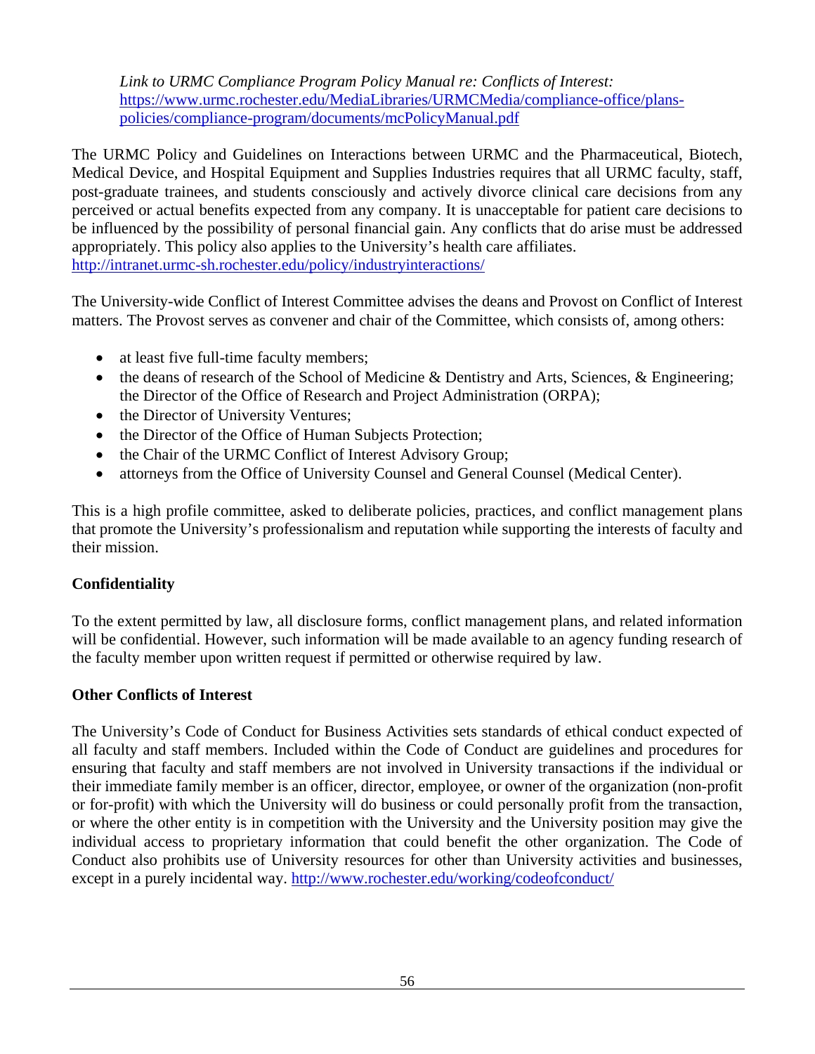*Link to URMC Compliance Program Policy Manual re: Conflicts of Interest:* https://www.urmc.rochester.edu/MediaLibraries/URMCMedia/compliance-office/plans-policies/compliance-program/documents/mcPolicyManual.pdf

The URMC Policy and Guidelines on Interactions between URMC and the Pharmaceutical, Biotech, Medical Device, and Hospital Equipment and Supplies Industries requires that all URMC faculty, staff, post-graduate trainees, and students consciously and actively divorce clinical care decisions from any perceived or actual benefits expected from any company. It is unacceptable for patient care decisions to be influenced by the possibility of personal financial gain. Any conflicts that do arise must be addressed appropriately. This policy also applies to the University's health care affiliates. http://intranet.urmc-sh.rochester.edu/policy/industryinteractions/

The University-wide Conflict of Interest Committee advises the deans and Provost on Conflict of Interest matters. The Provost serves as convener and chair of the Committee, which consists of, among others:

- at least five full-time faculty members;
- the deans of research of the School of Medicine & Dentistry and Arts, Sciences, & Engineering; the Director of the Office of Research and Project Administration (ORPA);
- the Director of University Ventures;
- the Director of the Office of Human Subjects Protection;
- the Chair of the URMC Conflict of Interest Advisory Group;
- attorneys from the Office of University Counsel and General Counsel (Medical Center).

This is a high profile committee, asked to deliberate policies, practices, and conflict management plans that promote the University's professionalism and reputation while supporting the interests of faculty and their mission.

**Confidentiality**

To the extent permitted by law, all disclosure forms, conflict management plans, and related information will be confidential. However, such information will be made available to an agency funding research of the faculty member upon written request if permitted or otherwise required by law.

**Other Conflicts of Interest**

The University's Code of Conduct for Business Activities sets standards of ethical conduct expected of all faculty and staff members. Included within the Code of Conduct are guidelines and procedures for ensuring that faculty and staff members are not involved in University transactions if the individual or their immediate family member is an officer, director, employee, or owner of the organization (non-profit or for-profit) with which the University will do business or could personally profit from the transaction, or where the other entity is in competition with the University and the University position may give the individual access to proprietary information that could benefit the other organization. The Code of Conduct also prohibits use of University resources for other than University activities and businesses, except in a purely incidental way. http://www.rochester.edu/working/codeofconduct/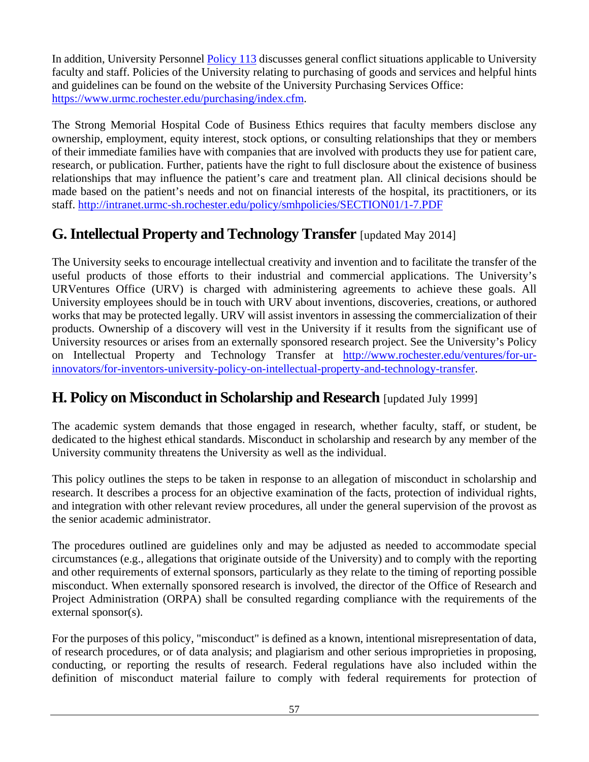In addition, University Personnel [Policy 113](Policy 113) discusses general conflict situations applicable to University faculty and staff. Policies of the University relating to purchasing of goods and services and helpful hints and guidelines can be found on the website of the University Purchasing Services Office: [https://www.urmc.rochester.edu/purchasing/index.cfm](https://www.urmc.rochester.edu/purchasing/index.cfm).

The Strong Memorial Hospital Code of Business Ethics requires that faculty members disclose any ownership, employment, equity interest, stock options, or consulting relationships that they or members of their immediate families have with companies that are involved with products they use for patient care, research, or publication. Further, patients have the right to full disclosure about the existence of business relationships that may influence the patient's care and treatment plan. All clinical decisions should be made based on the patient's needs and not on financial interests of the hospital, its practitioners, or its staff. [http://intranet.urmc-sh.rochester.edu/policy/smhpolicies/SECTION01/1-7.PDF](http://intranet.urmc-sh.rochester.edu/policy/smhpolicies/SECTION01/1-7.PDF)

## G. Intellectual Property and Technology Transfer [updated May 2014]

The University seeks to encourage intellectual creativity and invention and to facilitate the transfer of the useful products of those efforts to their industrial and commercial applications. The University's URVentures Office (URV) is charged with administering agreements to achieve these goals. All University employees should be in touch with URV about inventions, discoveries, creations, or authored works that may be protected legally. URV will assist inventors in assessing the commercialization of their products. Ownership of a discovery will vest in the University if it results from the significant use of University resources or arises from an externally sponsored research project. See the University's Policy on Intellectual Property and Technology Transfer at [http://www.rochester.edu/ventures/for-ur-innovators/for-inventors-university-policy-on-intellectual-property-and-technology-transfer](http://www.rochester.edu/ventures/for-ur-innovators/for-inventors-university-policy-on-intellectual-property-and-technology-transfer).

## H. Policy on Misconduct in Scholarship and Research [updated July 1999]

The academic system demands that those engaged in research, whether faculty, staff, or student, be dedicated to the highest ethical standards. Misconduct in scholarship and research by any member of the University community threatens the University as well as the individual.

This policy outlines the steps to be taken in response to an allegation of misconduct in scholarship and research. It describes a process for an objective examination of the facts, protection of individual rights, and integration with other relevant review procedures, all under the general supervision of the provost as the senior academic administrator.

The procedures outlined are guidelines only and may be adjusted as needed to accommodate special circumstances (e.g., allegations that originate outside of the University) and to comply with the reporting and other requirements of external sponsors, particularly as they relate to the timing of reporting possible misconduct. When externally sponsored research is involved, the director of the Office of Research and Project Administration (ORPA) shall be consulted regarding compliance with the requirements of the external sponsor(s).

For the purposes of this policy, "misconduct" is defined as a known, intentional misrepresentation of data, of research procedures, or of data analysis; and plagiarism and other serious improprieties in proposing, conducting, or reporting the results of research. Federal regulations have also included within the definition of misconduct material failure to comply with federal requirements for protection of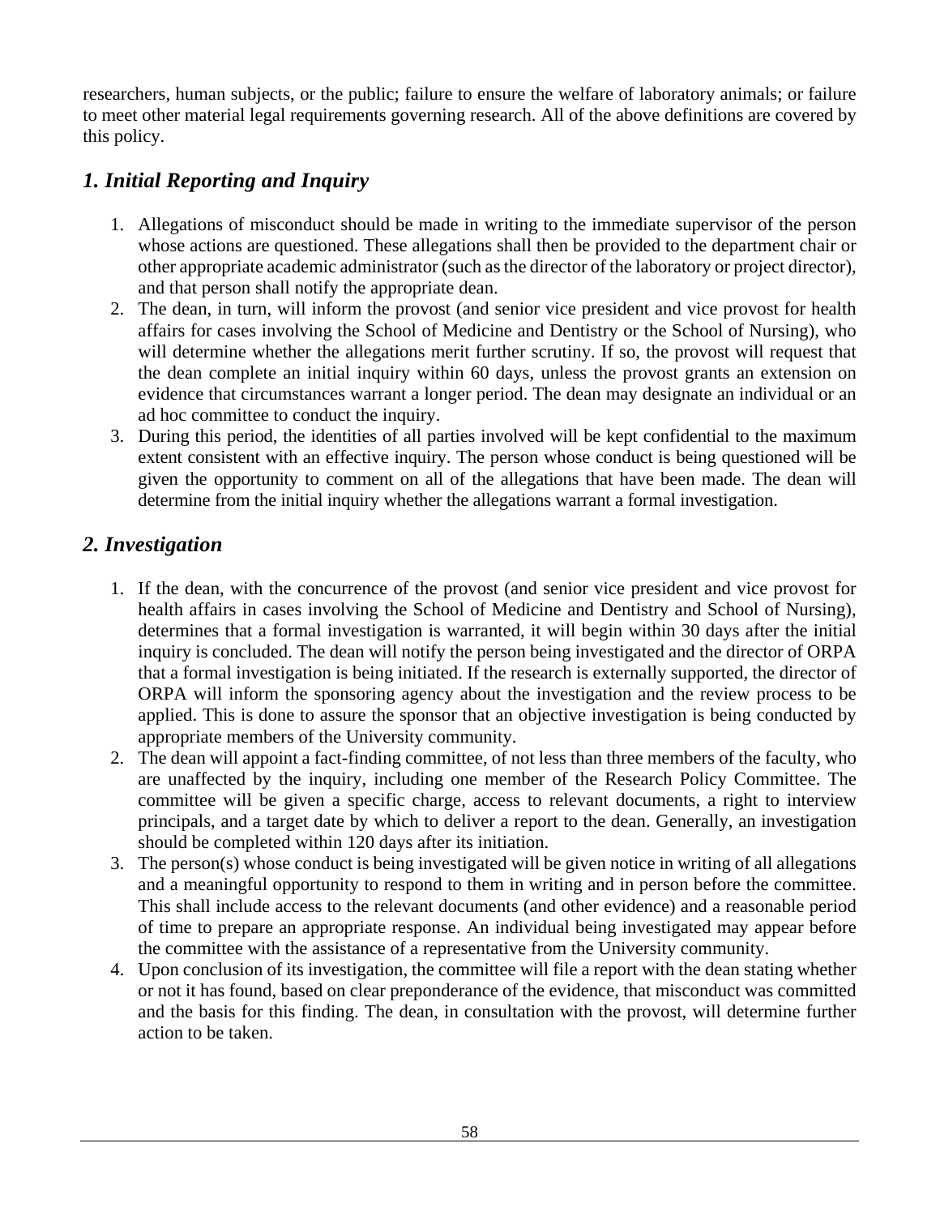researchers, human subjects, or the public; failure to ensure the welfare of laboratory animals; or failure to meet other material legal requirements governing research. All of the above definitions are covered by this policy.

## *1. Initial Reporting and Inquiry*

1. Allegations of misconduct should be made in writing to the immediate supervisor of the person whose actions are questioned. These allegations shall then be provided to the department chair or other appropriate academic administrator (such as the director of the laboratory or project director), and that person shall notify the appropriate dean.
2. The dean, in turn, will inform the provost (and senior vice president and vice provost for health affairs for cases involving the School of Medicine and Dentistry or the School of Nursing), who will determine whether the allegations merit further scrutiny. If so, the provost will request that the dean complete an initial inquiry within 60 days, unless the provost grants an extension on evidence that circumstances warrant a longer period. The dean may designate an individual or an ad hoc committee to conduct the inquiry.
3. During this period, the identities of all parties involved will be kept confidential to the maximum extent consistent with an effective inquiry. The person whose conduct is being questioned will be given the opportunity to comment on all of the allegations that have been made. The dean will determine from the initial inquiry whether the allegations warrant a formal investigation.

## *2. Investigation*

1. If the dean, with the concurrence of the provost (and senior vice president and vice provost for health affairs in cases involving the School of Medicine and Dentistry and School of Nursing), determines that a formal investigation is warranted, it will begin within 30 days after the initial inquiry is concluded. The dean will notify the person being investigated and the director of ORPA that a formal investigation is being initiated. If the research is externally supported, the director of ORPA will inform the sponsoring agency about the investigation and the review process to be applied. This is done to assure the sponsor that an objective investigation is being conducted by appropriate members of the University community.
2. The dean will appoint a fact-finding committee, of not less than three members of the faculty, who are unaffected by the inquiry, including one member of the Research Policy Committee. The committee will be given a specific charge, access to relevant documents, a right to interview principals, and a target date by which to deliver a report to the dean. Generally, an investigation should be completed within 120 days after its initiation.
3. The person(s) whose conduct is being investigated will be given notice in writing of all allegations and a meaningful opportunity to respond to them in writing and in person before the committee. This shall include access to the relevant documents (and other evidence) and a reasonable period of time to prepare an appropriate response. An individual being investigated may appear before the committee with the assistance of a representative from the University community.
4. Upon conclusion of its investigation, the committee will file a report with the dean stating whether or not it has found, based on clear preponderance of the evidence, that misconduct was committed and the basis for this finding. The dean, in consultation with the provost, will determine further action to be taken.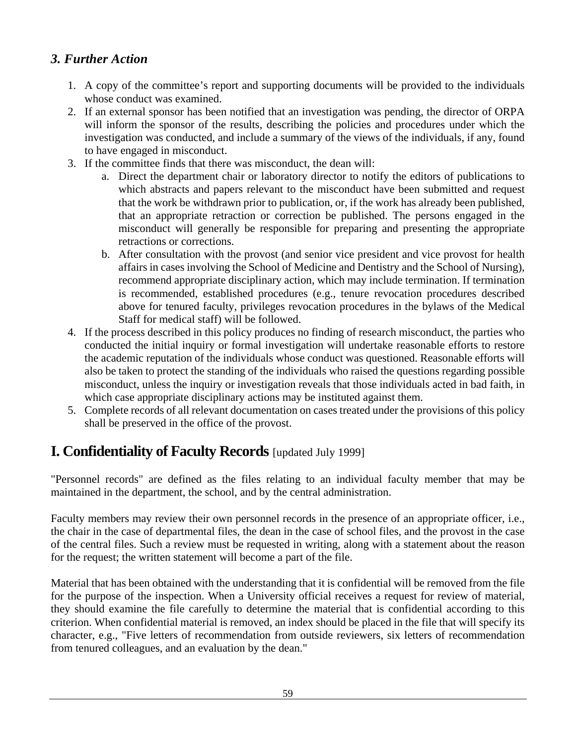### *3. Further Action*

1. A copy of the committee's report and supporting documents will be provided to the individuals whose conduct was examined.
2. If an external sponsor has been notified that an investigation was pending, the director of ORPA will inform the sponsor of the results, describing the policies and procedures under which the investigation was conducted, and include a summary of the views of the individuals, if any, found to have engaged in misconduct.
3. If the committee finds that there was misconduct, the dean will:
    a. Direct the department chair or laboratory director to notify the editors of publications to which abstracts and papers relevant to the misconduct have been submitted and request that the work be withdrawn prior to publication, or, if the work has already been published, that an appropriate retraction or correction be published. The persons engaged in the misconduct will generally be responsible for preparing and presenting the appropriate retractions or corrections.
    b. After consultation with the provost (and senior vice president and vice provost for health affairs in cases involving the School of Medicine and Dentistry and the School of Nursing), recommend appropriate disciplinary action, which may include termination. If termination is recommended, established procedures (e.g., tenure revocation procedures described above for tenured faculty, privileges revocation procedures in the bylaws of the Medical Staff for medical staff) will be followed.
4. If the process described in this policy produces no finding of research misconduct, the parties who conducted the initial inquiry or formal investigation will undertake reasonable efforts to restore the academic reputation of the individuals whose conduct was questioned. Reasonable efforts will also be taken to protect the standing of the individuals who raised the questions regarding possible misconduct, unless the inquiry or investigation reveals that those individuals acted in bad faith, in which case appropriate disciplinary actions may be instituted against them.
5. Complete records of all relevant documentation on cases treated under the provisions of this policy shall be preserved in the office of the provost.

## I. Confidentiality of Faculty Records [updated July 1999]

"Personnel records" are defined as the files relating to an individual faculty member that may be maintained in the department, the school, and by the central administration.

Faculty members may review their own personnel records in the presence of an appropriate officer, i.e., the chair in the case of departmental files, the dean in the case of school files, and the provost in the case of the central files. Such a review must be requested in writing, along with a statement about the reason for the request; the written statement will become a part of the file.

Material that has been obtained with the understanding that it is confidential will be removed from the file for the purpose of the inspection. When a University official receives a request for review of material, they should examine the file carefully to determine the material that is confidential according to this criterion. When confidential material is removed, an index should be placed in the file that will specify its character, e.g., "Five letters of recommendation from outside reviewers, six letters of recommendation from tenured colleagues, and an evaluation by the dean."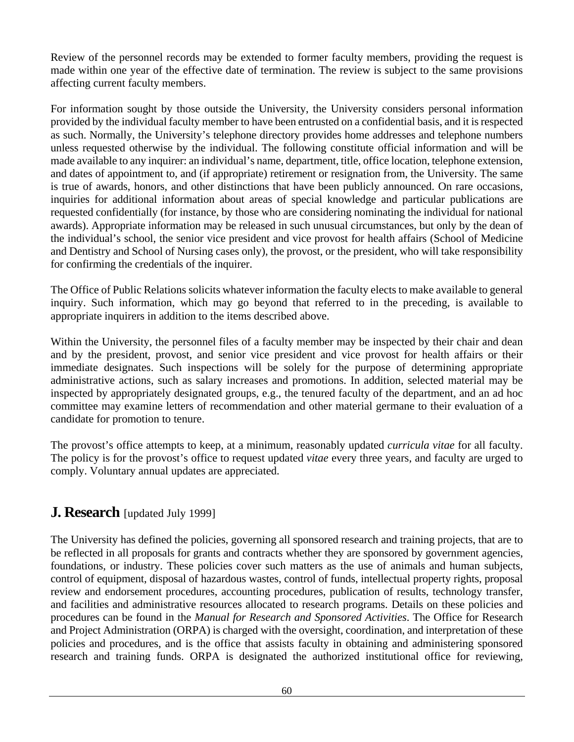Review of the personnel records may be extended to former faculty members, providing the request is made within one year of the effective date of termination. The review is subject to the same provisions affecting current faculty members.

For information sought by those outside the University, the University considers personal information provided by the individual faculty member to have been entrusted on a confidential basis, and it is respected as such. Normally, the University's telephone directory provides home addresses and telephone numbers unless requested otherwise by the individual. The following constitute official information and will be made available to any inquirer: an individual's name, department, title, office location, telephone extension, and dates of appointment to, and (if appropriate) retirement or resignation from, the University. The same is true of awards, honors, and other distinctions that have been publicly announced. On rare occasions, inquiries for additional information about areas of special knowledge and particular publications are requested confidentially (for instance, by those who are considering nominating the individual for national awards). Appropriate information may be released in such unusual circumstances, but only by the dean of the individual's school, the senior vice president and vice provost for health affairs (School of Medicine and Dentistry and School of Nursing cases only), the provost, or the president, who will take responsibility for confirming the credentials of the inquirer.

The Office of Public Relations solicits whatever information the faculty elects to make available to general inquiry. Such information, which may go beyond that referred to in the preceding, is available to appropriate inquirers in addition to the items described above.

Within the University, the personnel files of a faculty member may be inspected by their chair and dean and by the president, provost, and senior vice president and vice provost for health affairs or their immediate designates. Such inspections will be solely for the purpose of determining appropriate administrative actions, such as salary increases and promotions. In addition, selected material may be inspected by appropriately designated groups, e.g., the tenured faculty of the department, and an ad hoc committee may examine letters of recommendation and other material germane to their evaluation of a candidate for promotion to tenure.

The provost's office attempts to keep, at a minimum, reasonably updated *curricula vitae* for all faculty. The policy is for the provost's office to request updated *vitae* every three years, and faculty are urged to comply. Voluntary annual updates are appreciated.

## J. Research [updated July 1999]

The University has defined the policies, governing all sponsored research and training projects, that are to be reflected in all proposals for grants and contracts whether they are sponsored by government agencies, foundations, or industry. These policies cover such matters as the use of animals and human subjects, control of equipment, disposal of hazardous wastes, control of funds, intellectual property rights, proposal review and endorsement procedures, accounting procedures, publication of results, technology transfer, and facilities and administrative resources allocated to research programs. Details on these policies and procedures can be found in the *Manual for Research and Sponsored Activities*. The Office for Research and Project Administration (ORPA) is charged with the oversight, coordination, and interpretation of these policies and procedures, and is the office that assists faculty in obtaining and administering sponsored research and training funds. ORPA is designated the authorized institutional office for reviewing,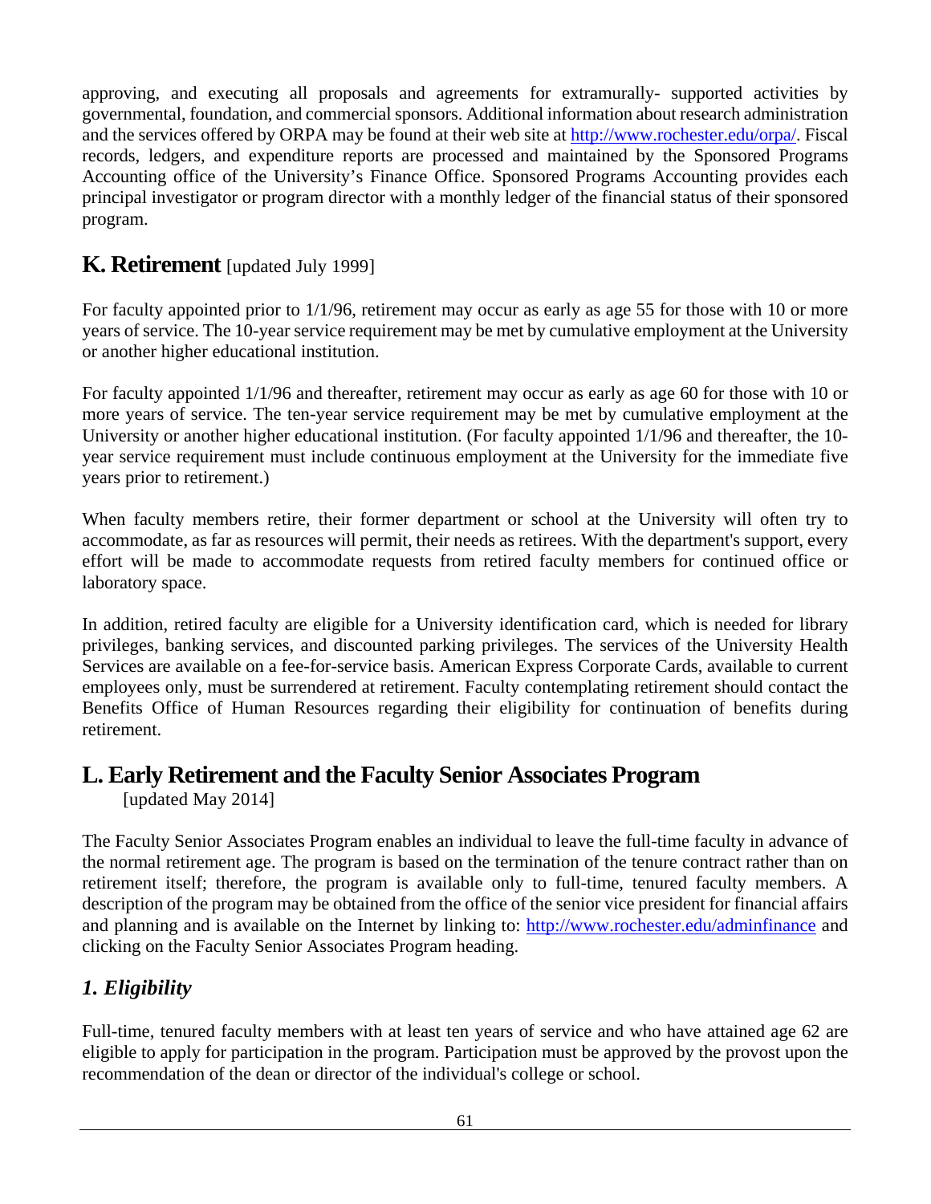approving, and executing all proposals and agreements for extramurally- supported activities by governmental, foundation, and commercial sponsors. Additional information about research administration and the services offered by ORPA may be found at their web site at http://www.rochester.edu/orpa/. Fiscal records, ledgers, and expenditure reports are processed and maintained by the Sponsored Programs Accounting office of the University's Finance Office. Sponsored Programs Accounting provides each principal investigator or program director with a monthly ledger of the financial status of their sponsored program.

## K. Retirement [updated July 1999]

For faculty appointed prior to 1/1/96, retirement may occur as early as age 55 for those with 10 or more years of service. The 10-year service requirement may be met by cumulative employment at the University or another higher educational institution.

For faculty appointed 1/1/96 and thereafter, retirement may occur as early as age 60 for those with 10 or more years of service. The ten-year service requirement may be met by cumulative employment at the University or another higher educational institution. (For faculty appointed 1/1/96 and thereafter, the 10-year service requirement must include continuous employment at the University for the immediate five years prior to retirement.)

When faculty members retire, their former department or school at the University will often try to accommodate, as far as resources will permit, their needs as retirees. With the department's support, every effort will be made to accommodate requests from retired faculty members for continued office or laboratory space.

In addition, retired faculty are eligible for a University identification card, which is needed for library privileges, banking services, and discounted parking privileges. The services of the University Health Services are available on a fee-for-service basis. American Express Corporate Cards, available to current employees only, must be surrendered at retirement. Faculty contemplating retirement should contact the Benefits Office of Human Resources regarding their eligibility for continuation of benefits during retirement.

## L. Early Retirement and the Faculty Senior Associates Program

[updated May 2014]

The Faculty Senior Associates Program enables an individual to leave the full-time faculty in advance of the normal retirement age. The program is based on the termination of the tenure contract rather than on retirement itself; therefore, the program is available only to full-time, tenured faculty members. A description of the program may be obtained from the office of the senior vice president for financial affairs and planning and is available on the Internet by linking to: http://www.rochester.edu/adminfinance and clicking on the Faculty Senior Associates Program heading.

### *1. Eligibility*

Full-time, tenured faculty members with at least ten years of service and who have attained age 62 are eligible to apply for participation in the program. Participation must be approved by the provost upon the recommendation of the dean or director of the individual's college or school.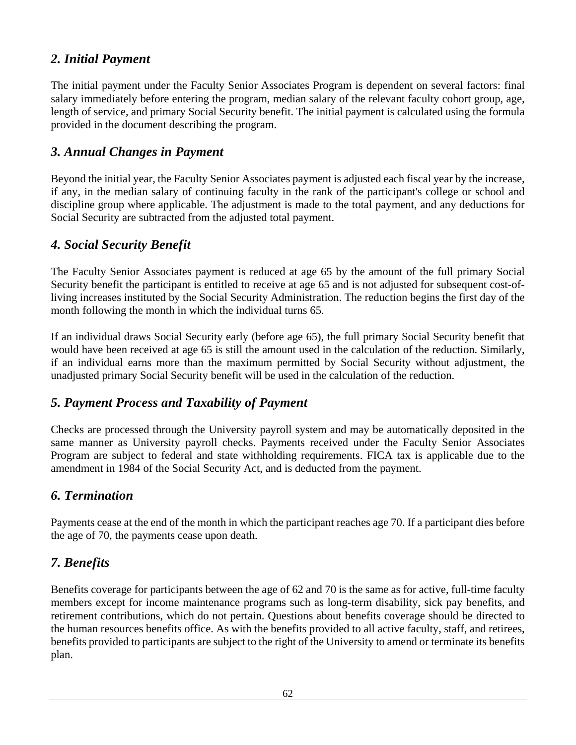## *2. Initial Payment*

The initial payment under the Faculty Senior Associates Program is dependent on several factors: final salary immediately before entering the program, median salary of the relevant faculty cohort group, age, length of service, and primary Social Security benefit. The initial payment is calculated using the formula provided in the document describing the program.

## *3. Annual Changes in Payment*

Beyond the initial year, the Faculty Senior Associates payment is adjusted each fiscal year by the increase, if any, in the median salary of continuing faculty in the rank of the participant's college or school and discipline group where applicable. The adjustment is made to the total payment, and any deductions for Social Security are subtracted from the adjusted total payment.

## *4. Social Security Benefit*

The Faculty Senior Associates payment is reduced at age 65 by the amount of the full primary Social Security benefit the participant is entitled to receive at age 65 and is not adjusted for subsequent cost-of-living increases instituted by the Social Security Administration. The reduction begins the first day of the month following the month in which the individual turns 65.

If an individual draws Social Security early (before age 65), the full primary Social Security benefit that would have been received at age 65 is still the amount used in the calculation of the reduction. Similarly, if an individual earns more than the maximum permitted by Social Security without adjustment, the unadjusted primary Social Security benefit will be used in the calculation of the reduction.

## *5. Payment Process and Taxability of Payment*

Checks are processed through the University payroll system and may be automatically deposited in the same manner as University payroll checks. Payments received under the Faculty Senior Associates Program are subject to federal and state withholding requirements. FICA tax is applicable due to the amendment in 1984 of the Social Security Act, and is deducted from the payment.

## *6. Termination*

Payments cease at the end of the month in which the participant reaches age 70. If a participant dies before the age of 70, the payments cease upon death.

## *7. Benefits*

Benefits coverage for participants between the age of 62 and 70 is the same as for active, full-time faculty members except for income maintenance programs such as long-term disability, sick pay benefits, and retirement contributions, which do not pertain. Questions about benefits coverage should be directed to the human resources benefits office. As with the benefits provided to all active faculty, staff, and retirees, benefits provided to participants are subject to the right of the University to amend or terminate its benefits plan.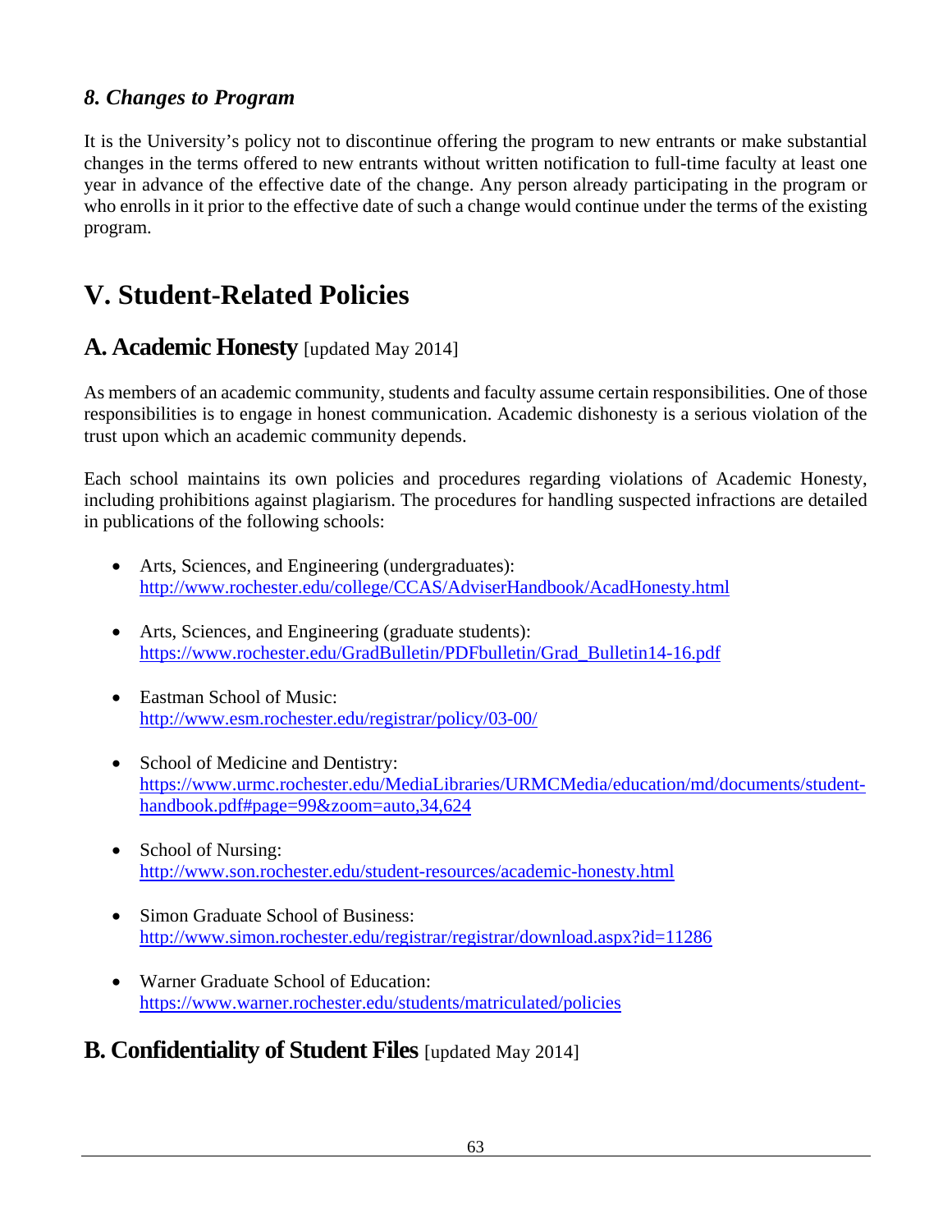### *8. Changes to Program*

It is the University's policy not to discontinue offering the program to new entrants or make substantial changes in the terms offered to new entrants without written notification to full-time faculty at least one year in advance of the effective date of the change. Any person already participating in the program or who enrolls in it prior to the effective date of such a change would continue under the terms of the existing program.

# V. Student-Related Policies

## A. Academic Honesty [updated May 2014]

As members of an academic community, students and faculty assume certain responsibilities. One of those responsibilities is to engage in honest communication. Academic dishonesty is a serious violation of the trust upon which an academic community depends.

Each school maintains its own policies and procedures regarding violations of Academic Honesty, including prohibitions against plagiarism. The procedures for handling suspected infractions are detailed in publications of the following schools:

- Arts, Sciences, and Engineering (undergraduates): http://www.rochester.edu/college/CCAS/AdviserHandbook/AcadHonesty.html
- Arts, Sciences, and Engineering (graduate students): https://www.rochester.edu/GradBulletin/PDFbulletin/Grad_Bulletin14-16.pdf
- Eastman School of Music: http://www.esm.rochester.edu/registrar/policy/03-00/
- School of Medicine and Dentistry: https://www.urmc.rochester.edu/MediaLibraries/URMCMedia/education/md/documents/student-handbook.pdf#page=99&zoom=auto,34,624
- School of Nursing: http://www.son.rochester.edu/student-resources/academic-honesty.html
- Simon Graduate School of Business: http://www.simon.rochester.edu/registrar/registrar/download.aspx?id=11286
- Warner Graduate School of Education: https://www.warner.rochester.edu/students/matriculated/policies

## B. Confidentiality of Student Files [updated May 2014]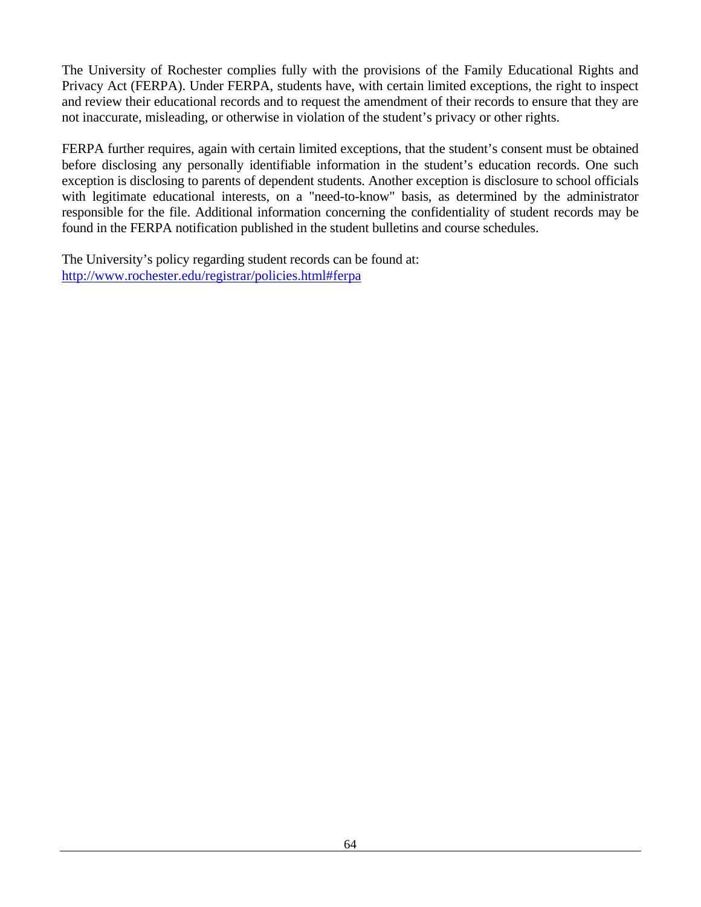The University of Rochester complies fully with the provisions of the Family Educational Rights and Privacy Act (FERPA). Under FERPA, students have, with certain limited exceptions, the right to inspect and review their educational records and to request the amendment of their records to ensure that they are not inaccurate, misleading, or otherwise in violation of the student's privacy or other rights.

FERPA further requires, again with certain limited exceptions, that the student's consent must be obtained before disclosing any personally identifiable information in the student's education records. One such exception is disclosing to parents of dependent students. Another exception is disclosure to school officials with legitimate educational interests, on a "need-to-know" basis, as determined by the administrator responsible for the file. Additional information concerning the confidentiality of student records may be found in the FERPA notification published in the student bulletins and course schedules.

The University's policy regarding student records can be found at:
[http://www.rochester.edu/registrar/policies.html#ferpa](http://www.rochester.edu/registrar/policies.html#ferpa)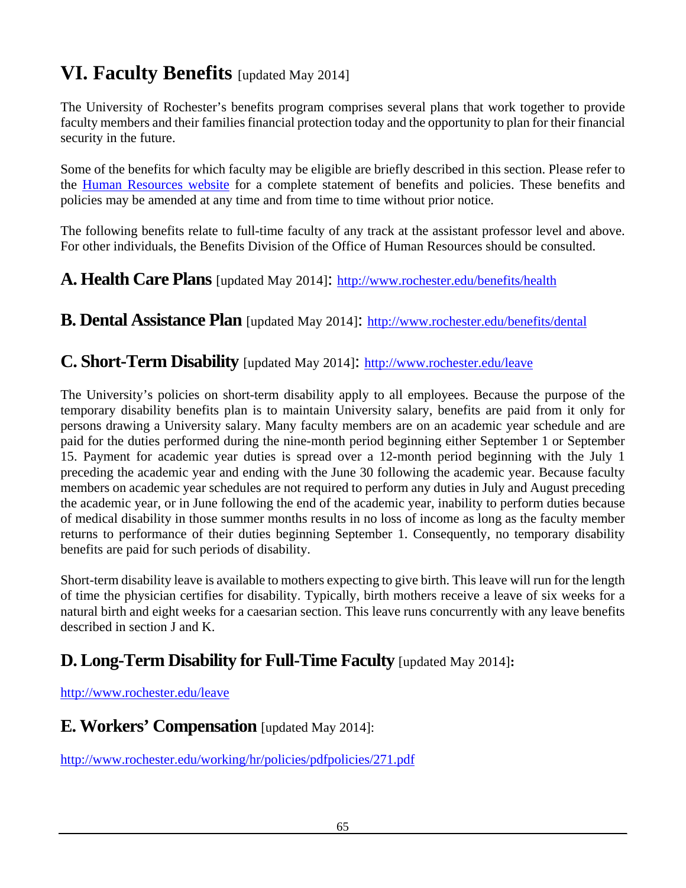# VI. Faculty Benefits [updated May 2014]

The University of Rochester's benefits program comprises several plans that work together to provide faculty members and their families financial protection today and the opportunity to plan for their financial security in the future.

Some of the benefits for which faculty may be eligible are briefly described in this section. Please refer to the [Human Resources website](#) for a complete statement of benefits and policies. These benefits and policies may be amended at any time and from time to time without prior notice.

The following benefits relate to full-time faculty of any track at the assistant professor level and above. For other individuals, the Benefits Division of the Office of Human Resources should be consulted.

## A. Health Care Plans [updated May 2014]: http://www.rochester.edu/benefits/health

## B. Dental Assistance Plan [updated May 2014]: http://www.rochester.edu/benefits/dental

## C. Short-Term Disability [updated May 2014]: http://www.rochester.edu/leave

The University's policies on short-term disability apply to all employees. Because the purpose of the temporary disability benefits plan is to maintain University salary, benefits are paid from it only for persons drawing a University salary. Many faculty members are on an academic year schedule and are paid for the duties performed during the nine-month period beginning either September 1 or September 15. Payment for academic year duties is spread over a 12-month period beginning with the July 1 preceding the academic year and ending with the June 30 following the academic year. Because faculty members on academic year schedules are not required to perform any duties in July and August preceding the academic year, or in June following the end of the academic year, inability to perform duties because of medical disability in those summer months results in no loss of income as long as the faculty member returns to performance of their duties beginning September 1. Consequently, no temporary disability benefits are paid for such periods of disability.

Short-term disability leave is available to mothers expecting to give birth. This leave will run for the length of time the physician certifies for disability. Typically, birth mothers receive a leave of six weeks for a natural birth and eight weeks for a caesarian section. This leave runs concurrently with any leave benefits described in section J and K.

## D. Long-Term Disability for Full-Time Faculty [updated May 2014]:

http://www.rochester.edu/leave

## E. Workers' Compensation [updated May 2014]:

http://www.rochester.edu/working/hr/policies/pdfpolicies/271.pdf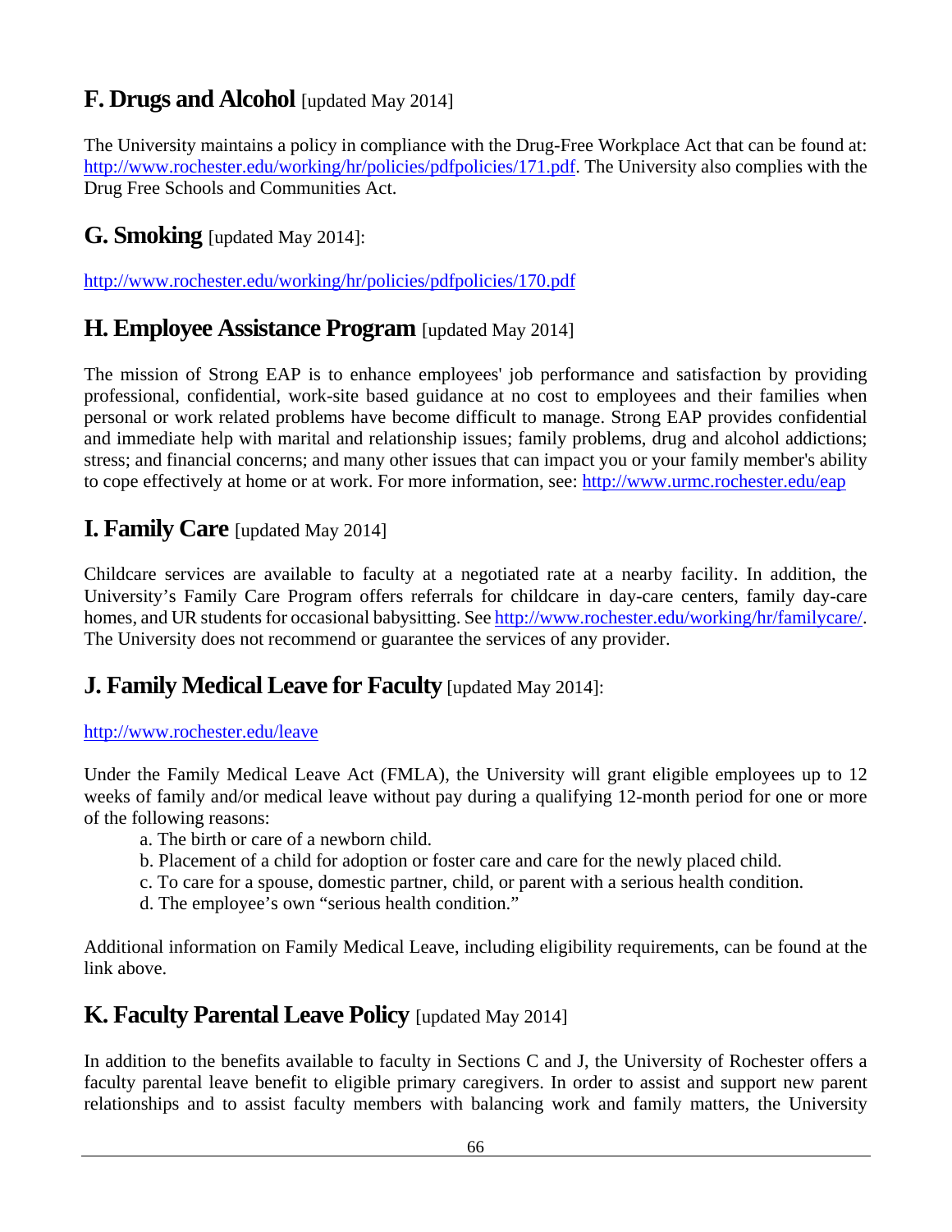## F. Drugs and Alcohol [updated May 2014]

The University maintains a policy in compliance with the Drug-Free Workplace Act that can be found at: http://www.rochester.edu/working/hr/policies/pdfpolicies/171.pdf. The University also complies with the Drug Free Schools and Communities Act.

## G. Smoking [updated May 2014]:

http://www.rochester.edu/working/hr/policies/pdfpolicies/170.pdf

## H. Employee Assistance Program [updated May 2014]

The mission of Strong EAP is to enhance employees' job performance and satisfaction by providing professional, confidential, work-site based guidance at no cost to employees and their families when personal or work related problems have become difficult to manage. Strong EAP provides confidential and immediate help with marital and relationship issues; family problems, drug and alcohol addictions; stress; and financial concerns; and many other issues that can impact you or your family member's ability to cope effectively at home or at work. For more information, see: http://www.urmc.rochester.edu/eap

## I. Family Care [updated May 2014]

Childcare services are available to faculty at a negotiated rate at a nearby facility. In addition, the University's Family Care Program offers referrals for childcare in day-care centers, family day-care homes, and UR students for occasional babysitting. See http://www.rochester.edu/working/hr/familycare/. The University does not recommend or guarantee the services of any provider.

## J. Family Medical Leave for Faculty [updated May 2014]:

http://www.rochester.edu/leave

Under the Family Medical Leave Act (FMLA), the University will grant eligible employees up to 12 weeks of family and/or medical leave without pay during a qualifying 12-month period for one or more of the following reasons:

a. The birth or care of a newborn child.
b. Placement of a child for adoption or foster care and care for the newly placed child.
c. To care for a spouse, domestic partner, child, or parent with a serious health condition.
d. The employee's own "serious health condition."

Additional information on Family Medical Leave, including eligibility requirements, can be found at the link above.

## K. Faculty Parental Leave Policy [updated May 2014]

In addition to the benefits available to faculty in Sections C and J, the University of Rochester offers a faculty parental leave benefit to eligible primary caregivers. In order to assist and support new parent relationships and to assist faculty members with balancing work and family matters, the University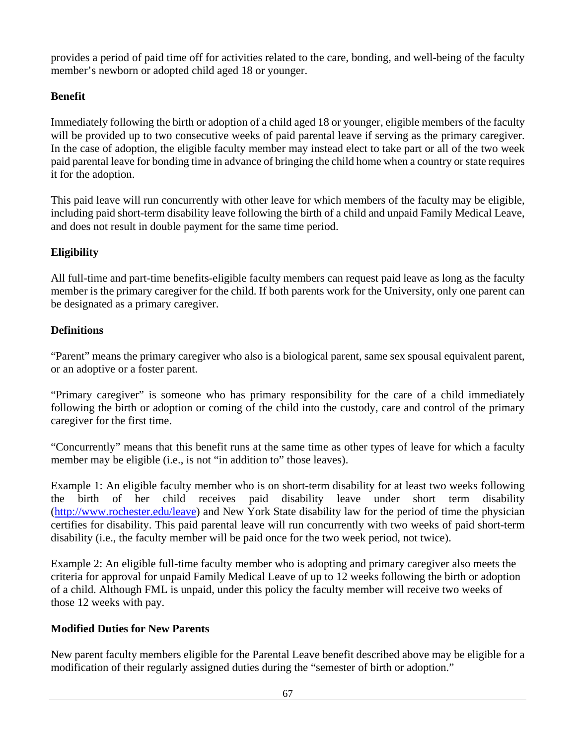provides a period of paid time off for activities related to the care, bonding, and well-being of the faculty member's newborn or adopted child aged 18 or younger.

**Benefit**

Immediately following the birth or adoption of a child aged 18 or younger, eligible members of the faculty will be provided up to two consecutive weeks of paid parental leave if serving as the primary caregiver. In the case of adoption, the eligible faculty member may instead elect to take part or all of the two week paid parental leave for bonding time in advance of bringing the child home when a country or state requires it for the adoption.

This paid leave will run concurrently with other leave for which members of the faculty may be eligible, including paid short-term disability leave following the birth of a child and unpaid Family Medical Leave, and does not result in double payment for the same time period.

**Eligibility**

All full-time and part-time benefits-eligible faculty members can request paid leave as long as the faculty member is the primary caregiver for the child. If both parents work for the University, only one parent can be designated as a primary caregiver.

**Definitions**

"Parent" means the primary caregiver who also is a biological parent, same sex spousal equivalent parent, or an adoptive or a foster parent.

"Primary caregiver" is someone who has primary responsibility for the care of a child immediately following the birth or adoption or coming of the child into the custody, care and control of the primary caregiver for the first time.

"Concurrently" means that this benefit runs at the same time as other types of leave for which a faculty member may be eligible (i.e., is not "in addition to" those leaves).

Example 1: An eligible faculty member who is on short-term disability for at least two weeks following the birth of her child receives paid disability leave under short term disability (http://www.rochester.edu/leave) and New York State disability law for the period of time the physician certifies for disability. This paid parental leave will run concurrently with two weeks of paid short-term disability (i.e., the faculty member will be paid once for the two week period, not twice).

Example 2: An eligible full-time faculty member who is adopting and primary caregiver also meets the criteria for approval for unpaid Family Medical Leave of up to 12 weeks following the birth or adoption of a child. Although FML is unpaid, under this policy the faculty member will receive two weeks of those 12 weeks with pay.

**Modified Duties for New Parents**

New parent faculty members eligible for the Parental Leave benefit described above may be eligible for a modification of their regularly assigned duties during the "semester of birth or adoption."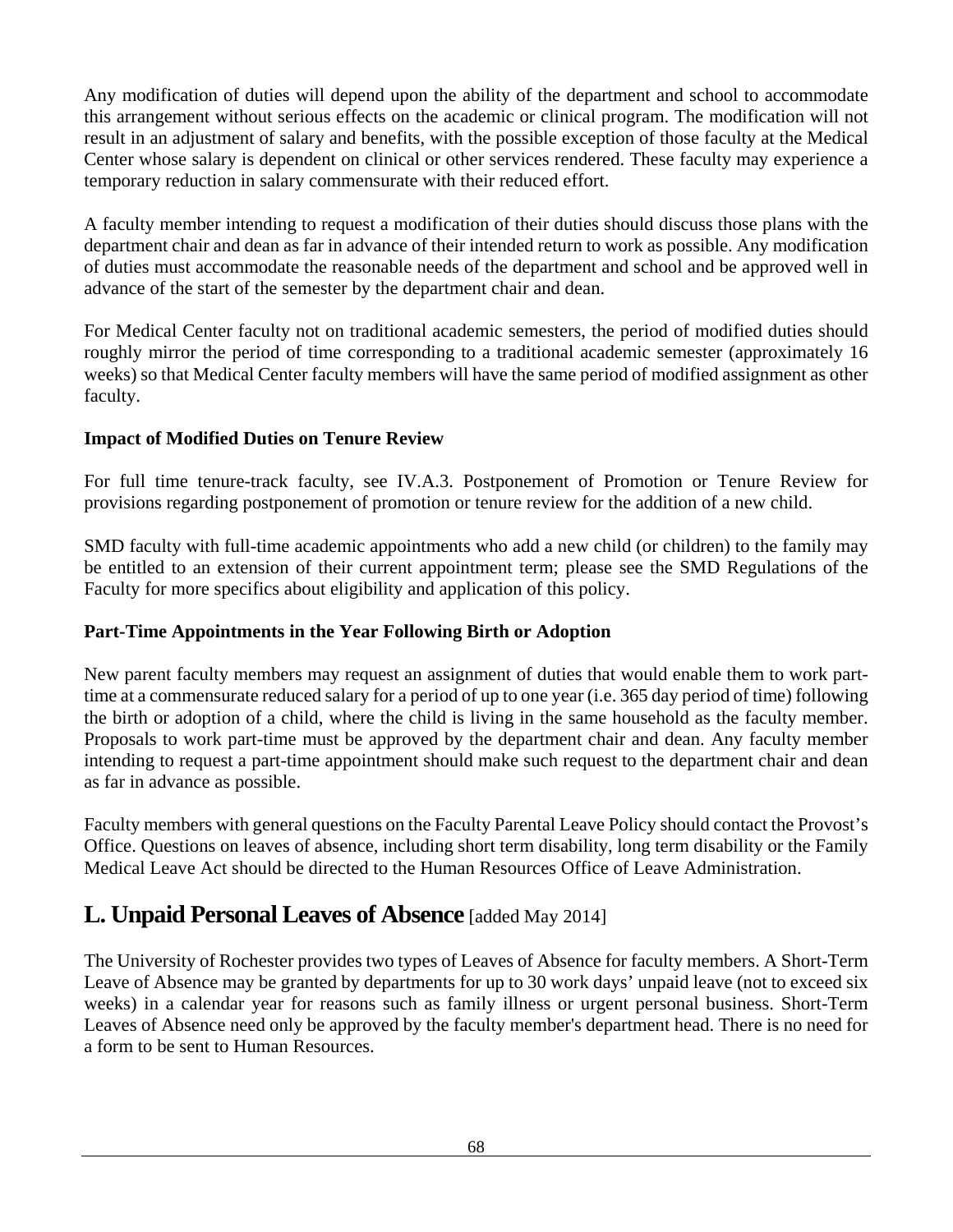Any modification of duties will depend upon the ability of the department and school to accommodate this arrangement without serious effects on the academic or clinical program. The modification will not result in an adjustment of salary and benefits, with the possible exception of those faculty at the Medical Center whose salary is dependent on clinical or other services rendered. These faculty may experience a temporary reduction in salary commensurate with their reduced effort.

A faculty member intending to request a modification of their duties should discuss those plans with the department chair and dean as far in advance of their intended return to work as possible. Any modification of duties must accommodate the reasonable needs of the department and school and be approved well in advance of the start of the semester by the department chair and dean.

For Medical Center faculty not on traditional academic semesters, the period of modified duties should roughly mirror the period of time corresponding to a traditional academic semester (approximately 16 weeks) so that Medical Center faculty members will have the same period of modified assignment as other faculty.

**Impact of Modified Duties on Tenure Review**

For full time tenure-track faculty, see IV.A.3. Postponement of Promotion or Tenure Review for provisions regarding postponement of promotion or tenure review for the addition of a new child.

SMD faculty with full-time academic appointments who add a new child (or children) to the family may be entitled to an extension of their current appointment term; please see the SMD Regulations of the Faculty for more specifics about eligibility and application of this policy.

**Part-Time Appointments in the Year Following Birth or Adoption**

New parent faculty members may request an assignment of duties that would enable them to work part-time at a commensurate reduced salary for a period of up to one year (i.e. 365 day period of time) following the birth or adoption of a child, where the child is living in the same household as the faculty member. Proposals to work part-time must be approved by the department chair and dean. Any faculty member intending to request a part-time appointment should make such request to the department chair and dean as far in advance as possible.

Faculty members with general questions on the Faculty Parental Leave Policy should contact the Provost's Office. Questions on leaves of absence, including short term disability, long term disability or the Family Medical Leave Act should be directed to the Human Resources Office of Leave Administration.

## L. Unpaid Personal Leaves of Absence [added May 2014]

The University of Rochester provides two types of Leaves of Absence for faculty members. A Short-Term Leave of Absence may be granted by departments for up to 30 work days' unpaid leave (not to exceed six weeks) in a calendar year for reasons such as family illness or urgent personal business. Short-Term Leaves of Absence need only be approved by the faculty member's department head. There is no need for a form to be sent to Human Resources.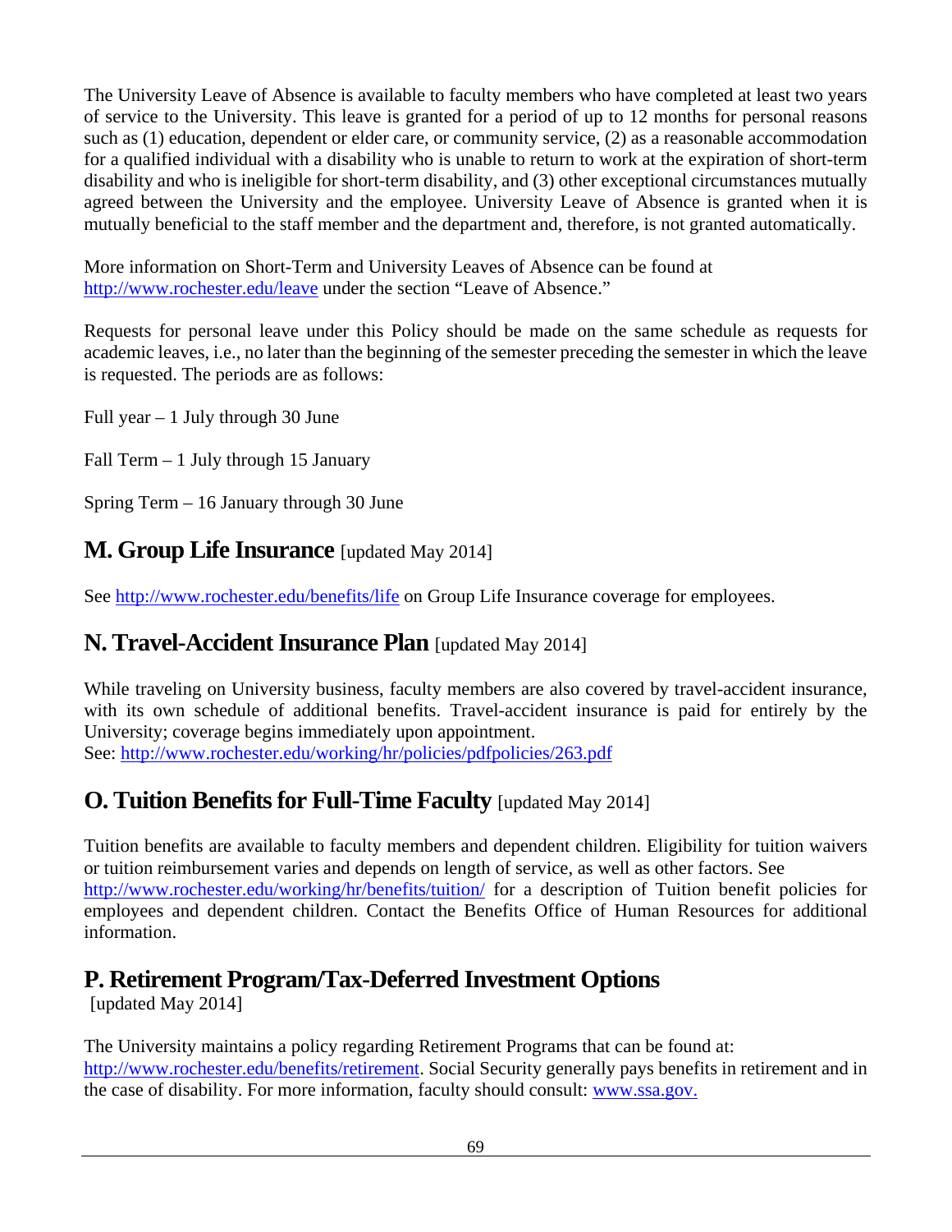The University Leave of Absence is available to faculty members who have completed at least two years of service to the University. This leave is granted for a period of up to 12 months for personal reasons such as (1) education, dependent or elder care, or community service, (2) as a reasonable accommodation for a qualified individual with a disability who is unable to return to work at the expiration of short-term disability and who is ineligible for short-term disability, and (3) other exceptional circumstances mutually agreed between the University and the employee. University Leave of Absence is granted when it is mutually beneficial to the staff member and the department and, therefore, is not granted automatically.

More information on Short-Term and University Leaves of Absence can be found at http://www.rochester.edu/leave under the section "Leave of Absence."

Requests for personal leave under this Policy should be made on the same schedule as requests for academic leaves, i.e., no later than the beginning of the semester preceding the semester in which the leave is requested. The periods are as follows:

Full year – 1 July through 30 June

Fall Term – 1 July through 15 January

Spring Term – 16 January through 30 June

## M. Group Life Insurance [updated May 2014]

See http://www.rochester.edu/benefits/life on Group Life Insurance coverage for employees.

## N. Travel-Accident Insurance Plan [updated May 2014]

While traveling on University business, faculty members are also covered by travel-accident insurance, with its own schedule of additional benefits. Travel-accident insurance is paid for entirely by the University; coverage begins immediately upon appointment.
See: http://www.rochester.edu/working/hr/policies/pdfpolicies/263.pdf

## O. Tuition Benefits for Full-Time Faculty [updated May 2014]

Tuition benefits are available to faculty members and dependent children. Eligibility for tuition waivers or tuition reimbursement varies and depends on length of service, as well as other factors. See http://www.rochester.edu/working/hr/benefits/tuition/ for a description of Tuition benefit policies for employees and dependent children. Contact the Benefits Office of Human Resources for additional information.

## P. Retirement Program/Tax-Deferred Investment Options

[updated May 2014]

The University maintains a policy regarding Retirement Programs that can be found at: http://www.rochester.edu/benefits/retirement. Social Security generally pays benefits in retirement and in the case of disability. For more information, faculty should consult: www.ssa.gov.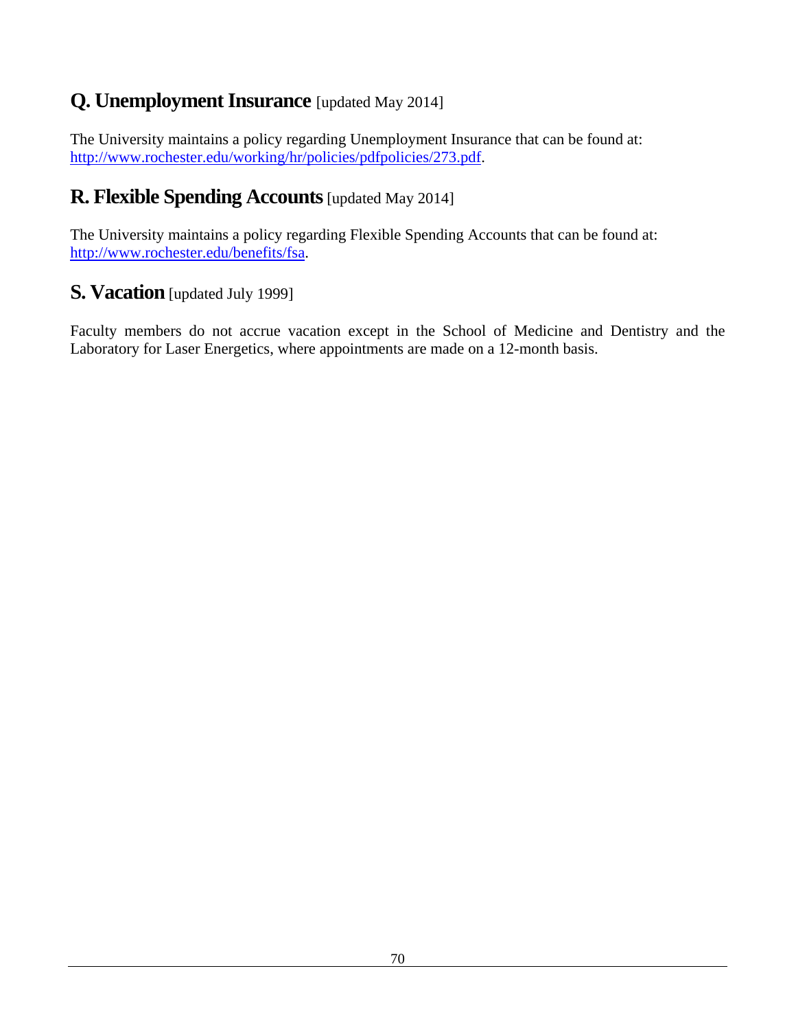## Q. Unemployment Insurance [updated May 2014]

The University maintains a policy regarding Unemployment Insurance that can be found at: [http://www.rochester.edu/working/hr/policies/pdfpolicies/273.pdf](http://www.rochester.edu/working/hr/policies/pdfpolicies/273.pdf).

## R. Flexible Spending Accounts [updated May 2014]

The University maintains a policy regarding Flexible Spending Accounts that can be found at: [http://www.rochester.edu/benefits/fsa](http://www.rochester.edu/benefits/fsa).

## S. Vacation [updated July 1999]

Faculty members do not accrue vacation except in the School of Medicine and Dentistry and the Laboratory for Laser Energetics, where appointments are made on a 12-month basis.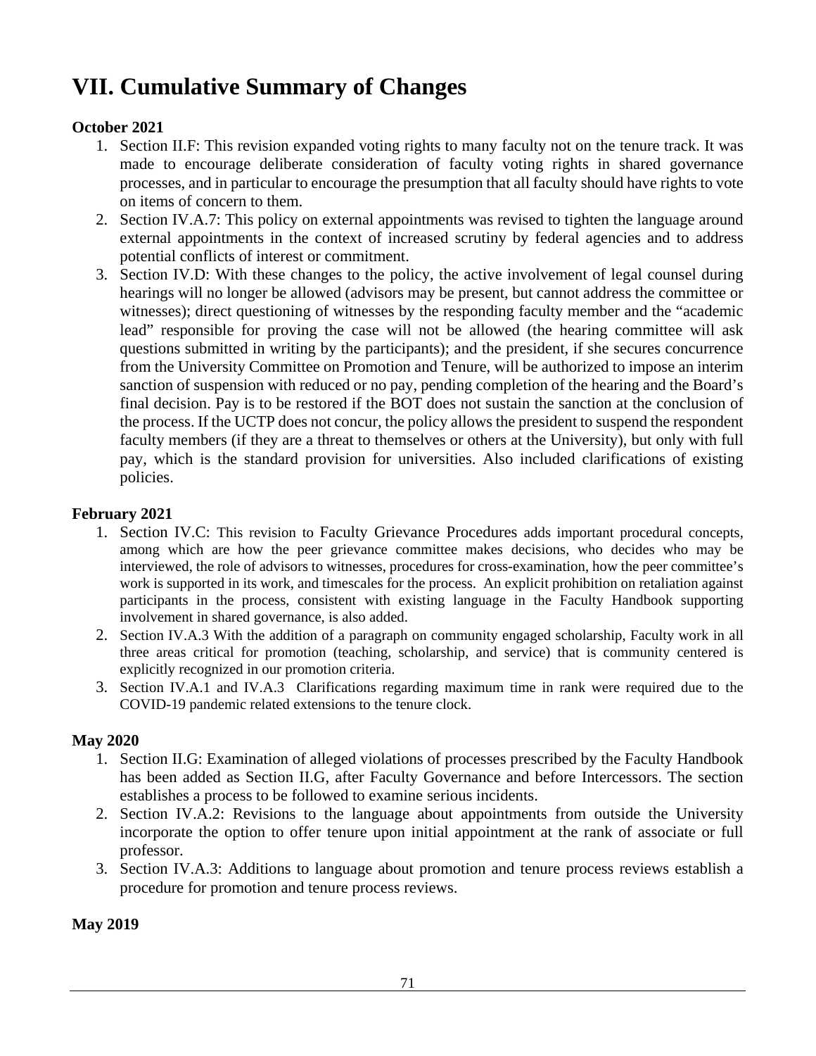# VII. Cumulative Summary of Changes

**October 2021**

1. Section II.F: This revision expanded voting rights to many faculty not on the tenure track. It was made to encourage deliberate consideration of faculty voting rights in shared governance processes, and in particular to encourage the presumption that all faculty should have rights to vote on items of concern to them.
2. Section IV.A.7: This policy on external appointments was revised to tighten the language around external appointments in the context of increased scrutiny by federal agencies and to address potential conflicts of interest or commitment.
3. Section IV.D: With these changes to the policy, the active involvement of legal counsel during hearings will no longer be allowed (advisors may be present, but cannot address the committee or witnesses); direct questioning of witnesses by the responding faculty member and the "academic lead" responsible for proving the case will not be allowed (the hearing committee will ask questions submitted in writing by the participants); and the president, if she secures concurrence from the University Committee on Promotion and Tenure, will be authorized to impose an interim sanction of suspension with reduced or no pay, pending completion of the hearing and the Board's final decision. Pay is to be restored if the BOT does not sustain the sanction at the conclusion of the process. If the UCTP does not concur, the policy allows the president to suspend the respondent faculty members (if they are a threat to themselves or others at the University), but only with full pay, which is the standard provision for universities. Also included clarifications of existing policies.

**February 2021**

1. Section IV.C: This revision to Faculty Grievance Procedures adds important procedural concepts, among which are how the peer grievance committee makes decisions, who decides who may be interviewed, the role of advisors to witnesses, procedures for cross-examination, how the peer committee's work is supported in its work, and timescales for the process. An explicit prohibition on retaliation against participants in the process, consistent with existing language in the Faculty Handbook supporting involvement in shared governance, is also added.
2. Section IV.A.3 With the addition of a paragraph on community engaged scholarship, Faculty work in all three areas critical for promotion (teaching, scholarship, and service) that is community centered is explicitly recognized in our promotion criteria.
3. Section IV.A.1 and IV.A.3 Clarifications regarding maximum time in rank were required due to the COVID-19 pandemic related extensions to the tenure clock.

**May 2020**

1. Section II.G: Examination of alleged violations of processes prescribed by the Faculty Handbook has been added as Section II.G, after Faculty Governance and before Intercessors. The section establishes a process to be followed to examine serious incidents.
2. Section IV.A.2: Revisions to the language about appointments from outside the University incorporate the option to offer tenure upon initial appointment at the rank of associate or full professor.
3. Section IV.A.3: Additions to language about promotion and tenure process reviews establish a procedure for promotion and tenure process reviews.

**May 2019**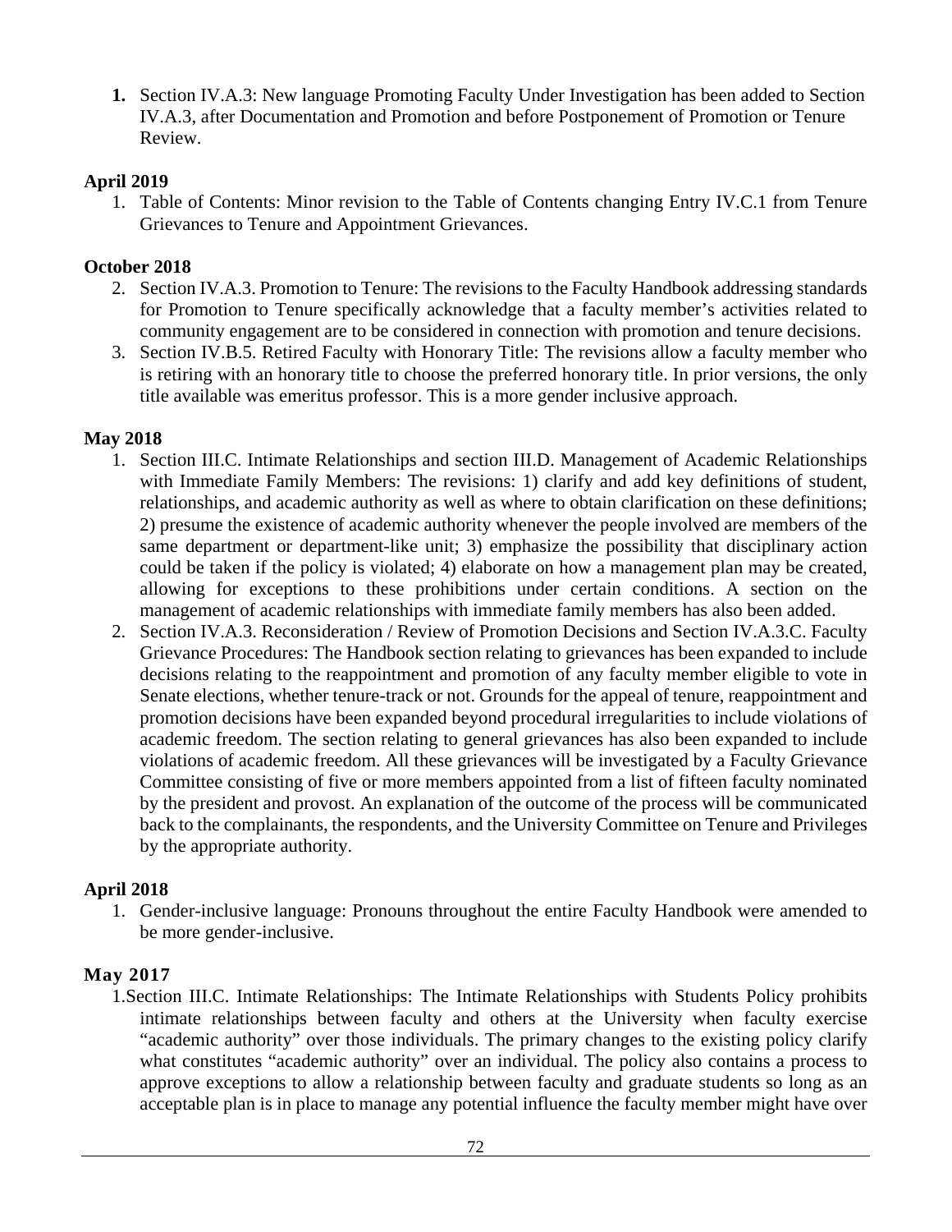1. Section IV.A.3: New language Promoting Faculty Under Investigation has been added to Section IV.A.3, after Documentation and Promotion and before Postponement of Promotion or Tenure Review.

**April 2019**

1. Table of Contents: Minor revision to the Table of Contents changing Entry IV.C.1 from Tenure Grievances to Tenure and Appointment Grievances.

**October 2018**

2. Section IV.A.3. Promotion to Tenure: The revisions to the Faculty Handbook addressing standards for Promotion to Tenure specifically acknowledge that a faculty member's activities related to community engagement are to be considered in connection with promotion and tenure decisions.
3. Section IV.B.5. Retired Faculty with Honorary Title: The revisions allow a faculty member who is retiring with an honorary title to choose the preferred honorary title. In prior versions, the only title available was emeritus professor. This is a more gender inclusive approach.

**May 2018**

1. Section III.C. Intimate Relationships and section III.D. Management of Academic Relationships with Immediate Family Members: The revisions: 1) clarify and add key definitions of student, relationships, and academic authority as well as where to obtain clarification on these definitions; 2) presume the existence of academic authority whenever the people involved are members of the same department or department-like unit; 3) emphasize the possibility that disciplinary action could be taken if the policy is violated; 4) elaborate on how a management plan may be created, allowing for exceptions to these prohibitions under certain conditions. A section on the management of academic relationships with immediate family members has also been added.
2. Section IV.A.3. Reconsideration / Review of Promotion Decisions and Section IV.A.3.C. Faculty Grievance Procedures: The Handbook section relating to grievances has been expanded to include decisions relating to the reappointment and promotion of any faculty member eligible to vote in Senate elections, whether tenure-track or not. Grounds for the appeal of tenure, reappointment and promotion decisions have been expanded beyond procedural irregularities to include violations of academic freedom. The section relating to general grievances has also been expanded to include violations of academic freedom. All these grievances will be investigated by a Faculty Grievance Committee consisting of five or more members appointed from a list of fifteen faculty nominated by the president and provost. An explanation of the outcome of the process will be communicated back to the complainants, the respondents, and the University Committee on Tenure and Privileges by the appropriate authority.

**April 2018**

1. Gender-inclusive language: Pronouns throughout the entire Faculty Handbook were amended to be more gender-inclusive.

**May 2017**

1. Section III.C. Intimate Relationships: The Intimate Relationships with Students Policy prohibits intimate relationships between faculty and others at the University when faculty exercise "academic authority" over those individuals. The primary changes to the existing policy clarify what constitutes "academic authority" over an individual. The policy also contains a process to approve exceptions to allow a relationship between faculty and graduate students so long as an acceptable plan is in place to manage any potential influence the faculty member might have over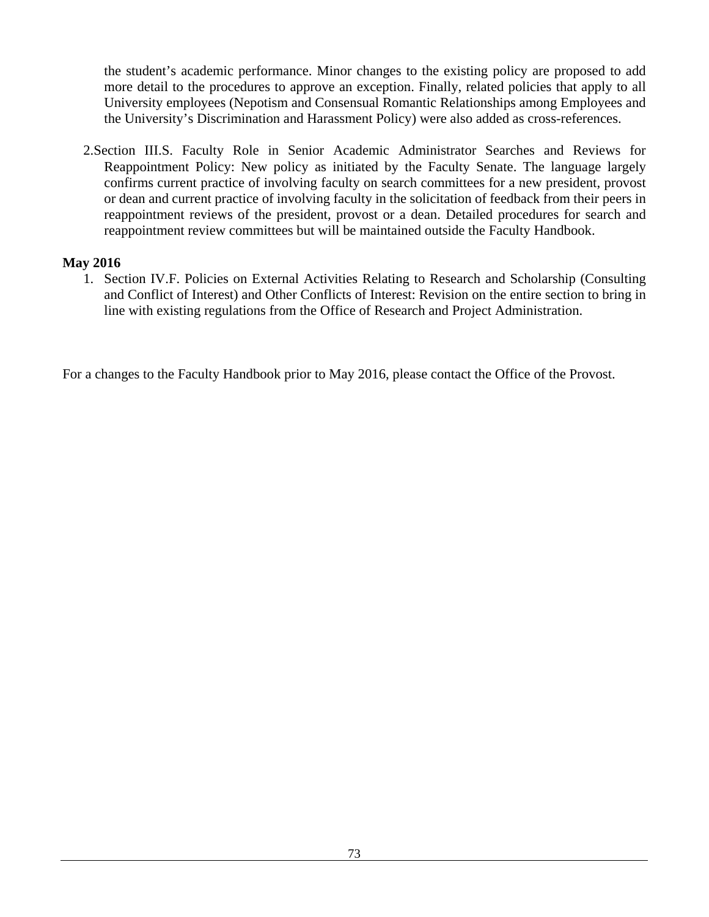the student's academic performance. Minor changes to the existing policy are proposed to add more detail to the procedures to approve an exception. Finally, related policies that apply to all University employees (Nepotism and Consensual Romantic Relationships among Employees and the University's Discrimination and Harassment Policy) were also added as cross-references.

2. Section III.S. Faculty Role in Senior Academic Administrator Searches and Reviews for Reappointment Policy: New policy as initiated by the Faculty Senate. The language largely confirms current practice of involving faculty on search committees for a new president, provost or dean and current practice of involving faculty in the solicitation of feedback from their peers in reappointment reviews of the president, provost or a dean. Detailed procedures for search and reappointment review committees but will be maintained outside the Faculty Handbook.

**May 2016**

1. Section IV.F. Policies on External Activities Relating to Research and Scholarship (Consulting and Conflict of Interest) and Other Conflicts of Interest: Revision on the entire section to bring in line with existing regulations from the Office of Research and Project Administration.

For a changes to the Faculty Handbook prior to May 2016, please contact the Office of the Provost.